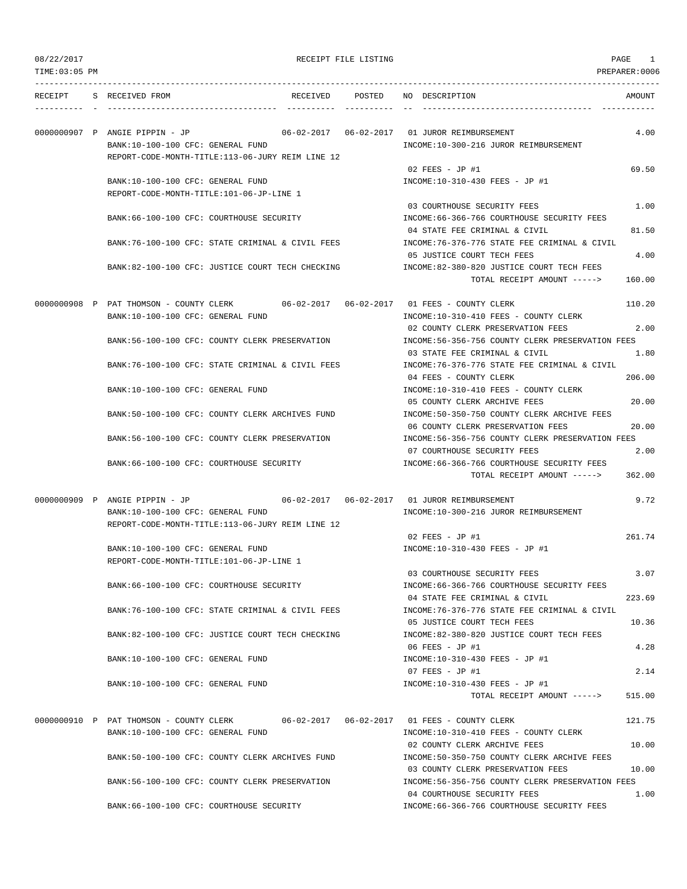# RECEIPT FILE LISTING

08/22/2017
TIME:03:05 PM
PREPARER:0006

| RECEIPT | S | RECEIVED FROM | RECEIVED | POSTED | NO | DESCRIPTION | AMOUNT |
|---|---|---|---|---|---|---|---|
| 0000000907 | P | ANGIE PIPPIN - JP | 06-02-2017 | 06-02-2017 | 01 | JUROR REIMBURSEMENT | 4.00 |
| | | BANK:10-100-100 CFC: GENERAL FUND | | | | INCOME:10-300-216 JUROR REIMBURSEMENT | |
| | | REPORT-CODE-MONTH-TITLE:113-06-JURY REIM LINE 12 | | | | | |
| | | | | | 02 | FEES - JP #1 | 69.50 |
| | | BANK:10-100-100 CFC: GENERAL FUND | | | | INCOME:10-310-430 FEES - JP #1 | |
| | | REPORT-CODE-MONTH-TITLE:101-06-JP-LINE 1 | | | | | |
| | | | | | 03 | COURTHOUSE SECURITY FEES | 1.00 |
| | | BANK:66-100-100 CFC: COURTHOUSE SECURITY | | | | INCOME:66-366-766 COURTHOUSE SECURITY FEES | |
| | | | | | 04 | STATE FEE CRIMINAL & CIVIL | 81.50 |
| | | BANK:76-100-100 CFC: STATE CRIMINAL & CIVIL FEES | | | | INCOME:76-376-776 STATE FEE CRIMINAL & CIVIL | |
| | | | | | 05 | JUSTICE COURT TECH FEES | 4.00 |
| | | BANK:82-100-100 CFC: JUSTICE COURT TECH CHECKING | | | | INCOME:82-380-820 JUSTICE COURT TECH FEES | |
| | | | | | | TOTAL RECEIPT AMOUNT -----> | 160.00 |
| 0000000908 | P | PAT THOMSON - COUNTY CLERK | 06-02-2017 | 06-02-2017 | 01 | FEES - COUNTY CLERK | 110.20 |
| | | BANK:10-100-100 CFC: GENERAL FUND | | | | INCOME:10-310-410 FEES - COUNTY CLERK | |
| | | | | | 02 | COUNTY CLERK PRESERVATION FEES | 2.00 |
| | | BANK:56-100-100 CFC: COUNTY CLERK PRESERVATION | | | | INCOME:56-356-756 COUNTY CLERK PRESERVATION FEES | |
| | | | | | 03 | STATE FEE CRIMINAL & CIVIL | 1.80 |
| | | BANK:76-100-100 CFC: STATE CRIMINAL & CIVIL FEES | | | | INCOME:76-376-776 STATE FEE CRIMINAL & CIVIL | |
| | | | | | 04 | FEES - COUNTY CLERK | 206.00 |
| | | BANK:10-100-100 CFC: GENERAL FUND | | | | INCOME:10-310-410 FEES - COUNTY CLERK | |
| | | | | | 05 | COUNTY CLERK ARCHIVE FEES | 20.00 |
| | | BANK:50-100-100 CFC: COUNTY CLERK ARCHIVES FUND | | | | INCOME:50-350-750 COUNTY CLERK ARCHIVE FEES | |
| | | | | | 06 | COUNTY CLERK PRESERVATION FEES | 20.00 |
| | | BANK:56-100-100 CFC: COUNTY CLERK PRESERVATION | | | | INCOME:56-356-756 COUNTY CLERK PRESERVATION FEES | |
| | | | | | 07 | COURTHOUSE SECURITY FEES | 2.00 |
| | | BANK:66-100-100 CFC: COURTHOUSE SECURITY | | | | INCOME:66-366-766 COURTHOUSE SECURITY FEES | |
| | | | | | | TOTAL RECEIPT AMOUNT -----> | 362.00 |
| 0000000909 | P | ANGIE PIPPIN - JP | 06-02-2017 | 06-02-2017 | 01 | JUROR REIMBURSEMENT | 9.72 |
| | | BANK:10-100-100 CFC: GENERAL FUND | | | | INCOME:10-300-216 JUROR REIMBURSEMENT | |
| | | REPORT-CODE-MONTH-TITLE:113-06-JURY REIM LINE 12 | | | | | |
| | | | | | 02 | FEES - JP #1 | 261.74 |
| | | BANK:10-100-100 CFC: GENERAL FUND | | | | INCOME:10-310-430 FEES - JP #1 | |
| | | REPORT-CODE-MONTH-TITLE:101-06-JP-LINE 1 | | | | | |
| | | | | | 03 | COURTHOUSE SECURITY FEES | 3.07 |
| | | BANK:66-100-100 CFC: COURTHOUSE SECURITY | | | | INCOME:66-366-766 COURTHOUSE SECURITY FEES | |
| | | | | | 04 | STATE FEE CRIMINAL & CIVIL | 223.69 |
| | | BANK:76-100-100 CFC: STATE CRIMINAL & CIVIL FEES | | | | INCOME:76-376-776 STATE FEE CRIMINAL & CIVIL | |
| | | | | | 05 | JUSTICE COURT TECH FEES | 10.36 |
| | | BANK:82-100-100 CFC: JUSTICE COURT TECH CHECKING | | | | INCOME:82-380-820 JUSTICE COURT TECH FEES | |
| | | | | | 06 | FEES - JP #1 | 4.28 |
| | | BANK:10-100-100 CFC: GENERAL FUND | | | | INCOME:10-310-430 FEES - JP #1 | |
| | | | | | 07 | FEES - JP #1 | 2.14 |
| | | BANK:10-100-100 CFC: GENERAL FUND | | | | INCOME:10-310-430 FEES - JP #1 | |
| | | | | | | TOTAL RECEIPT AMOUNT -----> | 515.00 |
| 0000000910 | P | PAT THOMSON - COUNTY CLERK | 06-02-2017 | 06-02-2017 | 01 | FEES - COUNTY CLERK | 121.75 |
| | | BANK:10-100-100 CFC: GENERAL FUND | | | | INCOME:10-310-410 FEES - COUNTY CLERK | |
| | | | | | 02 | COUNTY CLERK ARCHIVE FEES | 10.00 |
| | | BANK:50-100-100 CFC: COUNTY CLERK ARCHIVES FUND | | | | INCOME:50-350-750 COUNTY CLERK ARCHIVE FEES | |
| | | | | | 03 | COUNTY CLERK PRESERVATION FEES | 10.00 |
| | | BANK:56-100-100 CFC: COUNTY CLERK PRESERVATION | | | | INCOME:56-356-756 COUNTY CLERK PRESERVATION FEES | |
| | | | | | 04 | COURTHOUSE SECURITY FEES | 1.00 |
| | | BANK:66-100-100 CFC: COURTHOUSE SECURITY | | | | INCOME:66-366-766 COURTHOUSE SECURITY FEES | |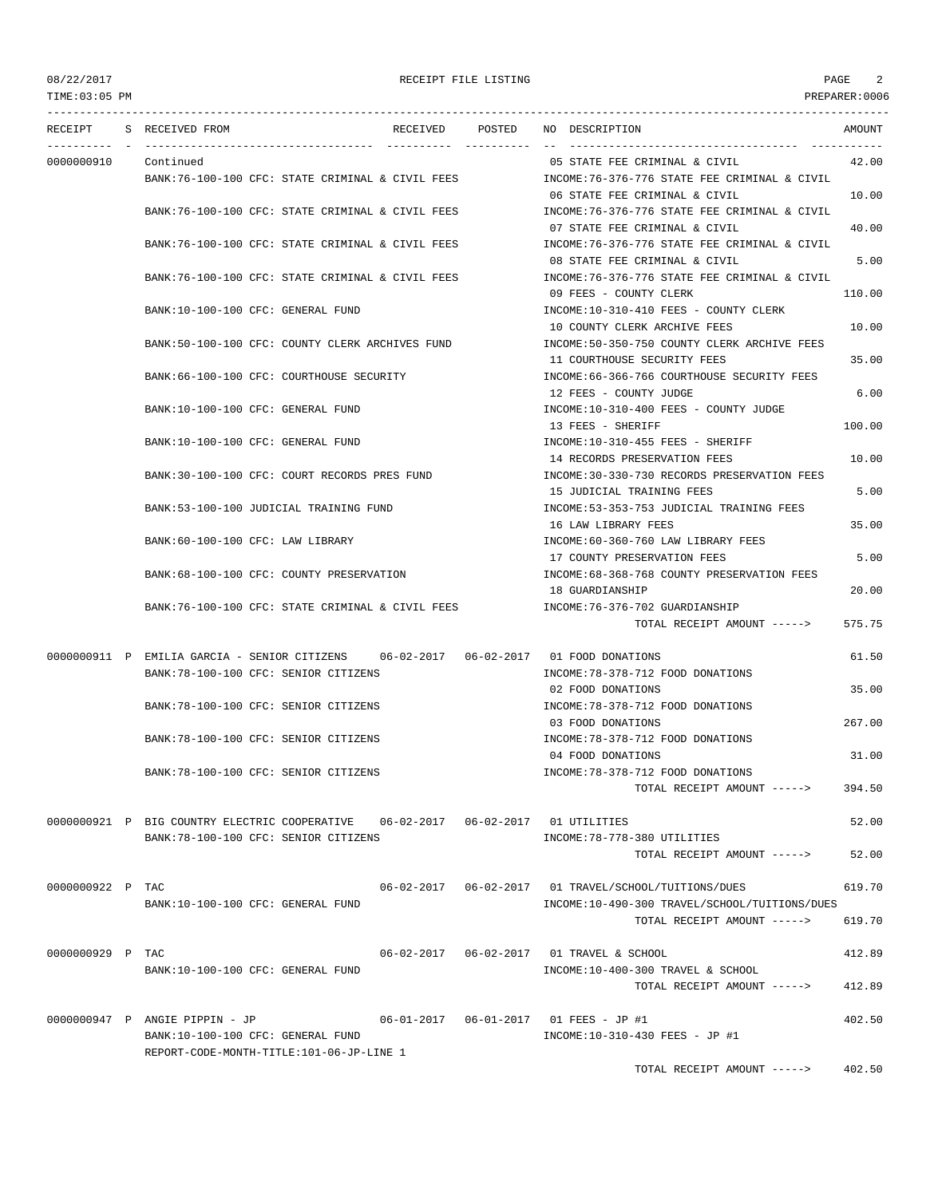08/22/2017 RECEIPT FILE LISTING

TIME:03:05 PM PREPARER:0006

| RECEIPT | S | RECEIVED FROM | RECEIVED | POSTED | NO | DESCRIPTION | AMOUNT |
|---|---|---|---|---|---|---|---|
| 0000000910 | | Continued | | | 05 | STATE FEE CRIMINAL & CIVIL | 42.00 |
| | | BANK:76-100-100 CFC: STATE CRIMINAL & CIVIL FEES | | | | INCOME:76-376-776 STATE FEE CRIMINAL & CIVIL | |
| | | | | | 06 | STATE FEE CRIMINAL & CIVIL | 10.00 |
| | | BANK:76-100-100 CFC: STATE CRIMINAL & CIVIL FEES | | | | INCOME:76-376-776 STATE FEE CRIMINAL & CIVIL | |
| | | | | | 07 | STATE FEE CRIMINAL & CIVIL | 40.00 |
| | | BANK:76-100-100 CFC: STATE CRIMINAL & CIVIL FEES | | | | INCOME:76-376-776 STATE FEE CRIMINAL & CIVIL | |
| | | | | | 08 | STATE FEE CRIMINAL & CIVIL | 5.00 |
| | | BANK:76-100-100 CFC: STATE CRIMINAL & CIVIL FEES | | | | INCOME:76-376-776 STATE FEE CRIMINAL & CIVIL | |
| | | | | | 09 | FEES - COUNTY CLERK | 110.00 |
| | | BANK:10-100-100 CFC: GENERAL FUND | | | | INCOME:10-310-410 FEES - COUNTY CLERK | |
| | | | | | 10 | COUNTY CLERK ARCHIVE FEES | 10.00 |
| | | BANK:50-100-100 CFC: COUNTY CLERK ARCHIVES FUND | | | | INCOME:50-350-750 COUNTY CLERK ARCHIVE FEES | |
| | | | | | 11 | COURTHOUSE SECURITY FEES | 35.00 |
| | | BANK:66-100-100 CFC: COURTHOUSE SECURITY | | | | INCOME:66-366-766 COURTHOUSE SECURITY FEES | |
| | | | | | 12 | FEES - COUNTY JUDGE | 6.00 |
| | | BANK:10-100-100 CFC: GENERAL FUND | | | | INCOME:10-310-400 FEES - COUNTY JUDGE | |
| | | | | | 13 | FEES - SHERIFF | 100.00 |
| | | BANK:10-100-100 CFC: GENERAL FUND | | | | INCOME:10-310-455 FEES - SHERIFF | |
| | | | | | 14 | RECORDS PRESERVATION FEES | 10.00 |
| | | BANK:30-100-100 CFC: COURT RECORDS PRES FUND | | | | INCOME:30-330-730 RECORDS PRESERVATION FEES | |
| | | | | | 15 | JUDICIAL TRAINING FEES | 5.00 |
| | | BANK:53-100-100 JUDICIAL TRAINING FUND | | | | INCOME:53-353-753 JUDICIAL TRAINING FEES | |
| | | | | | 16 | LAW LIBRARY FEES | 35.00 |
| | | BANK:60-100-100 CFC: LAW LIBRARY | | | | INCOME:60-360-760 LAW LIBRARY FEES | |
| | | | | | 17 | COUNTY PRESERVATION FEES | 5.00 |
| | | BANK:68-100-100 CFC: COUNTY PRESERVATION | | | | INCOME:68-368-768 COUNTY PRESERVATION FEES | |
| | | | | | 18 | GUARDIANSHIP | 20.00 |
| | | BANK:76-100-100 CFC: STATE CRIMINAL & CIVIL FEES | | | | INCOME:76-376-702 GUARDIANSHIP | |
| | | | | | | TOTAL RECEIPT AMOUNT -----> | 575.75 |
| 0000000911 | P | EMILIA GARCIA - SENIOR CITIZENS | 06-02-2017 | 06-02-2017 | 01 | FOOD DONATIONS | 61.50 |
| | | BANK:78-100-100 CFC: SENIOR CITIZENS | | | | INCOME:78-378-712 FOOD DONATIONS | |
| | | | | | 02 | FOOD DONATIONS | 35.00 |
| | | BANK:78-100-100 CFC: SENIOR CITIZENS | | | | INCOME:78-378-712 FOOD DONATIONS | |
| | | | | | 03 | FOOD DONATIONS | 267.00 |
| | | BANK:78-100-100 CFC: SENIOR CITIZENS | | | | INCOME:78-378-712 FOOD DONATIONS | |
| | | | | | 04 | FOOD DONATIONS | 31.00 |
| | | BANK:78-100-100 CFC: SENIOR CITIZENS | | | | INCOME:78-378-712 FOOD DONATIONS | |
| | | | | | | TOTAL RECEIPT AMOUNT -----> | 394.50 |
| 0000000921 | P | BIG COUNTRY ELECTRIC COOPERATIVE | 06-02-2017 | 06-02-2017 | 01 | UTILITIES | 52.00 |
| | | BANK:78-100-100 CFC: SENIOR CITIZENS | | | | INCOME:78-778-380 UTILITIES | |
| | | | | | | TOTAL RECEIPT AMOUNT -----> | 52.00 |
| 0000000922 | P | TAC | 06-02-2017 | 06-02-2017 | 01 | TRAVEL/SCHOOL/TUITIONS/DUES | 619.70 |
| | | BANK:10-100-100 CFC: GENERAL FUND | | | | INCOME:10-490-300 TRAVEL/SCHOOL/TUITIONS/DUES | |
| | | | | | | TOTAL RECEIPT AMOUNT -----> | 619.70 |
| 0000000929 | P | TAC | 06-02-2017 | 06-02-2017 | 01 | TRAVEL & SCHOOL | 412.89 |
| | | BANK:10-100-100 CFC: GENERAL FUND | | | | INCOME:10-400-300 TRAVEL & SCHOOL | |
| | | | | | | TOTAL RECEIPT AMOUNT -----> | 412.89 |
| 0000000947 | P | ANGIE PIPPIN - JP | 06-01-2017 | 06-01-2017 | 01 | FEES - JP #1 | 402.50 |
| | | BANK:10-100-100 CFC: GENERAL FUND | | | | INCOME:10-310-430 FEES - JP #1 | |
| | | REPORT-CODE-MONTH-TITLE:101-06-JP-LINE 1 | | | | | |
| | | | | | | TOTAL RECEIPT AMOUNT -----> | 402.50 |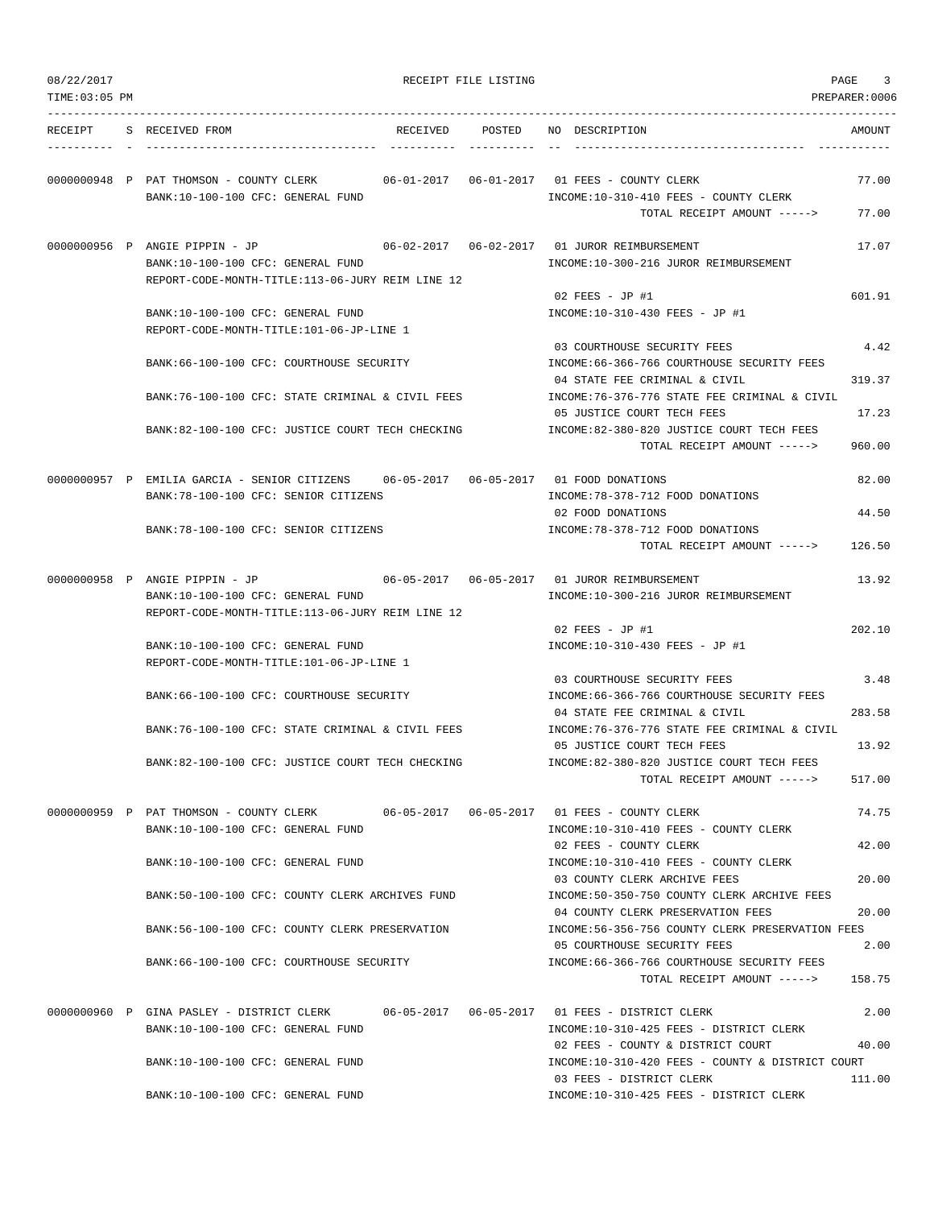RECEIPT FILE LISTING

| RECEIPT | S | RECEIVED FROM | RECEIVED | POSTED | NO | DESCRIPTION | AMOUNT |
|---|---|---|---|---|---|---|---|
| 0000000948 | P | PAT THOMSON - COUNTY CLERK | 06-01-2017 | 06-01-2017 | 01 | FEES - COUNTY CLERK | 77.00 |
| | | BANK:10-100-100 CFC: GENERAL FUND | | | | INCOME:10-310-410 FEES - COUNTY CLERK | |
| | | | | | | TOTAL RECEIPT AMOUNT -----> | 77.00 |
| 0000000956 | P | ANGIE PIPPIN - JP | 06-02-2017 | 06-02-2017 | 01 | JUROR REIMBURSEMENT | 17.07 |
| | | BANK:10-100-100 CFC: GENERAL FUND | | | | INCOME:10-300-216 JUROR REIMBURSEMENT | |
| | | REPORT-CODE-MONTH-TITLE:113-06-JURY REIM LINE 12 | | | | | |
| | | | | | 02 | FEES - JP #1 | 601.91 |
| | | BANK:10-100-100 CFC: GENERAL FUND | | | | INCOME:10-310-430 FEES - JP #1 | |
| | | REPORT-CODE-MONTH-TITLE:101-06-JP-LINE 1 | | | | | |
| | | | | | 03 | COURTHOUSE SECURITY FEES | 4.42 |
| | | BANK:66-100-100 CFC: COURTHOUSE SECURITY | | | | INCOME:66-366-766 COURTHOUSE SECURITY FEES | |
| | | | | | 04 | STATE FEE CRIMINAL & CIVIL | 319.37 |
| | | BANK:76-100-100 CFC: STATE CRIMINAL & CIVIL FEES | | | | INCOME:76-376-776 STATE FEE CRIMINAL & CIVIL | |
| | | | | | 05 | JUSTICE COURT TECH FEES | 17.23 |
| | | BANK:82-100-100 CFC: JUSTICE COURT TECH CHECKING | | | | INCOME:82-380-820 JUSTICE COURT TECH FEES | |
| | | | | | | TOTAL RECEIPT AMOUNT -----> | 960.00 |
| 0000000957 | P | EMILIA GARCIA - SENIOR CITIZENS | 06-05-2017 | 06-05-2017 | 01 | FOOD DONATIONS | 82.00 |
| | | BANK:78-100-100 CFC: SENIOR CITIZENS | | | | INCOME:78-378-712 FOOD DONATIONS | |
| | | | | | 02 | FOOD DONATIONS | 44.50 |
| | | BANK:78-100-100 CFC: SENIOR CITIZENS | | | | INCOME:78-378-712 FOOD DONATIONS | |
| | | | | | | TOTAL RECEIPT AMOUNT -----> | 126.50 |
| 0000000958 | P | ANGIE PIPPIN - JP | 06-05-2017 | 06-05-2017 | 01 | JUROR REIMBURSEMENT | 13.92 |
| | | BANK:10-100-100 CFC: GENERAL FUND | | | | INCOME:10-300-216 JUROR REIMBURSEMENT | |
| | | REPORT-CODE-MONTH-TITLE:113-06-JURY REIM LINE 12 | | | | | |
| | | | | | 02 | FEES - JP #1 | 202.10 |
| | | BANK:10-100-100 CFC: GENERAL FUND | | | | INCOME:10-310-430 FEES - JP #1 | |
| | | REPORT-CODE-MONTH-TITLE:101-06-JP-LINE 1 | | | | | |
| | | | | | 03 | COURTHOUSE SECURITY FEES | 3.48 |
| | | BANK:66-100-100 CFC: COURTHOUSE SECURITY | | | | INCOME:66-366-766 COURTHOUSE SECURITY FEES | |
| | | | | | 04 | STATE FEE CRIMINAL & CIVIL | 283.58 |
| | | BANK:76-100-100 CFC: STATE CRIMINAL & CIVIL FEES | | | | INCOME:76-376-776 STATE FEE CRIMINAL & CIVIL | |
| | | | | | 05 | JUSTICE COURT TECH FEES | 13.92 |
| | | BANK:82-100-100 CFC: JUSTICE COURT TECH CHECKING | | | | INCOME:82-380-820 JUSTICE COURT TECH FEES | |
| | | | | | | TOTAL RECEIPT AMOUNT -----> | 517.00 |
| 0000000959 | P | PAT THOMSON - COUNTY CLERK | 06-05-2017 | 06-05-2017 | 01 | FEES - COUNTY CLERK | 74.75 |
| | | BANK:10-100-100 CFC: GENERAL FUND | | | | INCOME:10-310-410 FEES - COUNTY CLERK | |
| | | | | | 02 | FEES - COUNTY CLERK | 42.00 |
| | | BANK:10-100-100 CFC: GENERAL FUND | | | | INCOME:10-310-410 FEES - COUNTY CLERK | |
| | | | | | 03 | COUNTY CLERK ARCHIVE FEES | 20.00 |
| | | BANK:50-100-100 CFC: COUNTY CLERK ARCHIVES FUND | | | | INCOME:50-350-750 COUNTY CLERK ARCHIVE FEES | |
| | | | | | 04 | COUNTY CLERK PRESERVATION FEES | 20.00 |
| | | BANK:56-100-100 CFC: COUNTY CLERK PRESERVATION | | | | INCOME:56-356-756 COUNTY CLERK PRESERVATION FEES | |
| | | | | | 05 | COURTHOUSE SECURITY FEES | 2.00 |
| | | BANK:66-100-100 CFC: COURTHOUSE SECURITY | | | | INCOME:66-366-766 COURTHOUSE SECURITY FEES | |
| | | | | | | TOTAL RECEIPT AMOUNT -----> | 158.75 |
| 0000000960 | P | GINA PASLEY - DISTRICT CLERK | 06-05-2017 | 06-05-2017 | 01 | FEES - DISTRICT CLERK | 2.00 |
| | | BANK:10-100-100 CFC: GENERAL FUND | | | | INCOME:10-310-425 FEES - DISTRICT CLERK | |
| | | | | | 02 | FEES - COUNTY & DISTRICT COURT | 40.00 |
| | | BANK:10-100-100 CFC: GENERAL FUND | | | | INCOME:10-310-420 FEES - COUNTY & DISTRICT COURT | |
| | | | | | 03 | FEES - DISTRICT CLERK | 111.00 |
| | | BANK:10-100-100 CFC: GENERAL FUND | | | | INCOME:10-310-425 FEES - DISTRICT CLERK | |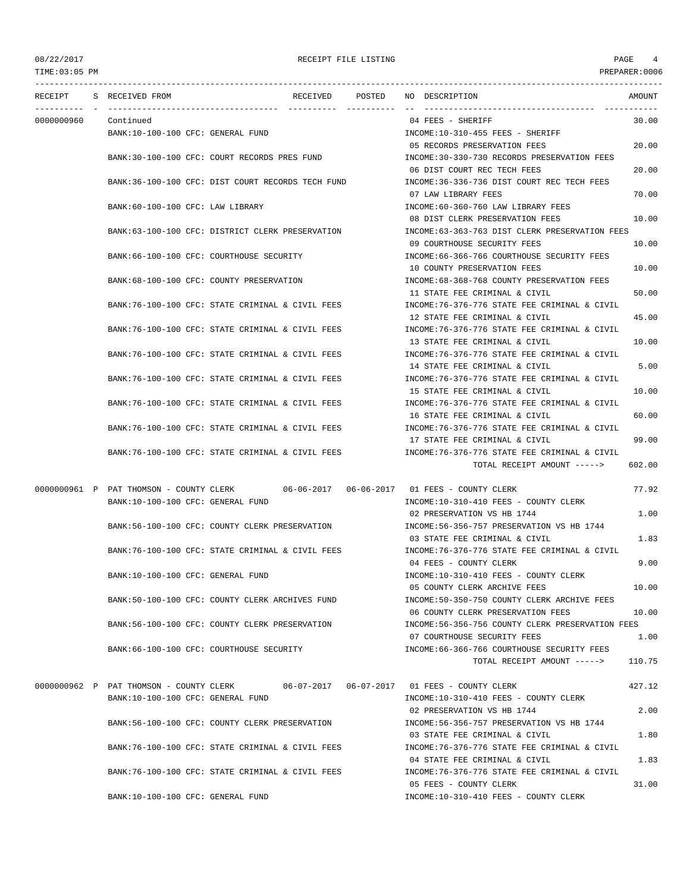08/22/2017 RECEIPT FILE LISTING

TIME:03:05 PM PREPARER:0006

| RECEIPT | S | RECEIVED FROM | RECEIVED | POSTED | NO | DESCRIPTION | AMOUNT |
|---|---|---|---|---|---|---|---|
| 0000000960 | | Continued | | | 04 | FEES - SHERIFF | 30.00 |
| | | BANK:10-100-100 CFC: GENERAL FUND | | | | INCOME:10-310-455 FEES - SHERIFF | |
| | | | | | 05 | RECORDS PRESERVATION FEES | 20.00 |
| | | BANK:30-100-100 CFC: COURT RECORDS PRES FUND | | | | INCOME:30-330-730 RECORDS PRESERVATION FEES | |
| | | | | | 06 | DIST COURT REC TECH FEES | 20.00 |
| | | BANK:36-100-100 CFC: DIST COURT RECORDS TECH FUND | | | | INCOME:36-336-736 DIST COURT REC TECH FEES | |
| | | | | | 07 | LAW LIBRARY FEES | 70.00 |
| | | BANK:60-100-100 CFC: LAW LIBRARY | | | | INCOME:60-360-760 LAW LIBRARY FEES | |
| | | | | | 08 | DIST CLERK PRESERVATION FEES | 10.00 |
| | | BANK:63-100-100 CFC: DISTRICT CLERK PRESERVATION | | | | INCOME:63-363-763 DIST CLERK PRESERVATION FEES | |
| | | | | | 09 | COURTHOUSE SECURITY FEES | 10.00 |
| | | BANK:66-100-100 CFC: COURTHOUSE SECURITY | | | | INCOME:66-366-766 COURTHOUSE SECURITY FEES | |
| | | | | | 10 | COUNTY PRESERVATION FEES | 10.00 |
| | | BANK:68-100-100 CFC: COUNTY PRESERVATION | | | | INCOME:68-368-768 COUNTY PRESERVATION FEES | |
| | | | | | 11 | STATE FEE CRIMINAL & CIVIL | 50.00 |
| | | BANK:76-100-100 CFC: STATE CRIMINAL & CIVIL FEES | | | | INCOME:76-376-776 STATE FEE CRIMINAL & CIVIL | |
| | | | | | 12 | STATE FEE CRIMINAL & CIVIL | 45.00 |
| | | BANK:76-100-100 CFC: STATE CRIMINAL & CIVIL FEES | | | | INCOME:76-376-776 STATE FEE CRIMINAL & CIVIL | |
| | | | | | 13 | STATE FEE CRIMINAL & CIVIL | 10.00 |
| | | BANK:76-100-100 CFC: STATE CRIMINAL & CIVIL FEES | | | | INCOME:76-376-776 STATE FEE CRIMINAL & CIVIL | |
| | | | | | 14 | STATE FEE CRIMINAL & CIVIL | 5.00 |
| | | BANK:76-100-100 CFC: STATE CRIMINAL & CIVIL FEES | | | | INCOME:76-376-776 STATE FEE CRIMINAL & CIVIL | |
| | | | | | 15 | STATE FEE CRIMINAL & CIVIL | 10.00 |
| | | BANK:76-100-100 CFC: STATE CRIMINAL & CIVIL FEES | | | | INCOME:76-376-776 STATE FEE CRIMINAL & CIVIL | |
| | | | | | 16 | STATE FEE CRIMINAL & CIVIL | 60.00 |
| | | BANK:76-100-100 CFC: STATE CRIMINAL & CIVIL FEES | | | | INCOME:76-376-776 STATE FEE CRIMINAL & CIVIL | |
| | | | | | 17 | STATE FEE CRIMINAL & CIVIL | 99.00 |
| | | BANK:76-100-100 CFC: STATE CRIMINAL & CIVIL FEES | | | | INCOME:76-376-776 STATE FEE CRIMINAL & CIVIL | |
| | | | | | | TOTAL RECEIPT AMOUNT -----> | 602.00 |
| 0000000961 | P | PAT THOMSON - COUNTY CLERK | 06-06-2017 | 06-06-2017 | 01 | FEES - COUNTY CLERK | 77.92 |
| | | BANK:10-100-100 CFC: GENERAL FUND | | | | INCOME:10-310-410 FEES - COUNTY CLERK | |
| | | | | | 02 | PRESERVATION VS HB 1744 | 1.00 |
| | | BANK:56-100-100 CFC: COUNTY CLERK PRESERVATION | | | | INCOME:56-356-757 PRESERVATION VS HB 1744 | |
| | | | | | 03 | STATE FEE CRIMINAL & CIVIL | 1.83 |
| | | BANK:76-100-100 CFC: STATE CRIMINAL & CIVIL FEES | | | | INCOME:76-376-776 STATE FEE CRIMINAL & CIVIL | |
| | | | | | 04 | FEES - COUNTY CLERK | 9.00 |
| | | BANK:10-100-100 CFC: GENERAL FUND | | | | INCOME:10-310-410 FEES - COUNTY CLERK | |
| | | | | | 05 | COUNTY CLERK ARCHIVE FEES | 10.00 |
| | | BANK:50-100-100 CFC: COUNTY CLERK ARCHIVES FUND | | | | INCOME:50-350-750 COUNTY CLERK ARCHIVE FEES | |
| | | | | | 06 | COUNTY CLERK PRESERVATION FEES | 10.00 |
| | | BANK:56-100-100 CFC: COUNTY CLERK PRESERVATION | | | | INCOME:56-356-756 COUNTY CLERK PRESERVATION FEES | |
| | | | | | 07 | COURTHOUSE SECURITY FEES | 1.00 |
| | | BANK:66-100-100 CFC: COURTHOUSE SECURITY | | | | INCOME:66-366-766 COURTHOUSE SECURITY FEES | |
| | | | | | | TOTAL RECEIPT AMOUNT -----> | 110.75 |
| 0000000962 | P | PAT THOMSON - COUNTY CLERK | 06-07-2017 | 06-07-2017 | 01 | FEES - COUNTY CLERK | 427.12 |
| | | BANK:10-100-100 CFC: GENERAL FUND | | | | INCOME:10-310-410 FEES - COUNTY CLERK | |
| | | | | | 02 | PRESERVATION VS HB 1744 | 2.00 |
| | | BANK:56-100-100 CFC: COUNTY CLERK PRESERVATION | | | | INCOME:56-356-757 PRESERVATION VS HB 1744 | |
| | | | | | 03 | STATE FEE CRIMINAL & CIVIL | 1.80 |
| | | BANK:76-100-100 CFC: STATE CRIMINAL & CIVIL FEES | | | | INCOME:76-376-776 STATE FEE CRIMINAL & CIVIL | |
| | | | | | 04 | STATE FEE CRIMINAL & CIVIL | 1.83 |
| | | BANK:76-100-100 CFC: STATE CRIMINAL & CIVIL FEES | | | | INCOME:76-376-776 STATE FEE CRIMINAL & CIVIL | |
| | | | | | 05 | FEES - COUNTY CLERK | 31.00 |
| | | BANK:10-100-100 CFC: GENERAL FUND | | | | INCOME:10-310-410 FEES - COUNTY CLERK | |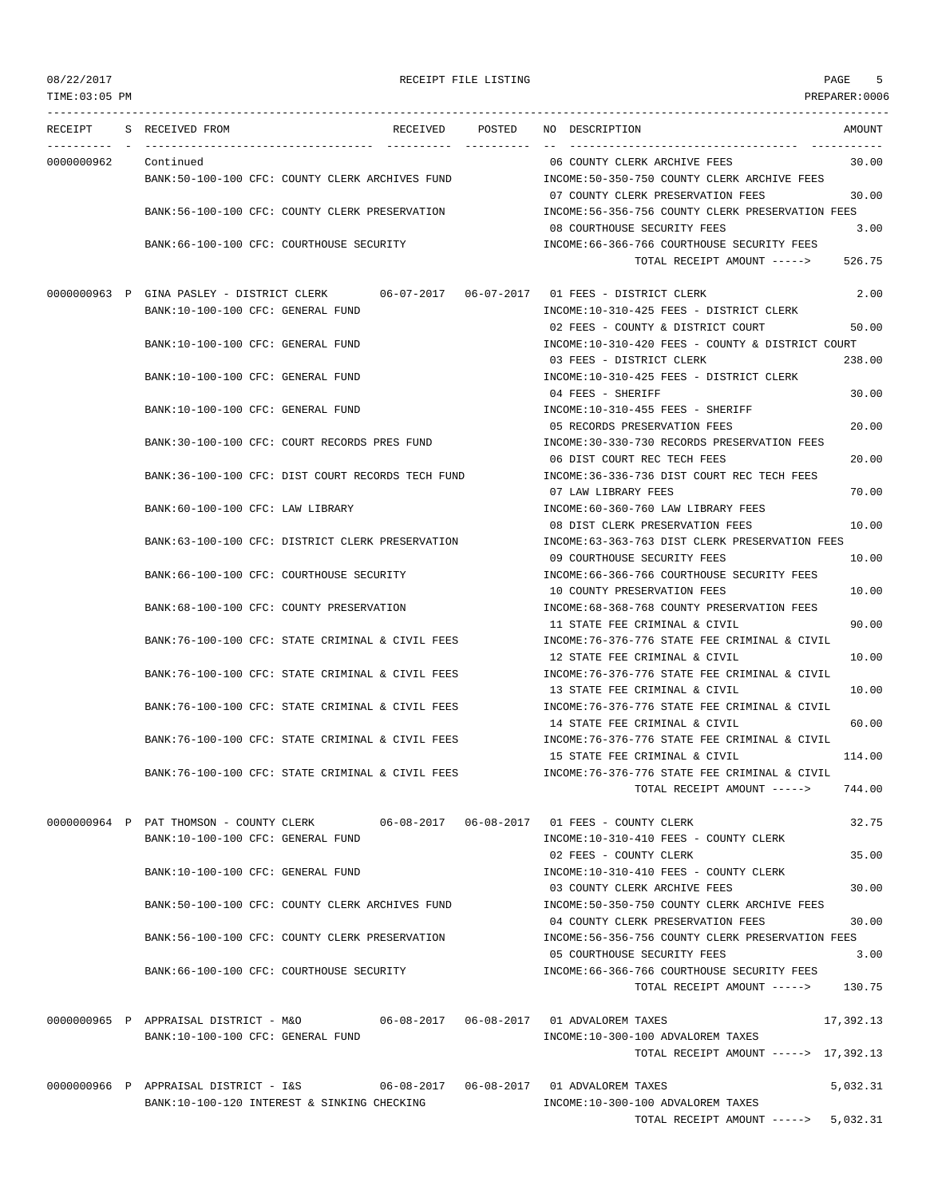RECEIPT FILE LISTING

TIME:03:05 PM — PREPARER:0006

| RECEIPT | S | RECEIVED FROM | RECEIVED | POSTED | NO | DESCRIPTION | AMOUNT |
|---|---|---|---|---|---|---|---|
| 0000000962 | | Continued | | | 06 | COUNTY CLERK ARCHIVE FEES | 30.00 |
| | | BANK:50-100-100 CFC: COUNTY CLERK ARCHIVES FUND | | | | INCOME:50-350-750 COUNTY CLERK ARCHIVE FEES | |
| | | | | | 07 | COUNTY CLERK PRESERVATION FEES | 30.00 |
| | | BANK:56-100-100 CFC: COUNTY CLERK PRESERVATION | | | | INCOME:56-356-756 COUNTY CLERK PRESERVATION FEES | |
| | | | | | 08 | COURTHOUSE SECURITY FEES | 3.00 |
| | | BANK:66-100-100 CFC: COURTHOUSE SECURITY | | | | INCOME:66-366-766 COURTHOUSE SECURITY FEES | |
| | | | | | | TOTAL RECEIPT AMOUNT -----> | 526.75 |
| 0000000963 | P | GINA PASLEY - DISTRICT CLERK | 06-07-2017 | 06-07-2017 | 01 | FEES - DISTRICT CLERK | 2.00 |
| | | BANK:10-100-100 CFC: GENERAL FUND | | | | INCOME:10-310-425 FEES - DISTRICT CLERK | |
| | | | | | 02 | FEES - COUNTY & DISTRICT COURT | 50.00 |
| | | BANK:10-100-100 CFC: GENERAL FUND | | | | INCOME:10-310-420 FEES - COUNTY & DISTRICT COURT | |
| | | | | | 03 | FEES - DISTRICT CLERK | 238.00 |
| | | BANK:10-100-100 CFC: GENERAL FUND | | | | INCOME:10-310-425 FEES - DISTRICT CLERK | |
| | | | | | 04 | FEES - SHERIFF | 30.00 |
| | | BANK:10-100-100 CFC: GENERAL FUND | | | | INCOME:10-310-455 FEES - SHERIFF | |
| | | | | | 05 | RECORDS PRESERVATION FEES | 20.00 |
| | | BANK:30-100-100 CFC: COURT RECORDS PRES FUND | | | | INCOME:30-330-730 RECORDS PRESERVATION FEES | |
| | | | | | 06 | DIST COURT REC TECH FEES | 20.00 |
| | | BANK:36-100-100 CFC: DIST COURT RECORDS TECH FUND | | | | INCOME:36-336-736 DIST COURT REC TECH FEES | |
| | | | | | 07 | LAW LIBRARY FEES | 70.00 |
| | | BANK:60-100-100 CFC: LAW LIBRARY | | | | INCOME:60-360-760 LAW LIBRARY FEES | |
| | | | | | 08 | DIST CLERK PRESERVATION FEES | 10.00 |
| | | BANK:63-100-100 CFC: DISTRICT CLERK PRESERVATION | | | | INCOME:63-363-763 DIST CLERK PRESERVATION FEES | |
| | | | | | 09 | COURTHOUSE SECURITY FEES | 10.00 |
| | | BANK:66-100-100 CFC: COURTHOUSE SECURITY | | | | INCOME:66-366-766 COURTHOUSE SECURITY FEES | |
| | | | | | 10 | COUNTY PRESERVATION FEES | 10.00 |
| | | BANK:68-100-100 CFC: COUNTY PRESERVATION | | | | INCOME:68-368-768 COUNTY PRESERVATION FEES | |
| | | | | | 11 | STATE FEE CRIMINAL & CIVIL | 90.00 |
| | | BANK:76-100-100 CFC: STATE CRIMINAL & CIVIL FEES | | | | INCOME:76-376-776 STATE FEE CRIMINAL & CIVIL | |
| | | | | | 12 | STATE FEE CRIMINAL & CIVIL | 10.00 |
| | | BANK:76-100-100 CFC: STATE CRIMINAL & CIVIL FEES | | | | INCOME:76-376-776 STATE FEE CRIMINAL & CIVIL | |
| | | | | | 13 | STATE FEE CRIMINAL & CIVIL | 10.00 |
| | | BANK:76-100-100 CFC: STATE CRIMINAL & CIVIL FEES | | | | INCOME:76-376-776 STATE FEE CRIMINAL & CIVIL | |
| | | | | | 14 | STATE FEE CRIMINAL & CIVIL | 60.00 |
| | | BANK:76-100-100 CFC: STATE CRIMINAL & CIVIL FEES | | | | INCOME:76-376-776 STATE FEE CRIMINAL & CIVIL | |
| | | | | | 15 | STATE FEE CRIMINAL & CIVIL | 114.00 |
| | | BANK:76-100-100 CFC: STATE CRIMINAL & CIVIL FEES | | | | INCOME:76-376-776 STATE FEE CRIMINAL & CIVIL | |
| | | | | | | TOTAL RECEIPT AMOUNT -----> | 744.00 |
| 0000000964 | P | PAT THOMSON - COUNTY CLERK | 06-08-2017 | 06-08-2017 | 01 | FEES - COUNTY CLERK | 32.75 |
| | | BANK:10-100-100 CFC: GENERAL FUND | | | | INCOME:10-310-410 FEES - COUNTY CLERK | |
| | | | | | 02 | FEES - COUNTY CLERK | 35.00 |
| | | BANK:10-100-100 CFC: GENERAL FUND | | | | INCOME:10-310-410 FEES - COUNTY CLERK | |
| | | | | | 03 | COUNTY CLERK ARCHIVE FEES | 30.00 |
| | | BANK:50-100-100 CFC: COUNTY CLERK ARCHIVES FUND | | | | INCOME:50-350-750 COUNTY CLERK ARCHIVE FEES | |
| | | | | | 04 | COUNTY CLERK PRESERVATION FEES | 30.00 |
| | | BANK:56-100-100 CFC: COUNTY CLERK PRESERVATION | | | | INCOME:56-356-756 COUNTY CLERK PRESERVATION FEES | |
| | | | | | 05 | COURTHOUSE SECURITY FEES | 3.00 |
| | | BANK:66-100-100 CFC: COURTHOUSE SECURITY | | | | INCOME:66-366-766 COURTHOUSE SECURITY FEES | |
| | | | | | | TOTAL RECEIPT AMOUNT -----> | 130.75 |
| 0000000965 | P | APPRAISAL DISTRICT - M&O | 06-08-2017 | 06-08-2017 | 01 | ADVALOREM TAXES | 17,392.13 |
| | | BANK:10-100-100 CFC: GENERAL FUND | | | | INCOME:10-300-100 ADVALOREM TAXES | |
| | | | | | | TOTAL RECEIPT AMOUNT -----> | 17,392.13 |
| 0000000966 | P | APPRAISAL DISTRICT - I&S | 06-08-2017 | 06-08-2017 | 01 | ADVALOREM TAXES | 5,032.31 |
| | | BANK:10-100-120 INTEREST & SINKING CHECKING | | | | INCOME:10-300-100 ADVALOREM TAXES | |
| | | | | | | TOTAL RECEIPT AMOUNT -----> | 5,032.31 |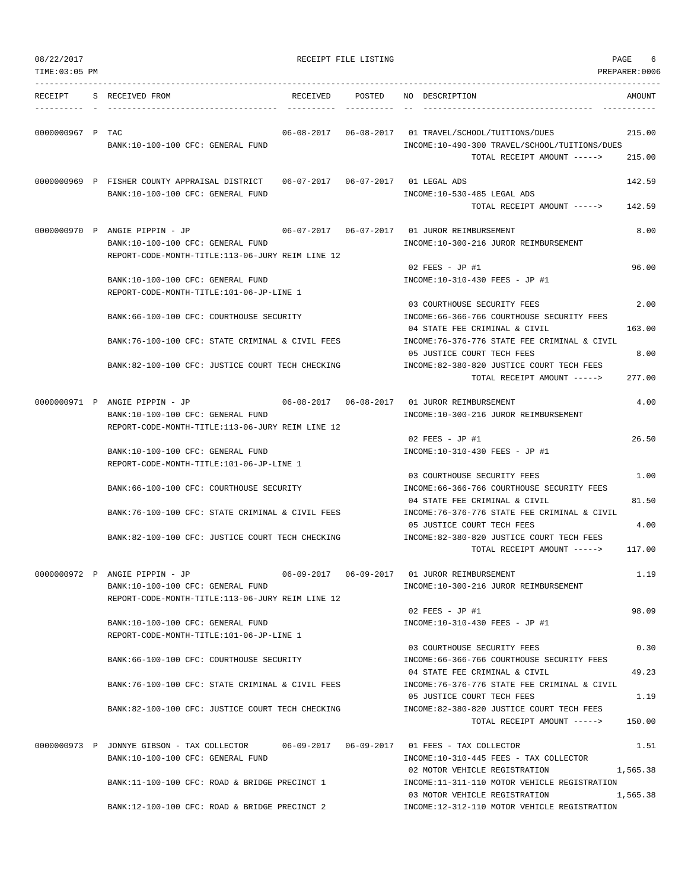08/22/2017 RECEIPT FILE LISTING PAGE 6
TIME:03:05 PM PREPARER:0006

| RECEIPT | S | RECEIVED FROM | RECEIVED | POSTED | NO DESCRIPTION | AMOUNT |
|---|---|---|---|---|---|---|
| 0000000967 | P | TAC | 06-08-2017 | 06-08-2017 | 01 TRAVEL/SCHOOL/TUITIONS/DUES | 215.00 |
| | | BANK:10-100-100 CFC: GENERAL FUND | | | INCOME:10-490-300 TRAVEL/SCHOOL/TUITIONS/DUES | |
| | | | | | TOTAL RECEIPT AMOUNT -----> | 215.00 |
| 0000000969 | P | FISHER COUNTY APPRAISAL DISTRICT | 06-07-2017 | 06-07-2017 | 01 LEGAL ADS | 142.59 |
| | | BANK:10-100-100 CFC: GENERAL FUND | | | INCOME:10-530-485 LEGAL ADS | |
| | | | | | TOTAL RECEIPT AMOUNT -----> | 142.59 |
| 0000000970 | P | ANGIE PIPPIN - JP | 06-07-2017 | 06-07-2017 | 01 JUROR REIMBURSEMENT | 8.00 |
| | | BANK:10-100-100 CFC: GENERAL FUND | | | INCOME:10-300-216 JUROR REIMBURSEMENT | |
| | | REPORT-CODE-MONTH-TITLE:113-06-JURY REIM LINE 12 | | | | |
| | | | | | 02 FEES - JP #1 | 96.00 |
| | | BANK:10-100-100 CFC: GENERAL FUND | | | INCOME:10-310-430 FEES - JP #1 | |
| | | REPORT-CODE-MONTH-TITLE:101-06-JP-LINE 1 | | | | |
| | | | | | 03 COURTHOUSE SECURITY FEES | 2.00 |
| | | BANK:66-100-100 CFC: COURTHOUSE SECURITY | | | INCOME:66-366-766 COURTHOUSE SECURITY FEES | |
| | | | | | 04 STATE FEE CRIMINAL & CIVIL | 163.00 |
| | | BANK:76-100-100 CFC: STATE CRIMINAL & CIVIL FEES | | | INCOME:76-376-776 STATE FEE CRIMINAL & CIVIL | |
| | | | | | 05 JUSTICE COURT TECH FEES | 8.00 |
| | | BANK:82-100-100 CFC: JUSTICE COURT TECH CHECKING | | | INCOME:82-380-820 JUSTICE COURT TECH FEES | |
| | | | | | TOTAL RECEIPT AMOUNT -----> | 277.00 |
| 0000000971 | P | ANGIE PIPPIN - JP | 06-08-2017 | 06-08-2017 | 01 JUROR REIMBURSEMENT | 4.00 |
| | | BANK:10-100-100 CFC: GENERAL FUND | | | INCOME:10-300-216 JUROR REIMBURSEMENT | |
| | | REPORT-CODE-MONTH-TITLE:113-06-JURY REIM LINE 12 | | | | |
| | | | | | 02 FEES - JP #1 | 26.50 |
| | | BANK:10-100-100 CFC: GENERAL FUND | | | INCOME:10-310-430 FEES - JP #1 | |
| | | REPORT-CODE-MONTH-TITLE:101-06-JP-LINE 1 | | | | |
| | | | | | 03 COURTHOUSE SECURITY FEES | 1.00 |
| | | BANK:66-100-100 CFC: COURTHOUSE SECURITY | | | INCOME:66-366-766 COURTHOUSE SECURITY FEES | |
| | | | | | 04 STATE FEE CRIMINAL & CIVIL | 81.50 |
| | | BANK:76-100-100 CFC: STATE CRIMINAL & CIVIL FEES | | | INCOME:76-376-776 STATE FEE CRIMINAL & CIVIL | |
| | | | | | 05 JUSTICE COURT TECH FEES | 4.00 |
| | | BANK:82-100-100 CFC: JUSTICE COURT TECH CHECKING | | | INCOME:82-380-820 JUSTICE COURT TECH FEES | |
| | | | | | TOTAL RECEIPT AMOUNT -----> | 117.00 |
| 0000000972 | P | ANGIE PIPPIN - JP | 06-09-2017 | 06-09-2017 | 01 JUROR REIMBURSEMENT | 1.19 |
| | | BANK:10-100-100 CFC: GENERAL FUND | | | INCOME:10-300-216 JUROR REIMBURSEMENT | |
| | | REPORT-CODE-MONTH-TITLE:113-06-JURY REIM LINE 12 | | | | |
| | | | | | 02 FEES - JP #1 | 98.09 |
| | | BANK:10-100-100 CFC: GENERAL FUND | | | INCOME:10-310-430 FEES - JP #1 | |
| | | REPORT-CODE-MONTH-TITLE:101-06-JP-LINE 1 | | | | |
| | | | | | 03 COURTHOUSE SECURITY FEES | 0.30 |
| | | BANK:66-100-100 CFC: COURTHOUSE SECURITY | | | INCOME:66-366-766 COURTHOUSE SECURITY FEES | |
| | | | | | 04 STATE FEE CRIMINAL & CIVIL | 49.23 |
| | | BANK:76-100-100 CFC: STATE CRIMINAL & CIVIL FEES | | | INCOME:76-376-776 STATE FEE CRIMINAL & CIVIL | |
| | | | | | 05 JUSTICE COURT TECH FEES | 1.19 |
| | | BANK:82-100-100 CFC: JUSTICE COURT TECH CHECKING | | | INCOME:82-380-820 JUSTICE COURT TECH FEES | |
| | | | | | TOTAL RECEIPT AMOUNT -----> | 150.00 |
| 0000000973 | P | JONNYE GIBSON - TAX COLLECTOR | 06-09-2017 | 06-09-2017 | 01 FEES - TAX COLLECTOR | 1.51 |
| | | BANK:10-100-100 CFC: GENERAL FUND | | | INCOME:10-310-445 FEES - TAX COLLECTOR | |
| | | | | | 02 MOTOR VEHICLE REGISTRATION | 1,565.38 |
| | | BANK:11-100-100 CFC: ROAD & BRIDGE PRECINCT 1 | | | INCOME:11-311-110 MOTOR VEHICLE REGISTRATION | |
| | | | | | 03 MOTOR VEHICLE REGISTRATION | 1,565.38 |
| | | BANK:12-100-100 CFC: ROAD & BRIDGE PRECINCT 2 | | | INCOME:12-312-110 MOTOR VEHICLE REGISTRATION | |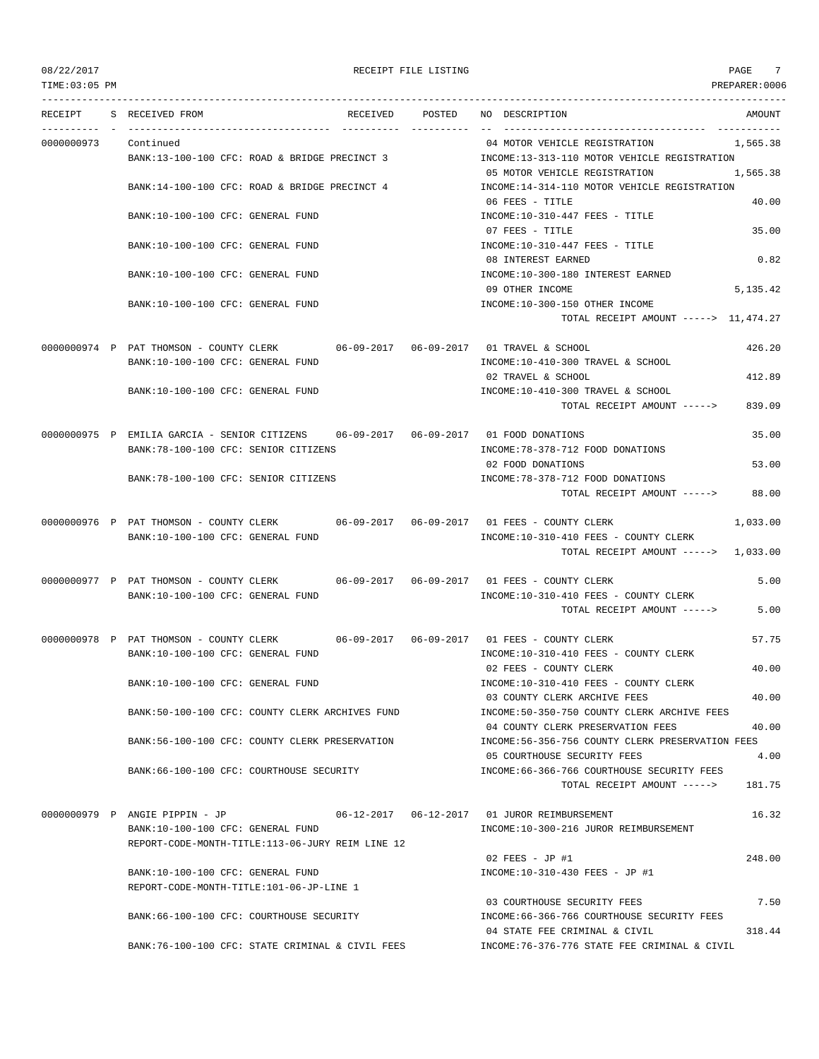08/22/2017 RECEIPT FILE LISTING

TIME:03:05 PM PREPARER:0006

| RECEIPT | S | RECEIVED FROM | RECEIVED | POSTED | NO | DESCRIPTION | AMOUNT |
|---|---|---|---|---|---|---|---|
| 0000000973 | | Continued | | | 04 | MOTOR VEHICLE REGISTRATION | 1,565.38 |
| | | BANK:13-100-100 CFC: ROAD & BRIDGE PRECINCT 3 | | | | INCOME:13-313-110 MOTOR VEHICLE REGISTRATION | |
| | | | | | 05 | MOTOR VEHICLE REGISTRATION | 1,565.38 |
| | | BANK:14-100-100 CFC: ROAD & BRIDGE PRECINCT 4 | | | | INCOME:14-314-110 MOTOR VEHICLE REGISTRATION | |
| | | | | | 06 | FEES - TITLE | 40.00 |
| | | BANK:10-100-100 CFC: GENERAL FUND | | | | INCOME:10-310-447 FEES - TITLE | |
| | | | | | 07 | FEES - TITLE | 35.00 |
| | | BANK:10-100-100 CFC: GENERAL FUND | | | | INCOME:10-310-447 FEES - TITLE | |
| | | | | | 08 | INTEREST EARNED | 0.82 |
| | | BANK:10-100-100 CFC: GENERAL FUND | | | | INCOME:10-300-180 INTEREST EARNED | |
| | | | | | 09 | OTHER INCOME | 5,135.42 |
| | | BANK:10-100-100 CFC: GENERAL FUND | | | | INCOME:10-300-150 OTHER INCOME | |
| | | | | | | TOTAL RECEIPT AMOUNT -----> | 11,474.27 |
| 0000000974 | P | PAT THOMSON - COUNTY CLERK | 06-09-2017 | 06-09-2017 | 01 | TRAVEL & SCHOOL | 426.20 |
| | | BANK:10-100-100 CFC: GENERAL FUND | | | | INCOME:10-410-300 TRAVEL & SCHOOL | |
| | | | | | 02 | TRAVEL & SCHOOL | 412.89 |
| | | BANK:10-100-100 CFC: GENERAL FUND | | | | INCOME:10-410-300 TRAVEL & SCHOOL | |
| | | | | | | TOTAL RECEIPT AMOUNT -----> | 839.09 |
| 0000000975 | P | EMILIA GARCIA - SENIOR CITIZENS | 06-09-2017 | 06-09-2017 | 01 | FOOD DONATIONS | 35.00 |
| | | BANK:78-100-100 CFC: SENIOR CITIZENS | | | | INCOME:78-378-712 FOOD DONATIONS | |
| | | | | | 02 | FOOD DONATIONS | 53.00 |
| | | BANK:78-100-100 CFC: SENIOR CITIZENS | | | | INCOME:78-378-712 FOOD DONATIONS | |
| | | | | | | TOTAL RECEIPT AMOUNT -----> | 88.00 |
| 0000000976 | P | PAT THOMSON - COUNTY CLERK | 06-09-2017 | 06-09-2017 | 01 | FEES - COUNTY CLERK | 1,033.00 |
| | | BANK:10-100-100 CFC: GENERAL FUND | | | | INCOME:10-310-410 FEES - COUNTY CLERK | |
| | | | | | | TOTAL RECEIPT AMOUNT -----> | 1,033.00 |
| 0000000977 | P | PAT THOMSON - COUNTY CLERK | 06-09-2017 | 06-09-2017 | 01 | FEES - COUNTY CLERK | 5.00 |
| | | BANK:10-100-100 CFC: GENERAL FUND | | | | INCOME:10-310-410 FEES - COUNTY CLERK | |
| | | | | | | TOTAL RECEIPT AMOUNT -----> | 5.00 |
| 0000000978 | P | PAT THOMSON - COUNTY CLERK | 06-09-2017 | 06-09-2017 | 01 | FEES - COUNTY CLERK | 57.75 |
| | | BANK:10-100-100 CFC: GENERAL FUND | | | | INCOME:10-310-410 FEES - COUNTY CLERK | |
| | | | | | 02 | FEES - COUNTY CLERK | 40.00 |
| | | BANK:10-100-100 CFC: GENERAL FUND | | | | INCOME:10-310-410 FEES - COUNTY CLERK | |
| | | | | | 03 | COUNTY CLERK ARCHIVE FEES | 40.00 |
| | | BANK:50-100-100 CFC: COUNTY CLERK ARCHIVES FUND | | | | INCOME:50-350-750 COUNTY CLERK ARCHIVE FEES | |
| | | | | | 04 | COUNTY CLERK PRESERVATION FEES | 40.00 |
| | | BANK:56-100-100 CFC: COUNTY CLERK PRESERVATION | | | | INCOME:56-356-756 COUNTY CLERK PRESERVATION FEES | |
| | | | | | 05 | COURTHOUSE SECURITY FEES | 4.00 |
| | | BANK:66-100-100 CFC: COURTHOUSE SECURITY | | | | INCOME:66-366-766 COURTHOUSE SECURITY FEES | |
| | | | | | | TOTAL RECEIPT AMOUNT -----> | 181.75 |
| 0000000979 | P | ANGIE PIPPIN - JP | 06-12-2017 | 06-12-2017 | 01 | JUROR REIMBURSEMENT | 16.32 |
| | | BANK:10-100-100 CFC: GENERAL FUND | | | | INCOME:10-300-216 JUROR REIMBURSEMENT | |
| | | REPORT-CODE-MONTH-TITLE:113-06-JURY REIM LINE 12 | | | | | |
| | | | | | 02 | FEES - JP #1 | 248.00 |
| | | BANK:10-100-100 CFC: GENERAL FUND | | | | INCOME:10-310-430 FEES - JP #1 | |
| | | REPORT-CODE-MONTH-TITLE:101-06-JP-LINE 1 | | | | | |
| | | | | | 03 | COURTHOUSE SECURITY FEES | 7.50 |
| | | BANK:66-100-100 CFC: COURTHOUSE SECURITY | | | | INCOME:66-366-766 COURTHOUSE SECURITY FEES | |
| | | | | | 04 | STATE FEE CRIMINAL & CIVIL | 318.44 |
| | | BANK:76-100-100 CFC: STATE CRIMINAL & CIVIL FEES | | | | INCOME:76-376-776 STATE FEE CRIMINAL & CIVIL | |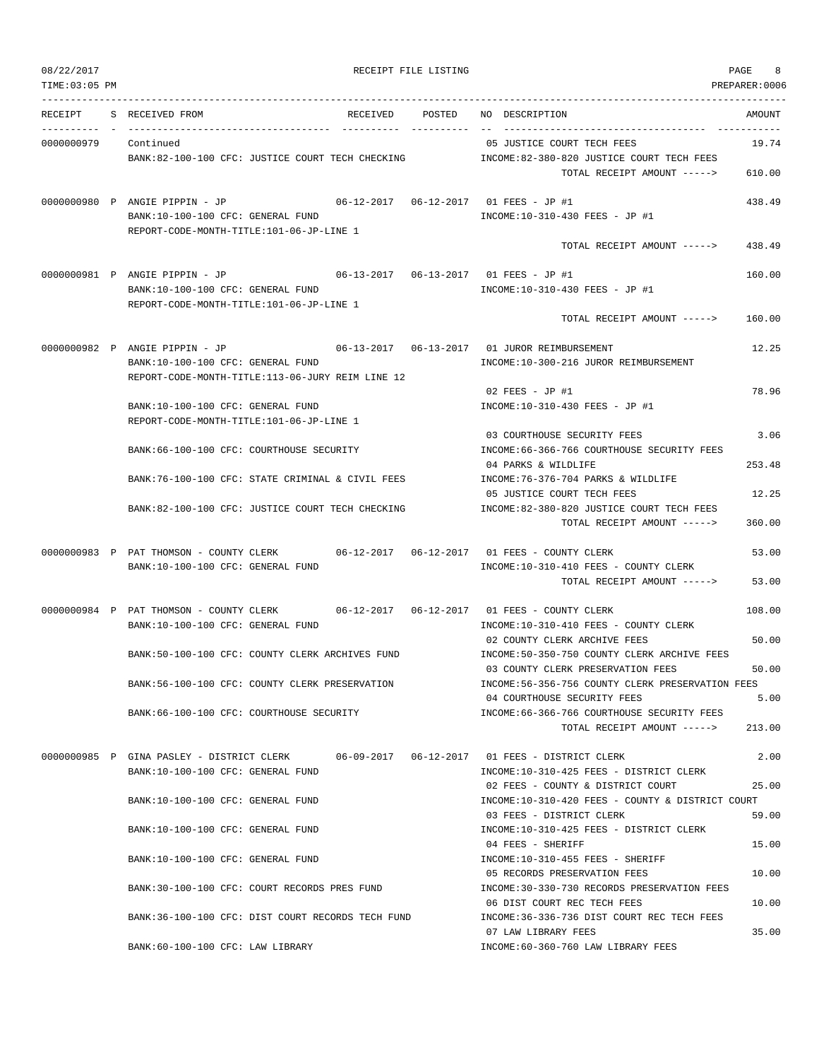RECEIPT FILE LISTING

TIME:03:05 PM — PREPARER:0006

| RECEIPT | S | RECEIVED FROM | RECEIVED | POSTED | NO | DESCRIPTION | AMOUNT |
|---|---|---|---|---|---|---|---|
| 0000000979 | | Continued | | | 05 | JUSTICE COURT TECH FEES | 19.74 |
| | | BANK:82-100-100 CFC: JUSTICE COURT TECH CHECKING | | | | INCOME:82-380-820 JUSTICE COURT TECH FEES | |
| | | | | | | TOTAL RECEIPT AMOUNT -----> | 610.00 |
| 0000000980 | P | ANGIE PIPPIN - JP | 06-12-2017 | 06-12-2017 | 01 | FEES - JP #1 | 438.49 |
| | | BANK:10-100-100 CFC: GENERAL FUND | | | | INCOME:10-310-430 FEES - JP #1 | |
| | | REPORT-CODE-MONTH-TITLE:101-06-JP-LINE 1 | | | | | |
| | | | | | | TOTAL RECEIPT AMOUNT -----> | 438.49 |
| 0000000981 | P | ANGIE PIPPIN - JP | 06-13-2017 | 06-13-2017 | 01 | FEES - JP #1 | 160.00 |
| | | BANK:10-100-100 CFC: GENERAL FUND | | | | INCOME:10-310-430 FEES - JP #1 | |
| | | REPORT-CODE-MONTH-TITLE:101-06-JP-LINE 1 | | | | | |
| | | | | | | TOTAL RECEIPT AMOUNT -----> | 160.00 |
| 0000000982 | P | ANGIE PIPPIN - JP | 06-13-2017 | 06-13-2017 | 01 | JUROR REIMBURSEMENT | 12.25 |
| | | BANK:10-100-100 CFC: GENERAL FUND | | | | INCOME:10-300-216 JUROR REIMBURSEMENT | |
| | | REPORT-CODE-MONTH-TITLE:113-06-JURY REIM LINE 12 | | | | | |
| | | | | | 02 | FEES - JP #1 | 78.96 |
| | | BANK:10-100-100 CFC: GENERAL FUND | | | | INCOME:10-310-430 FEES - JP #1 | |
| | | REPORT-CODE-MONTH-TITLE:101-06-JP-LINE 1 | | | | | |
| | | | | | 03 | COURTHOUSE SECURITY FEES | 3.06 |
| | | BANK:66-100-100 CFC: COURTHOUSE SECURITY | | | | INCOME:66-366-766 COURTHOUSE SECURITY FEES | |
| | | | | | 04 | PARKS & WILDLIFE | 253.48 |
| | | BANK:76-100-100 CFC: STATE CRIMINAL & CIVIL FEES | | | | INCOME:76-376-704 PARKS & WILDLIFE | |
| | | | | | 05 | JUSTICE COURT TECH FEES | 12.25 |
| | | BANK:82-100-100 CFC: JUSTICE COURT TECH CHECKING | | | | INCOME:82-380-820 JUSTICE COURT TECH FEES | |
| | | | | | | TOTAL RECEIPT AMOUNT -----> | 360.00 |
| 0000000983 | P | PAT THOMSON - COUNTY CLERK | 06-12-2017 | 06-12-2017 | 01 | FEES - COUNTY CLERK | 53.00 |
| | | BANK:10-100-100 CFC: GENERAL FUND | | | | INCOME:10-310-410 FEES - COUNTY CLERK | |
| | | | | | | TOTAL RECEIPT AMOUNT -----> | 53.00 |
| 0000000984 | P | PAT THOMSON - COUNTY CLERK | 06-12-2017 | 06-12-2017 | 01 | FEES - COUNTY CLERK | 108.00 |
| | | BANK:10-100-100 CFC: GENERAL FUND | | | | INCOME:10-310-410 FEES - COUNTY CLERK | |
| | | | | | 02 | COUNTY CLERK ARCHIVE FEES | 50.00 |
| | | BANK:50-100-100 CFC: COUNTY CLERK ARCHIVES FUND | | | | INCOME:50-350-750 COUNTY CLERK ARCHIVE FEES | |
| | | | | | 03 | COUNTY CLERK PRESERVATION FEES | 50.00 |
| | | BANK:56-100-100 CFC: COUNTY CLERK PRESERVATION | | | | INCOME:56-356-756 COUNTY CLERK PRESERVATION FEES | |
| | | | | | 04 | COURTHOUSE SECURITY FEES | 5.00 |
| | | BANK:66-100-100 CFC: COURTHOUSE SECURITY | | | | INCOME:66-366-766 COURTHOUSE SECURITY FEES | |
| | | | | | | TOTAL RECEIPT AMOUNT -----> | 213.00 |
| 0000000985 | P | GINA PASLEY - DISTRICT CLERK | 06-09-2017 | 06-12-2017 | 01 | FEES - DISTRICT CLERK | 2.00 |
| | | BANK:10-100-100 CFC: GENERAL FUND | | | | INCOME:10-310-425 FEES - DISTRICT CLERK | |
| | | | | | 02 | FEES - COUNTY & DISTRICT COURT | 25.00 |
| | | BANK:10-100-100 CFC: GENERAL FUND | | | | INCOME:10-310-420 FEES - COUNTY & DISTRICT COURT | |
| | | | | | 03 | FEES - DISTRICT CLERK | 59.00 |
| | | BANK:10-100-100 CFC: GENERAL FUND | | | | INCOME:10-310-425 FEES - DISTRICT CLERK | |
| | | | | | 04 | FEES - SHERIFF | 15.00 |
| | | BANK:10-100-100 CFC: GENERAL FUND | | | | INCOME:10-310-455 FEES - SHERIFF | |
| | | | | | 05 | RECORDS PRESERVATION FEES | 10.00 |
| | | BANK:30-100-100 CFC: COURT RECORDS PRES FUND | | | | INCOME:30-330-730 RECORDS PRESERVATION FEES | |
| | | | | | 06 | DIST COURT REC TECH FEES | 10.00 |
| | | BANK:36-100-100 CFC: DIST COURT RECORDS TECH FUND | | | | INCOME:36-336-736 DIST COURT REC TECH FEES | |
| | | | | | 07 | LAW LIBRARY FEES | 35.00 |
| | | BANK:60-100-100 CFC: LAW LIBRARY | | | | INCOME:60-360-760 LAW LIBRARY FEES | |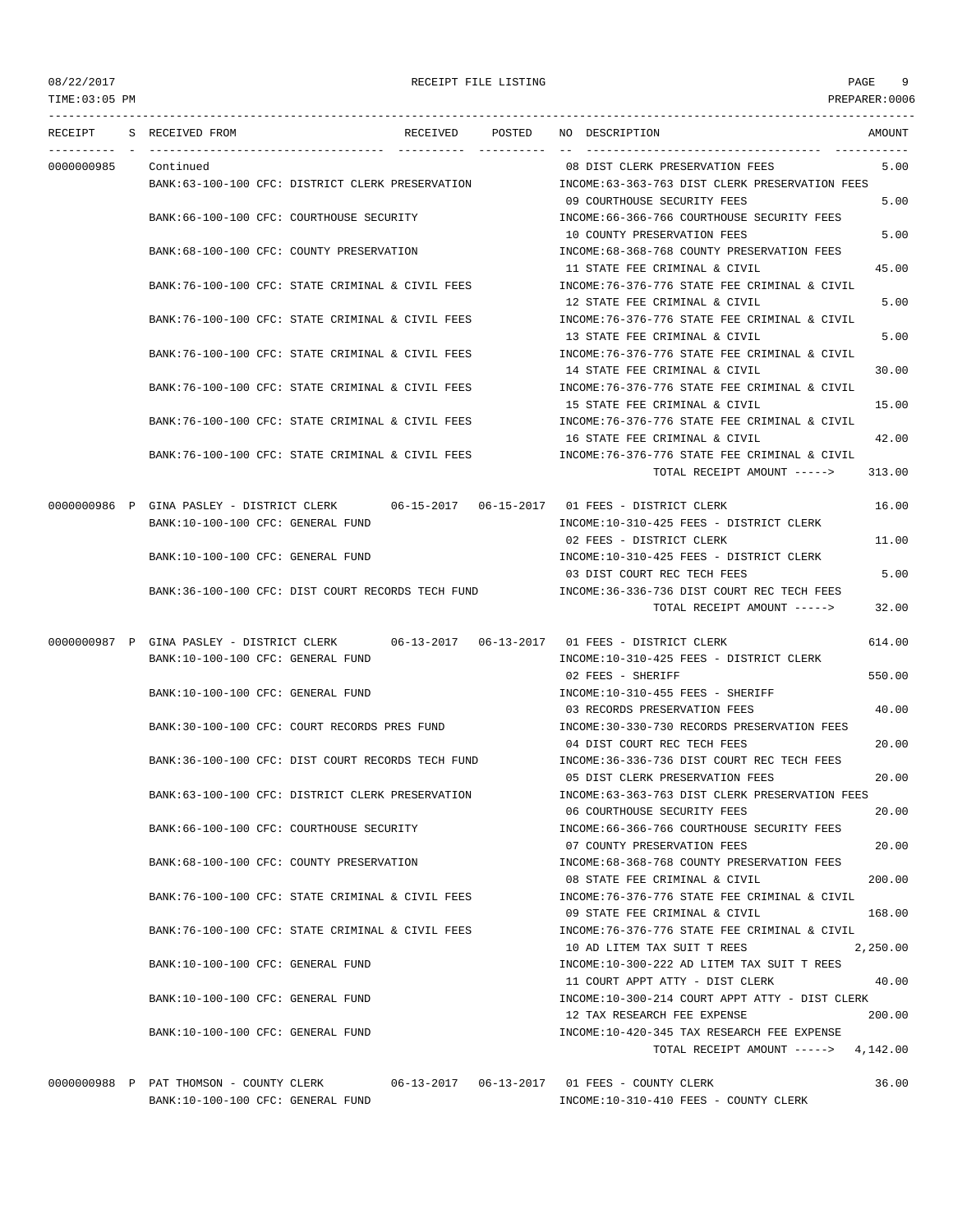08/22/2017 RECEIPT FILE LISTING

TIME:03:05 PM PREPARER:0006

| RECEIPT | S | RECEIVED FROM | RECEIVED | POSTED | NO | DESCRIPTION | AMOUNT |
|---|---|---|---|---|---|---|---|
| 0000000985 | | Continued | | | 08 | DIST CLERK PRESERVATION FEES | 5.00 |
| | | BANK:63-100-100 CFC: DISTRICT CLERK PRESERVATION | | | | INCOME:63-363-763 DIST CLERK PRESERVATION FEES | |
| | | | | | 09 | COURTHOUSE SECURITY FEES | 5.00 |
| | | BANK:66-100-100 CFC: COURTHOUSE SECURITY | | | | INCOME:66-366-766 COURTHOUSE SECURITY FEES | |
| | | | | | 10 | COUNTY PRESERVATION FEES | 5.00 |
| | | BANK:68-100-100 CFC: COUNTY PRESERVATION | | | | INCOME:68-368-768 COUNTY PRESERVATION FEES | |
| | | | | | 11 | STATE FEE CRIMINAL & CIVIL | 45.00 |
| | | BANK:76-100-100 CFC: STATE CRIMINAL & CIVIL FEES | | | | INCOME:76-376-776 STATE FEE CRIMINAL & CIVIL | |
| | | | | | 12 | STATE FEE CRIMINAL & CIVIL | 5.00 |
| | | BANK:76-100-100 CFC: STATE CRIMINAL & CIVIL FEES | | | | INCOME:76-376-776 STATE FEE CRIMINAL & CIVIL | |
| | | | | | 13 | STATE FEE CRIMINAL & CIVIL | 5.00 |
| | | BANK:76-100-100 CFC: STATE CRIMINAL & CIVIL FEES | | | | INCOME:76-376-776 STATE FEE CRIMINAL & CIVIL | |
| | | | | | 14 | STATE FEE CRIMINAL & CIVIL | 30.00 |
| | | BANK:76-100-100 CFC: STATE CRIMINAL & CIVIL FEES | | | | INCOME:76-376-776 STATE FEE CRIMINAL & CIVIL | |
| | | | | | 15 | STATE FEE CRIMINAL & CIVIL | 15.00 |
| | | BANK:76-100-100 CFC: STATE CRIMINAL & CIVIL FEES | | | | INCOME:76-376-776 STATE FEE CRIMINAL & CIVIL | |
| | | | | | 16 | STATE FEE CRIMINAL & CIVIL | 42.00 |
| | | BANK:76-100-100 CFC: STATE CRIMINAL & CIVIL FEES | | | | INCOME:76-376-776 STATE FEE CRIMINAL & CIVIL | |
| | | | | | | TOTAL RECEIPT AMOUNT -----> | 313.00 |
| 0000000986 | P | GINA PASLEY - DISTRICT CLERK | 06-15-2017 | 06-15-2017 | 01 | FEES - DISTRICT CLERK | 16.00 |
| | | BANK:10-100-100 CFC: GENERAL FUND | | | | INCOME:10-310-425 FEES - DISTRICT CLERK | |
| | | | | | 02 | FEES - DISTRICT CLERK | 11.00 |
| | | BANK:10-100-100 CFC: GENERAL FUND | | | | INCOME:10-310-425 FEES - DISTRICT CLERK | |
| | | | | | 03 | DIST COURT REC TECH FEES | 5.00 |
| | | BANK:36-100-100 CFC: DIST COURT RECORDS TECH FUND | | | | INCOME:36-336-736 DIST COURT REC TECH FEES | |
| | | | | | | TOTAL RECEIPT AMOUNT -----> | 32.00 |
| 0000000987 | P | GINA PASLEY - DISTRICT CLERK | 06-13-2017 | 06-13-2017 | 01 | FEES - DISTRICT CLERK | 614.00 |
| | | BANK:10-100-100 CFC: GENERAL FUND | | | | INCOME:10-310-425 FEES - DISTRICT CLERK | |
| | | | | | 02 | FEES - SHERIFF | 550.00 |
| | | BANK:10-100-100 CFC: GENERAL FUND | | | | INCOME:10-310-455 FEES - SHERIFF | |
| | | | | | 03 | RECORDS PRESERVATION FEES | 40.00 |
| | | BANK:30-100-100 CFC: COURT RECORDS PRES FUND | | | | INCOME:30-330-730 RECORDS PRESERVATION FEES | |
| | | | | | 04 | DIST COURT REC TECH FEES | 20.00 |
| | | BANK:36-100-100 CFC: DIST COURT RECORDS TECH FUND | | | | INCOME:36-336-736 DIST COURT REC TECH FEES | |
| | | | | | 05 | DIST CLERK PRESERVATION FEES | 20.00 |
| | | BANK:63-100-100 CFC: DISTRICT CLERK PRESERVATION | | | | INCOME:63-363-763 DIST CLERK PRESERVATION FEES | |
| | | | | | 06 | COURTHOUSE SECURITY FEES | 20.00 |
| | | BANK:66-100-100 CFC: COURTHOUSE SECURITY | | | | INCOME:66-366-766 COURTHOUSE SECURITY FEES | |
| | | | | | 07 | COUNTY PRESERVATION FEES | 20.00 |
| | | BANK:68-100-100 CFC: COUNTY PRESERVATION | | | | INCOME:68-368-768 COUNTY PRESERVATION FEES | |
| | | | | | 08 | STATE FEE CRIMINAL & CIVIL | 200.00 |
| | | BANK:76-100-100 CFC: STATE CRIMINAL & CIVIL FEES | | | | INCOME:76-376-776 STATE FEE CRIMINAL & CIVIL | |
| | | | | | 09 | STATE FEE CRIMINAL & CIVIL | 168.00 |
| | | BANK:76-100-100 CFC: STATE CRIMINAL & CIVIL FEES | | | | INCOME:76-376-776 STATE FEE CRIMINAL & CIVIL | |
| | | | | | 10 | AD LITEM TAX SUIT T REES | 2,250.00 |
| | | BANK:10-100-100 CFC: GENERAL FUND | | | | INCOME:10-300-222 AD LITEM TAX SUIT T REES | |
| | | | | | 11 | COURT APPT ATTY - DIST CLERK | 40.00 |
| | | BANK:10-100-100 CFC: GENERAL FUND | | | | INCOME:10-300-214 COURT APPT ATTY - DIST CLERK | |
| | | | | | 12 | TAX RESEARCH FEE EXPENSE | 200.00 |
| | | BANK:10-100-100 CFC: GENERAL FUND | | | | INCOME:10-420-345 TAX RESEARCH FEE EXPENSE | |
| | | | | | | TOTAL RECEIPT AMOUNT -----> | 4,142.00 |
| 0000000988 | P | PAT THOMSON - COUNTY CLERK | 06-13-2017 | 06-13-2017 | 01 | FEES - COUNTY CLERK | 36.00 |
| | | BANK:10-100-100 CFC: GENERAL FUND | | | | INCOME:10-310-410 FEES - COUNTY CLERK | |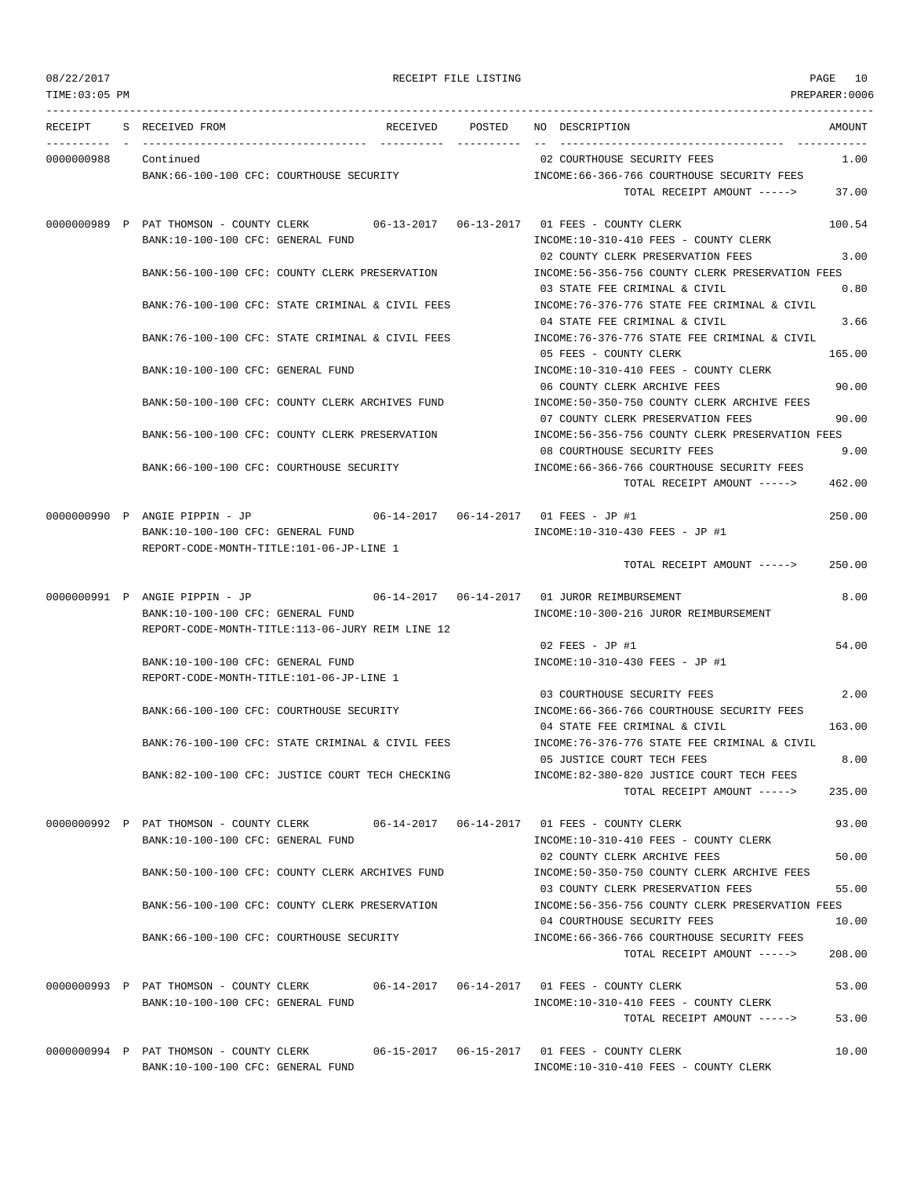08/22/2017 RECEIPT FILE LISTING PAGE 10

TIME:03:05 PM PREPARER:0006

```
RECEIPT    S RECEIVED FROM                        RECEIVED   POSTED     NO DESCRIPTION                              AMOUNT
---------- - ----------------------------------- ---------- ---------- -- ----------------------------------- -----------
0000000988   Continued                                                  02 COURTHOUSE SECURITY FEES                   1.00
             BANK:66-100-100 CFC: COURTHOUSE SECURITY                   INCOME:66-366-766 COURTHOUSE SECURITY FEES
                                                                               TOTAL RECEIPT AMOUNT ----->      37.00

0000000989 P PAT THOMSON - COUNTY CLERK           06-13-2017 06-13-2017 01 FEES - COUNTY CLERK                      100.54
             BANK:10-100-100 CFC: GENERAL FUND                          INCOME:10-310-410 FEES - COUNTY CLERK
                                                                        02 COUNTY CLERK PRESERVATION FEES             3.00
             BANK:56-100-100 CFC: COUNTY CLERK PRESERVATION             INCOME:56-356-756 COUNTY CLERK PRESERVATION FEES
                                                                        03 STATE FEE CRIMINAL & CIVIL                 0.80
             BANK:76-100-100 CFC: STATE CRIMINAL & CIVIL FEES           INCOME:76-376-776 STATE FEE CRIMINAL & CIVIL
                                                                        04 STATE FEE CRIMINAL & CIVIL                 3.66
             BANK:76-100-100 CFC: STATE CRIMINAL & CIVIL FEES           INCOME:76-376-776 STATE FEE CRIMINAL & CIVIL
                                                                        05 FEES - COUNTY CLERK                      165.00
             BANK:10-100-100 CFC: GENERAL FUND                          INCOME:10-310-410 FEES - COUNTY CLERK
                                                                        06 COUNTY CLERK ARCHIVE FEES                 90.00
             BANK:50-100-100 CFC: COUNTY CLERK ARCHIVES FUND            INCOME:50-350-750 COUNTY CLERK ARCHIVE FEES
                                                                        07 COUNTY CLERK PRESERVATION FEES            90.00
             BANK:56-100-100 CFC: COUNTY CLERK PRESERVATION             INCOME:56-356-756 COUNTY CLERK PRESERVATION FEES
                                                                        08 COURTHOUSE SECURITY FEES                   9.00
             BANK:66-100-100 CFC: COURTHOUSE SECURITY                   INCOME:66-366-766 COURTHOUSE SECURITY FEES
                                                                               TOTAL RECEIPT AMOUNT ----->     462.00

0000000990 P ANGIE PIPPIN - JP                    06-14-2017 06-14-2017 01 FEES - JP #1                             250.00
             BANK:10-100-100 CFC: GENERAL FUND                          INCOME:10-310-430 FEES - JP #1
             REPORT-CODE-MONTH-TITLE:101-06-JP-LINE 1
                                                                               TOTAL RECEIPT AMOUNT ----->     250.00

0000000991 P ANGIE PIPPIN - JP                    06-14-2017 06-14-2017 01 JUROR REIMBURSEMENT                        8.00
             BANK:10-100-100 CFC: GENERAL FUND                          INCOME:10-300-216 JUROR REIMBURSEMENT
             REPORT-CODE-MONTH-TITLE:113-06-JURY REIM LINE 12
                                                                        02 FEES - JP #1                              54.00
             BANK:10-100-100 CFC: GENERAL FUND                          INCOME:10-310-430 FEES - JP #1
             REPORT-CODE-MONTH-TITLE:101-06-JP-LINE 1
                                                                        03 COURTHOUSE SECURITY FEES                   2.00
             BANK:66-100-100 CFC: COURTHOUSE SECURITY                   INCOME:66-366-766 COURTHOUSE SECURITY FEES
                                                                        04 STATE FEE CRIMINAL & CIVIL               163.00
             BANK:76-100-100 CFC: STATE CRIMINAL & CIVIL FEES           INCOME:76-376-776 STATE FEE CRIMINAL & CIVIL
                                                                        05 JUSTICE COURT TECH FEES                    8.00
             BANK:82-100-100 CFC: JUSTICE COURT TECH CHECKING           INCOME:82-380-820 JUSTICE COURT TECH FEES
                                                                               TOTAL RECEIPT AMOUNT ----->     235.00

0000000992 P PAT THOMSON - COUNTY CLERK           06-14-2017 06-14-2017 01 FEES - COUNTY CLERK                       93.00
             BANK:10-100-100 CFC: GENERAL FUND                          INCOME:10-310-410 FEES - COUNTY CLERK
                                                                        02 COUNTY CLERK ARCHIVE FEES                 50.00
             BANK:50-100-100 CFC: COUNTY CLERK ARCHIVES FUND            INCOME:50-350-750 COUNTY CLERK ARCHIVE FEES
                                                                        03 COUNTY CLERK PRESERVATION FEES            55.00
             BANK:56-100-100 CFC: COUNTY CLERK PRESERVATION             INCOME:56-356-756 COUNTY CLERK PRESERVATION FEES
                                                                        04 COURTHOUSE SECURITY FEES                  10.00
             BANK:66-100-100 CFC: COURTHOUSE SECURITY                   INCOME:66-366-766 COURTHOUSE SECURITY FEES
                                                                               TOTAL RECEIPT AMOUNT ----->     208.00

0000000993 P PAT THOMSON - COUNTY CLERK           06-14-2017 06-14-2017 01 FEES - COUNTY CLERK                       53.00
             BANK:10-100-100 CFC: GENERAL FUND                          INCOME:10-310-410 FEES - COUNTY CLERK
                                                                               TOTAL RECEIPT AMOUNT ----->      53.00

0000000994 P PAT THOMSON - COUNTY CLERK           06-15-2017 06-15-2017 01 FEES - COUNTY CLERK                       10.00
             BANK:10-100-100 CFC: GENERAL FUND                          INCOME:10-310-410 FEES - COUNTY CLERK
```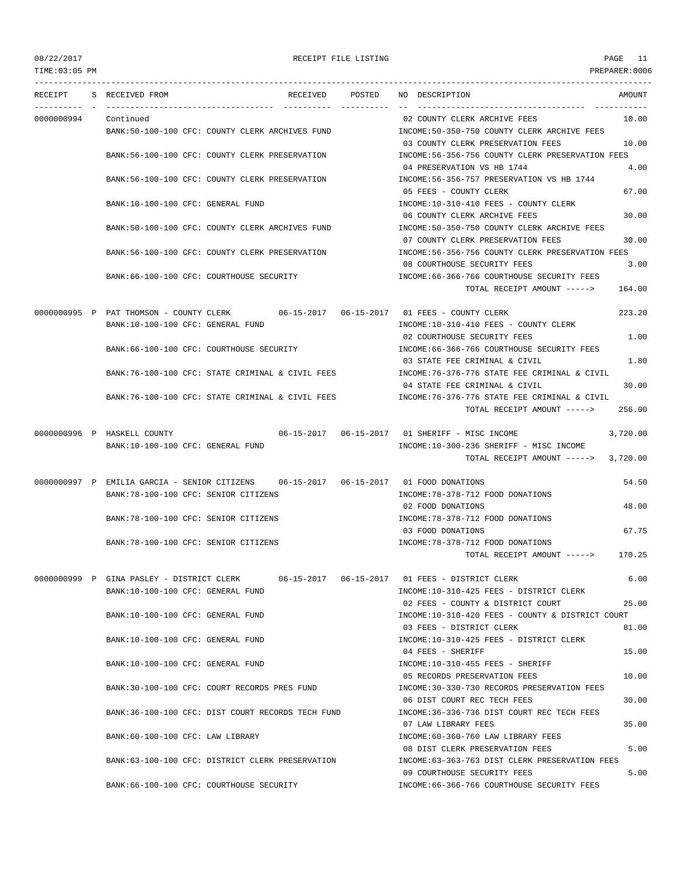08/22/2017 RECEIPT FILE LISTING
TIME:03:05 PM PREPARER:0006

| RECEIPT | S | RECEIVED FROM | RECEIVED | POSTED | NO | DESCRIPTION | AMOUNT |
|---|---|---|---|---|---|---|---|
| 0000000994 | | Continued | | | 02 | COUNTY CLERK ARCHIVE FEES | 10.00 |
| | | BANK:50-100-100 CFC: COUNTY CLERK ARCHIVES FUND | | | | INCOME:50-350-750 COUNTY CLERK ARCHIVE FEES | |
| | | | | | 03 | COUNTY CLERK PRESERVATION FEES | 10.00 |
| | | BANK:56-100-100 CFC: COUNTY CLERK PRESERVATION | | | | INCOME:56-356-756 COUNTY CLERK PRESERVATION FEES | |
| | | | | | 04 | PRESERVATION VS HB 1744 | 4.00 |
| | | BANK:56-100-100 CFC: COUNTY CLERK PRESERVATION | | | | INCOME:56-356-757 PRESERVATION VS HB 1744 | |
| | | | | | 05 | FEES - COUNTY CLERK | 67.00 |
| | | BANK:10-100-100 CFC: GENERAL FUND | | | | INCOME:10-310-410 FEES - COUNTY CLERK | |
| | | | | | 06 | COUNTY CLERK ARCHIVE FEES | 30.00 |
| | | BANK:50-100-100 CFC: COUNTY CLERK ARCHIVES FUND | | | | INCOME:50-350-750 COUNTY CLERK ARCHIVE FEES | |
| | | | | | 07 | COUNTY CLERK PRESERVATION FEES | 30.00 |
| | | BANK:56-100-100 CFC: COUNTY CLERK PRESERVATION | | | | INCOME:56-356-756 COUNTY CLERK PRESERVATION FEES | |
| | | | | | 08 | COURTHOUSE SECURITY FEES | 3.00 |
| | | BANK:66-100-100 CFC: COURTHOUSE SECURITY | | | | INCOME:66-366-766 COURTHOUSE SECURITY FEES | |
| | | | | | | TOTAL RECEIPT AMOUNT -----> | 164.00 |
| 0000000995 | P | PAT THOMSON - COUNTY CLERK | 06-15-2017 | 06-15-2017 | 01 | FEES - COUNTY CLERK | 223.20 |
| | | BANK:10-100-100 CFC: GENERAL FUND | | | | INCOME:10-310-410 FEES - COUNTY CLERK | |
| | | | | | 02 | COURTHOUSE SECURITY FEES | 1.00 |
| | | BANK:66-100-100 CFC: COURTHOUSE SECURITY | | | | INCOME:66-366-766 COURTHOUSE SECURITY FEES | |
| | | | | | 03 | STATE FEE CRIMINAL & CIVIL | 1.80 |
| | | BANK:76-100-100 CFC: STATE CRIMINAL & CIVIL FEES | | | | INCOME:76-376-776 STATE FEE CRIMINAL & CIVIL | |
| | | | | | 04 | STATE FEE CRIMINAL & CIVIL | 30.00 |
| | | BANK:76-100-100 CFC: STATE CRIMINAL & CIVIL FEES | | | | INCOME:76-376-776 STATE FEE CRIMINAL & CIVIL | |
| | | | | | | TOTAL RECEIPT AMOUNT -----> | 256.00 |
| 0000000996 | P | HASKELL COUNTY | 06-15-2017 | 06-15-2017 | 01 | SHERIFF - MISC INCOME | 3,720.00 |
| | | BANK:10-100-100 CFC: GENERAL FUND | | | | INCOME:10-300-236 SHERIFF - MISC INCOME | |
| | | | | | | TOTAL RECEIPT AMOUNT -----> | 3,720.00 |
| 0000000997 | P | EMILIA GARCIA - SENIOR CITIZENS | 06-15-2017 | 06-15-2017 | 01 | FOOD DONATIONS | 54.50 |
| | | BANK:78-100-100 CFC: SENIOR CITIZENS | | | | INCOME:78-378-712 FOOD DONATIONS | |
| | | | | | 02 | FOOD DONATIONS | 48.00 |
| | | BANK:78-100-100 CFC: SENIOR CITIZENS | | | | INCOME:78-378-712 FOOD DONATIONS | |
| | | | | | 03 | FOOD DONATIONS | 67.75 |
| | | BANK:78-100-100 CFC: SENIOR CITIZENS | | | | INCOME:78-378-712 FOOD DONATIONS | |
| | | | | | | TOTAL RECEIPT AMOUNT -----> | 170.25 |
| 0000000999 | P | GINA PASLEY - DISTRICT CLERK | 06-15-2017 | 06-15-2017 | 01 | FEES - DISTRICT CLERK | 6.00 |
| | | BANK:10-100-100 CFC: GENERAL FUND | | | | INCOME:10-310-425 FEES - DISTRICT CLERK | |
| | | | | | 02 | FEES - COUNTY & DISTRICT COURT | 25.00 |
| | | BANK:10-100-100 CFC: GENERAL FUND | | | | INCOME:10-310-420 FEES - COUNTY & DISTRICT COURT | |
| | | | | | 03 | FEES - DISTRICT CLERK | 81.00 |
| | | BANK:10-100-100 CFC: GENERAL FUND | | | | INCOME:10-310-425 FEES - DISTRICT CLERK | |
| | | | | | 04 | FEES - SHERIFF | 15.00 |
| | | BANK:10-100-100 CFC: GENERAL FUND | | | | INCOME:10-310-455 FEES - SHERIFF | |
| | | | | | 05 | RECORDS PRESERVATION FEES | 10.00 |
| | | BANK:30-100-100 CFC: COURT RECORDS PRES FUND | | | | INCOME:30-330-730 RECORDS PRESERVATION FEES | |
| | | | | | 06 | DIST COURT REC TECH FEES | 30.00 |
| | | BANK:36-100-100 CFC: DIST COURT RECORDS TECH FUND | | | | INCOME:36-336-736 DIST COURT REC TECH FEES | |
| | | | | | 07 | LAW LIBRARY FEES | 35.00 |
| | | BANK:60-100-100 CFC: LAW LIBRARY | | | | INCOME:60-360-760 LAW LIBRARY FEES | |
| | | | | | 08 | DIST CLERK PRESERVATION FEES | 5.00 |
| | | BANK:63-100-100 CFC: DISTRICT CLERK PRESERVATION | | | | INCOME:63-363-763 DIST CLERK PRESERVATION FEES | |
| | | | | | 09 | COURTHOUSE SECURITY FEES | 5.00 |
| | | BANK:66-100-100 CFC: COURTHOUSE SECURITY | | | | INCOME:66-366-766 COURTHOUSE SECURITY FEES | |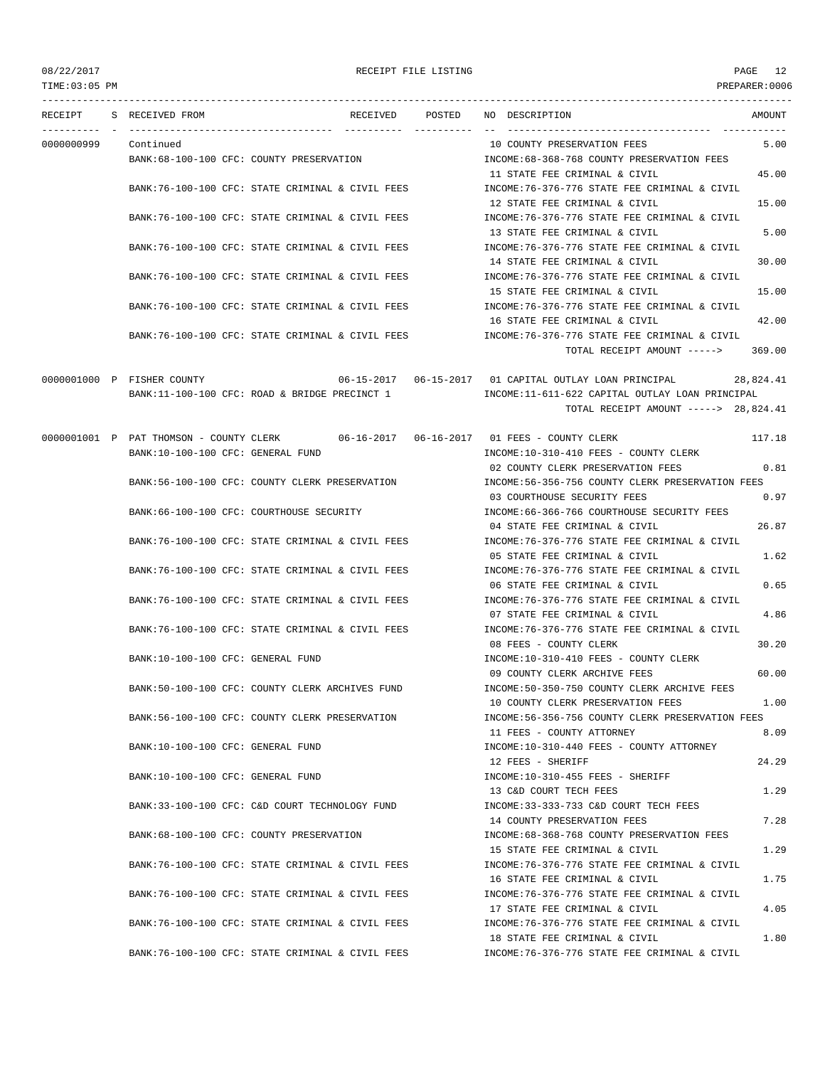RECEIPT FILE LISTING

| RECEIPT | S | RECEIVED FROM | RECEIVED | POSTED | NO | DESCRIPTION | AMOUNT |
|---|---|---|---|---|---|---|---|
| 0000000999 | | Continued | | | 10 | COUNTY PRESERVATION FEES | 5.00 |
| | | BANK:68-100-100 CFC: COUNTY PRESERVATION | | | | INCOME:68-368-768 COUNTY PRESERVATION FEES | |
| | | | | | 11 | STATE FEE CRIMINAL & CIVIL | 45.00 |
| | | BANK:76-100-100 CFC: STATE CRIMINAL & CIVIL FEES | | | | INCOME:76-376-776 STATE FEE CRIMINAL & CIVIL | |
| | | | | | 12 | STATE FEE CRIMINAL & CIVIL | 15.00 |
| | | BANK:76-100-100 CFC: STATE CRIMINAL & CIVIL FEES | | | | INCOME:76-376-776 STATE FEE CRIMINAL & CIVIL | |
| | | | | | 13 | STATE FEE CRIMINAL & CIVIL | 5.00 |
| | | BANK:76-100-100 CFC: STATE CRIMINAL & CIVIL FEES | | | | INCOME:76-376-776 STATE FEE CRIMINAL & CIVIL | |
| | | | | | 14 | STATE FEE CRIMINAL & CIVIL | 30.00 |
| | | BANK:76-100-100 CFC: STATE CRIMINAL & CIVIL FEES | | | | INCOME:76-376-776 STATE FEE CRIMINAL & CIVIL | |
| | | | | | 15 | STATE FEE CRIMINAL & CIVIL | 15.00 |
| | | BANK:76-100-100 CFC: STATE CRIMINAL & CIVIL FEES | | | | INCOME:76-376-776 STATE FEE CRIMINAL & CIVIL | |
| | | | | | 16 | STATE FEE CRIMINAL & CIVIL | 42.00 |
| | | BANK:76-100-100 CFC: STATE CRIMINAL & CIVIL FEES | | | | INCOME:76-376-776 STATE FEE CRIMINAL & CIVIL | |
| | | | | | | TOTAL RECEIPT AMOUNT -----> | 369.00 |
| 0000001000 | P | FISHER COUNTY | 06-15-2017 | 06-15-2017 | 01 | CAPITAL OUTLAY LOAN PRINCIPAL | 28,824.41 |
| | | BANK:11-100-100 CFC: ROAD & BRIDGE PRECINCT 1 | | | | INCOME:11-611-622 CAPITAL OUTLAY LOAN PRINCIPAL | |
| | | | | | | TOTAL RECEIPT AMOUNT -----> | 28,824.41 |
| 0000001001 | P | PAT THOMSON - COUNTY CLERK | 06-16-2017 | 06-16-2017 | 01 | FEES - COUNTY CLERK | 117.18 |
| | | BANK:10-100-100 CFC: GENERAL FUND | | | | INCOME:10-310-410 FEES - COUNTY CLERK | |
| | | | | | 02 | COUNTY CLERK PRESERVATION FEES | 0.81 |
| | | BANK:56-100-100 CFC: COUNTY CLERK PRESERVATION | | | | INCOME:56-356-756 COUNTY CLERK PRESERVATION FEES | |
| | | | | | 03 | COURTHOUSE SECURITY FEES | 0.97 |
| | | BANK:66-100-100 CFC: COURTHOUSE SECURITY | | | | INCOME:66-366-766 COURTHOUSE SECURITY FEES | |
| | | | | | 04 | STATE FEE CRIMINAL & CIVIL | 26.87 |
| | | BANK:76-100-100 CFC: STATE CRIMINAL & CIVIL FEES | | | | INCOME:76-376-776 STATE FEE CRIMINAL & CIVIL | |
| | | | | | 05 | STATE FEE CRIMINAL & CIVIL | 1.62 |
| | | BANK:76-100-100 CFC: STATE CRIMINAL & CIVIL FEES | | | | INCOME:76-376-776 STATE FEE CRIMINAL & CIVIL | |
| | | | | | 06 | STATE FEE CRIMINAL & CIVIL | 0.65 |
| | | BANK:76-100-100 CFC: STATE CRIMINAL & CIVIL FEES | | | | INCOME:76-376-776 STATE FEE CRIMINAL & CIVIL | |
| | | | | | 07 | STATE FEE CRIMINAL & CIVIL | 4.86 |
| | | BANK:76-100-100 CFC: STATE CRIMINAL & CIVIL FEES | | | | INCOME:76-376-776 STATE FEE CRIMINAL & CIVIL | |
| | | | | | 08 | FEES - COUNTY CLERK | 30.20 |
| | | BANK:10-100-100 CFC: GENERAL FUND | | | | INCOME:10-310-410 FEES - COUNTY CLERK | |
| | | | | | 09 | COUNTY CLERK ARCHIVE FEES | 60.00 |
| | | BANK:50-100-100 CFC: COUNTY CLERK ARCHIVES FUND | | | | INCOME:50-350-750 COUNTY CLERK ARCHIVE FEES | |
| | | | | | 10 | COUNTY CLERK PRESERVATION FEES | 1.00 |
| | | BANK:56-100-100 CFC: COUNTY CLERK PRESERVATION | | | | INCOME:56-356-756 COUNTY CLERK PRESERVATION FEES | |
| | | | | | 11 | FEES - COUNTY ATTORNEY | 8.09 |
| | | BANK:10-100-100 CFC: GENERAL FUND | | | | INCOME:10-310-440 FEES - COUNTY ATTORNEY | |
| | | | | | 12 | FEES - SHERIFF | 24.29 |
| | | BANK:10-100-100 CFC: GENERAL FUND | | | | INCOME:10-310-455 FEES - SHERIFF | |
| | | | | | 13 | C&D COURT TECH FEES | 1.29 |
| | | BANK:33-100-100 CFC: C&D COURT TECHNOLOGY FUND | | | | INCOME:33-333-733 C&D COURT TECH FEES | |
| | | | | | 14 | COUNTY PRESERVATION FEES | 7.28 |
| | | BANK:68-100-100 CFC: COUNTY PRESERVATION | | | | INCOME:68-368-768 COUNTY PRESERVATION FEES | |
| | | | | | 15 | STATE FEE CRIMINAL & CIVIL | 1.29 |
| | | BANK:76-100-100 CFC: STATE CRIMINAL & CIVIL FEES | | | | INCOME:76-376-776 STATE FEE CRIMINAL & CIVIL | |
| | | | | | 16 | STATE FEE CRIMINAL & CIVIL | 1.75 |
| | | BANK:76-100-100 CFC: STATE CRIMINAL & CIVIL FEES | | | | INCOME:76-376-776 STATE FEE CRIMINAL & CIVIL | |
| | | | | | 17 | STATE FEE CRIMINAL & CIVIL | 4.05 |
| | | BANK:76-100-100 CFC: STATE CRIMINAL & CIVIL FEES | | | | INCOME:76-376-776 STATE FEE CRIMINAL & CIVIL | |
| | | | | | 18 | STATE FEE CRIMINAL & CIVIL | 1.80 |
| | | BANK:76-100-100 CFC: STATE CRIMINAL & CIVIL FEES | | | | INCOME:76-376-776 STATE FEE CRIMINAL & CIVIL | |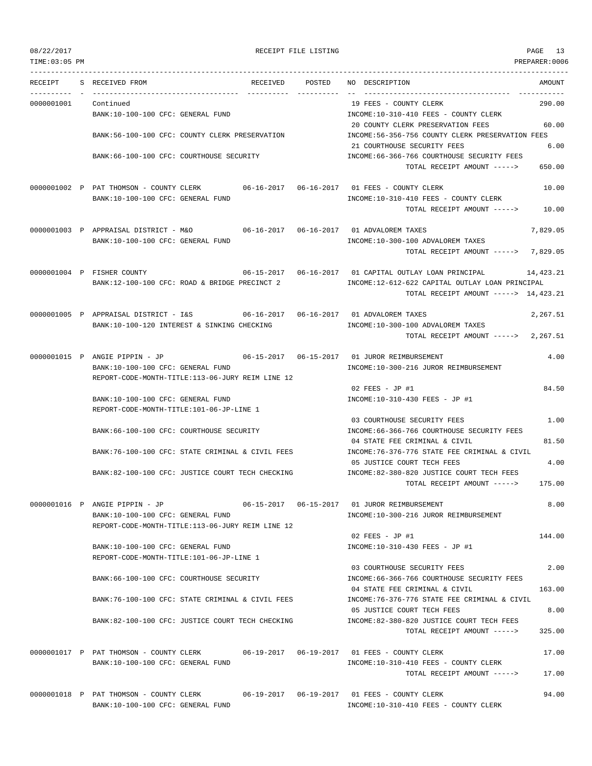RECEIPT FILE LISTING

| RECEIPT | S | RECEIVED FROM | RECEIVED | POSTED | NO | DESCRIPTION | AMOUNT |
|---|---|---|---|---|---|---|---|
| 0000001001 | | Continued | | | 19 | FEES - COUNTY CLERK | 290.00 |
| | | BANK:10-100-100 CFC: GENERAL FUND | | | | INCOME:10-310-410 FEES - COUNTY CLERK | |
| | | | | | 20 | COUNTY CLERK PRESERVATION FEES | 60.00 |
| | | BANK:56-100-100 CFC: COUNTY CLERK PRESERVATION | | | | INCOME:56-356-756 COUNTY CLERK PRESERVATION FEES | |
| | | | | | 21 | COURTHOUSE SECURITY FEES | 6.00 |
| | | BANK:66-100-100 CFC: COURTHOUSE SECURITY | | | | INCOME:66-366-766 COURTHOUSE SECURITY FEES | |
| | | | | | | TOTAL RECEIPT AMOUNT -----> | 650.00 |
| 0000001002 | P | PAT THOMSON - COUNTY CLERK | 06-16-2017 | 06-16-2017 | 01 | FEES - COUNTY CLERK | 10.00 |
| | | BANK:10-100-100 CFC: GENERAL FUND | | | | INCOME:10-310-410 FEES - COUNTY CLERK | |
| | | | | | | TOTAL RECEIPT AMOUNT -----> | 10.00 |
| 0000001003 | P | APPRAISAL DISTRICT - M&O | 06-16-2017 | 06-16-2017 | 01 | ADVALOREM TAXES | 7,829.05 |
| | | BANK:10-100-100 CFC: GENERAL FUND | | | | INCOME:10-300-100 ADVALOREM TAXES | |
| | | | | | | TOTAL RECEIPT AMOUNT -----> | 7,829.05 |
| 0000001004 | P | FISHER COUNTY | 06-15-2017 | 06-16-2017 | 01 | CAPITAL OUTLAY LOAN PRINCIPAL | 14,423.21 |
| | | BANK:12-100-100 CFC: ROAD & BRIDGE PRECINCT 2 | | | | INCOME:12-612-622 CAPITAL OUTLAY LOAN PRINCIPAL | |
| | | | | | | TOTAL RECEIPT AMOUNT -----> | 14,423.21 |
| 0000001005 | P | APPRAISAL DISTRICT - I&S | 06-16-2017 | 06-16-2017 | 01 | ADVALOREM TAXES | 2,267.51 |
| | | BANK:10-100-120 INTEREST & SINKING CHECKING | | | | INCOME:10-300-100 ADVALOREM TAXES | |
| | | | | | | TOTAL RECEIPT AMOUNT -----> | 2,267.51 |
| 0000001015 | P | ANGIE PIPPIN - JP | 06-15-2017 | 06-15-2017 | 01 | JUROR REIMBURSEMENT | 4.00 |
| | | BANK:10-100-100 CFC: GENERAL FUND | | | | INCOME:10-300-216 JUROR REIMBURSEMENT | |
| | | REPORT-CODE-MONTH-TITLE:113-06-JURY REIM LINE 12 | | | | | |
| | | | | | 02 | FEES - JP #1 | 84.50 |
| | | BANK:10-100-100 CFC: GENERAL FUND | | | | INCOME:10-310-430 FEES - JP #1 | |
| | | REPORT-CODE-MONTH-TITLE:101-06-JP-LINE 1 | | | | | |
| | | | | | 03 | COURTHOUSE SECURITY FEES | 1.00 |
| | | BANK:66-100-100 CFC: COURTHOUSE SECURITY | | | | INCOME:66-366-766 COURTHOUSE SECURITY FEES | |
| | | | | | 04 | STATE FEE CRIMINAL & CIVIL | 81.50 |
| | | BANK:76-100-100 CFC: STATE CRIMINAL & CIVIL FEES | | | | INCOME:76-376-776 STATE FEE CRIMINAL & CIVIL | |
| | | | | | 05 | JUSTICE COURT TECH FEES | 4.00 |
| | | BANK:82-100-100 CFC: JUSTICE COURT TECH CHECKING | | | | INCOME:82-380-820 JUSTICE COURT TECH FEES | |
| | | | | | | TOTAL RECEIPT AMOUNT -----> | 175.00 |
| 0000001016 | P | ANGIE PIPPIN - JP | 06-15-2017 | 06-15-2017 | 01 | JUROR REIMBURSEMENT | 8.00 |
| | | BANK:10-100-100 CFC: GENERAL FUND | | | | INCOME:10-300-216 JUROR REIMBURSEMENT | |
| | | REPORT-CODE-MONTH-TITLE:113-06-JURY REIM LINE 12 | | | | | |
| | | | | | 02 | FEES - JP #1 | 144.00 |
| | | BANK:10-100-100 CFC: GENERAL FUND | | | | INCOME:10-310-430 FEES - JP #1 | |
| | | REPORT-CODE-MONTH-TITLE:101-06-JP-LINE 1 | | | | | |
| | | | | | 03 | COURTHOUSE SECURITY FEES | 2.00 |
| | | BANK:66-100-100 CFC: COURTHOUSE SECURITY | | | | INCOME:66-366-766 COURTHOUSE SECURITY FEES | |
| | | | | | 04 | STATE FEE CRIMINAL & CIVIL | 163.00 |
| | | BANK:76-100-100 CFC: STATE CRIMINAL & CIVIL FEES | | | | INCOME:76-376-776 STATE FEE CRIMINAL & CIVIL | |
| | | | | | 05 | JUSTICE COURT TECH FEES | 8.00 |
| | | BANK:82-100-100 CFC: JUSTICE COURT TECH CHECKING | | | | INCOME:82-380-820 JUSTICE COURT TECH FEES | |
| | | | | | | TOTAL RECEIPT AMOUNT -----> | 325.00 |
| 0000001017 | P | PAT THOMSON - COUNTY CLERK | 06-19-2017 | 06-19-2017 | 01 | FEES - COUNTY CLERK | 17.00 |
| | | BANK:10-100-100 CFC: GENERAL FUND | | | | INCOME:10-310-410 FEES - COUNTY CLERK | |
| | | | | | | TOTAL RECEIPT AMOUNT -----> | 17.00 |
| 0000001018 | P | PAT THOMSON - COUNTY CLERK | 06-19-2017 | 06-19-2017 | 01 | FEES - COUNTY CLERK | 94.00 |
| | | BANK:10-100-100 CFC: GENERAL FUND | | | | INCOME:10-310-410 FEES - COUNTY CLERK | |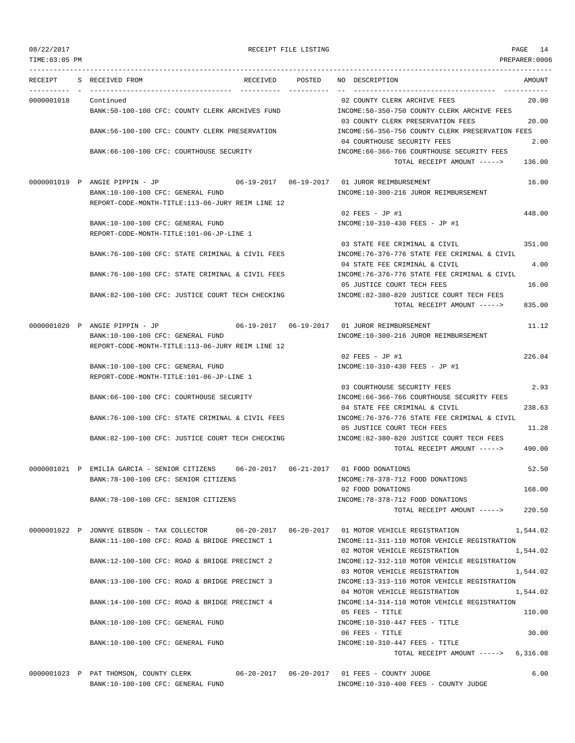| RECEIPT | S | RECEIVED FROM | RECEIVED | POSTED | NO | DESCRIPTION | AMOUNT |
|---|---|---|---|---|---|---|---|
| 0000001018 | | Continued | | | 02 | COUNTY CLERK ARCHIVE FEES | 20.00 |
| | | BANK:50-100-100 CFC: COUNTY CLERK ARCHIVES FUND | | | | INCOME:50-350-750 COUNTY CLERK ARCHIVE FEES | |
| | | | | | 03 | COUNTY CLERK PRESERVATION FEES | 20.00 |
| | | BANK:56-100-100 CFC: COUNTY CLERK PRESERVATION | | | | INCOME:56-356-756 COUNTY CLERK PRESERVATION FEES | |
| | | | | | 04 | COURTHOUSE SECURITY FEES | 2.00 |
| | | BANK:66-100-100 CFC: COURTHOUSE SECURITY | | | | INCOME:66-366-766 COURTHOUSE SECURITY FEES | |
| | | | | | | TOTAL RECEIPT AMOUNT -----> | 136.00 |
| 0000001019 | P | ANGIE PIPPIN - JP | 06-19-2017 | 06-19-2017 | 01 | JUROR REIMBURSEMENT | 16.00 |
| | | BANK:10-100-100 CFC: GENERAL FUND | | | | INCOME:10-300-216 JUROR REIMBURSEMENT | |
| | | REPORT-CODE-MONTH-TITLE:113-06-JURY REIM LINE 12 | | | | | |
| | | | | | 02 | FEES - JP #1 | 448.00 |
| | | BANK:10-100-100 CFC: GENERAL FUND | | | | INCOME:10-310-430 FEES - JP #1 | |
| | | REPORT-CODE-MONTH-TITLE:101-06-JP-LINE 1 | | | | | |
| | | | | | 03 | STATE FEE CRIMINAL & CIVIL | 351.00 |
| | | BANK:76-100-100 CFC: STATE CRIMINAL & CIVIL FEES | | | | INCOME:76-376-776 STATE FEE CRIMINAL & CIVIL | |
| | | | | | 04 | STATE FEE CRIMINAL & CIVIL | 4.00 |
| | | BANK:76-100-100 CFC: STATE CRIMINAL & CIVIL FEES | | | | INCOME:76-376-776 STATE FEE CRIMINAL & CIVIL | |
| | | | | | 05 | JUSTICE COURT TECH FEES | 16.00 |
| | | BANK:82-100-100 CFC: JUSTICE COURT TECH CHECKING | | | | INCOME:82-380-820 JUSTICE COURT TECH FEES | |
| | | | | | | TOTAL RECEIPT AMOUNT -----> | 835.00 |
| 0000001020 | P | ANGIE PIPPIN - JP | 06-19-2017 | 06-19-2017 | 01 | JUROR REIMBURSEMENT | 11.12 |
| | | BANK:10-100-100 CFC: GENERAL FUND | | | | INCOME:10-300-216 JUROR REIMBURSEMENT | |
| | | REPORT-CODE-MONTH-TITLE:113-06-JURY REIM LINE 12 | | | | | |
| | | | | | 02 | FEES - JP #1 | 226.04 |
| | | BANK:10-100-100 CFC: GENERAL FUND | | | | INCOME:10-310-430 FEES - JP #1 | |
| | | REPORT-CODE-MONTH-TITLE:101-06-JP-LINE 1 | | | | | |
| | | | | | 03 | COURTHOUSE SECURITY FEES | 2.93 |
| | | BANK:66-100-100 CFC: COURTHOUSE SECURITY | | | | INCOME:66-366-766 COURTHOUSE SECURITY FEES | |
| | | | | | 04 | STATE FEE CRIMINAL & CIVIL | 238.63 |
| | | BANK:76-100-100 CFC: STATE CRIMINAL & CIVIL FEES | | | | INCOME:76-376-776 STATE FEE CRIMINAL & CIVIL | |
| | | | | | 05 | JUSTICE COURT TECH FEES | 11.28 |
| | | BANK:82-100-100 CFC: JUSTICE COURT TECH CHECKING | | | | INCOME:82-380-820 JUSTICE COURT TECH FEES | |
| | | | | | | TOTAL RECEIPT AMOUNT -----> | 490.00 |
| 0000001021 | P | EMILIA GARCIA - SENIOR CITIZENS | 06-20-2017 | 06-21-2017 | 01 | FOOD DONATIONS | 52.50 |
| | | BANK:78-100-100 CFC: SENIOR CITIZENS | | | | INCOME:78-378-712 FOOD DONATIONS | |
| | | | | | 02 | FOOD DONATIONS | 168.00 |
| | | BANK:78-100-100 CFC: SENIOR CITIZENS | | | | INCOME:78-378-712 FOOD DONATIONS | |
| | | | | | | TOTAL RECEIPT AMOUNT -----> | 220.50 |
| 0000001022 | P | JONNYE GIBSON - TAX COLLECTOR | 06-20-2017 | 06-20-2017 | 01 | MOTOR VEHICLE REGISTRATION | 1,544.02 |
| | | BANK:11-100-100 CFC: ROAD & BRIDGE PRECINCT 1 | | | | INCOME:11-311-110 MOTOR VEHICLE REGISTRATION | |
| | | | | | 02 | MOTOR VEHICLE REGISTRATION | 1,544.02 |
| | | BANK:12-100-100 CFC: ROAD & BRIDGE PRECINCT 2 | | | | INCOME:12-312-110 MOTOR VEHICLE REGISTRATION | |
| | | | | | 03 | MOTOR VEHICLE REGISTRATION | 1,544.02 |
| | | BANK:13-100-100 CFC: ROAD & BRIDGE PRECINCT 3 | | | | INCOME:13-313-110 MOTOR VEHICLE REGISTRATION | |
| | | | | | 04 | MOTOR VEHICLE REGISTRATION | 1,544.02 |
| | | BANK:14-100-100 CFC: ROAD & BRIDGE PRECINCT 4 | | | | INCOME:14-314-110 MOTOR VEHICLE REGISTRATION | |
| | | | | | 05 | FEES - TITLE | 110.00 |
| | | BANK:10-100-100 CFC: GENERAL FUND | | | | INCOME:10-310-447 FEES - TITLE | |
| | | | | | 06 | FEES - TITLE | 30.00 |
| | | BANK:10-100-100 CFC: GENERAL FUND | | | | INCOME:10-310-447 FEES - TITLE | |
| | | | | | | TOTAL RECEIPT AMOUNT -----> | 6,316.08 |
| 0000001023 | P | PAT THOMSON, COUNTY CLERK | 06-20-2017 | 06-20-2017 | 01 | FEES - COUNTY JUDGE | 6.00 |
| | | BANK:10-100-100 CFC: GENERAL FUND | | | | INCOME:10-310-400 FEES - COUNTY JUDGE | |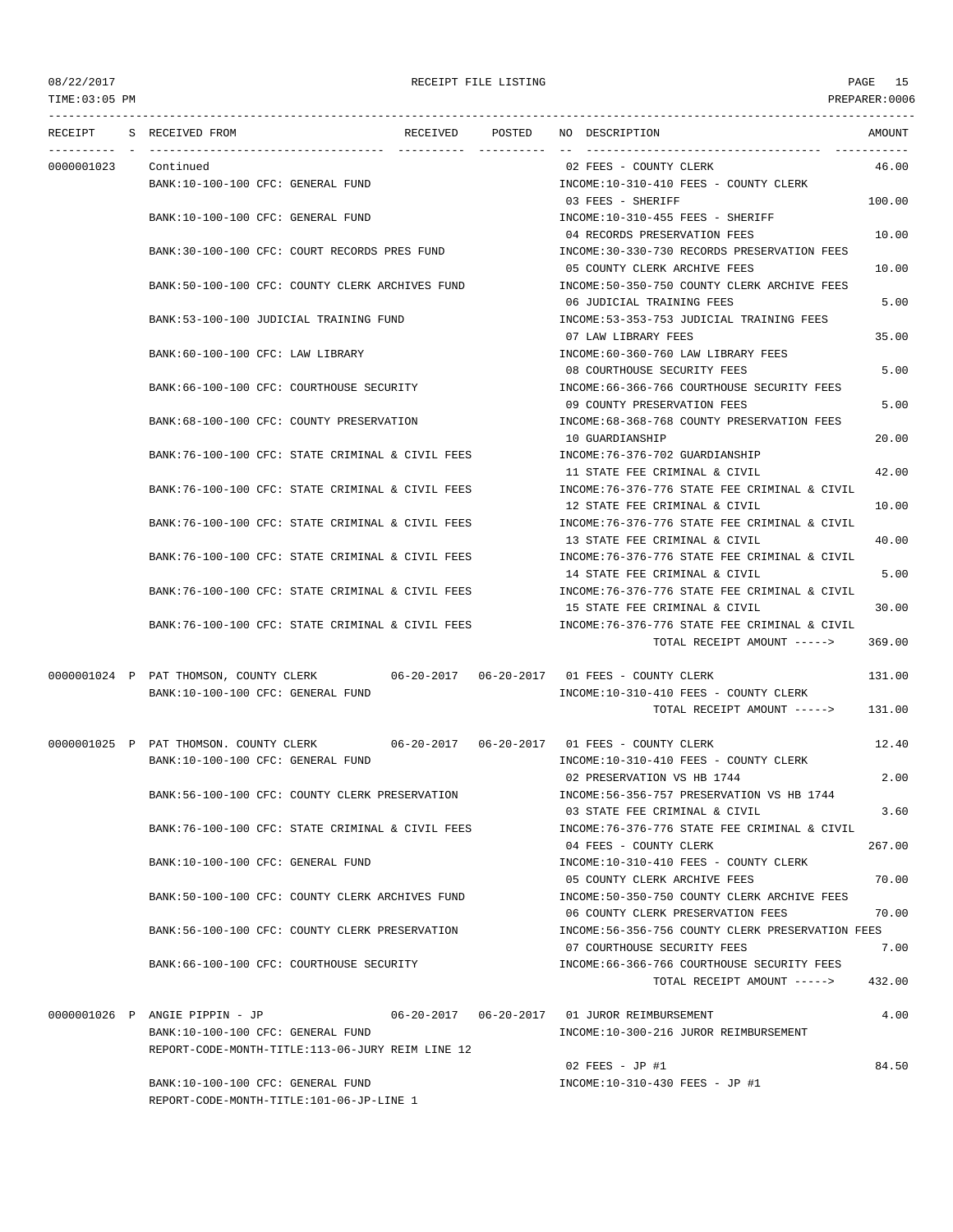RECEIPT FILE LISTING

| RECEIPT | S | RECEIVED FROM | RECEIVED | POSTED | NO | DESCRIPTION | AMOUNT |
|---|---|---|---|---|---|---|---|
| 0000001023 | | Continued | | | 02 | FEES - COUNTY CLERK | 46.00 |
| | | BANK:10-100-100 CFC: GENERAL FUND | | | | INCOME:10-310-410 FEES - COUNTY CLERK | |
| | | | | | 03 | FEES - SHERIFF | 100.00 |
| | | BANK:10-100-100 CFC: GENERAL FUND | | | | INCOME:10-310-455 FEES - SHERIFF | |
| | | | | | 04 | RECORDS PRESERVATION FEES | 10.00 |
| | | BANK:30-100-100 CFC: COURT RECORDS PRES FUND | | | | INCOME:30-330-730 RECORDS PRESERVATION FEES | |
| | | | | | 05 | COUNTY CLERK ARCHIVE FEES | 10.00 |
| | | BANK:50-100-100 CFC: COUNTY CLERK ARCHIVES FUND | | | | INCOME:50-350-750 COUNTY CLERK ARCHIVE FEES | |
| | | | | | 06 | JUDICIAL TRAINING FEES | 5.00 |
| | | BANK:53-100-100 JUDICIAL TRAINING FUND | | | | INCOME:53-353-753 JUDICIAL TRAINING FEES | |
| | | | | | 07 | LAW LIBRARY FEES | 35.00 |
| | | BANK:60-100-100 CFC: LAW LIBRARY | | | | INCOME:60-360-760 LAW LIBRARY FEES | |
| | | | | | 08 | COURTHOUSE SECURITY FEES | 5.00 |
| | | BANK:66-100-100 CFC: COURTHOUSE SECURITY | | | | INCOME:66-366-766 COURTHOUSE SECURITY FEES | |
| | | | | | 09 | COUNTY PRESERVATION FEES | 5.00 |
| | | BANK:68-100-100 CFC: COUNTY PRESERVATION | | | | INCOME:68-368-768 COUNTY PRESERVATION FEES | |
| | | | | | 10 | GUARDIANSHIP | 20.00 |
| | | BANK:76-100-100 CFC: STATE CRIMINAL & CIVIL FEES | | | | INCOME:76-376-702 GUARDIANSHIP | |
| | | | | | 11 | STATE FEE CRIMINAL & CIVIL | 42.00 |
| | | BANK:76-100-100 CFC: STATE CRIMINAL & CIVIL FEES | | | | INCOME:76-376-776 STATE FEE CRIMINAL & CIVIL | |
| | | | | | 12 | STATE FEE CRIMINAL & CIVIL | 10.00 |
| | | BANK:76-100-100 CFC: STATE CRIMINAL & CIVIL FEES | | | | INCOME:76-376-776 STATE FEE CRIMINAL & CIVIL | |
| | | | | | 13 | STATE FEE CRIMINAL & CIVIL | 40.00 |
| | | BANK:76-100-100 CFC: STATE CRIMINAL & CIVIL FEES | | | | INCOME:76-376-776 STATE FEE CRIMINAL & CIVIL | |
| | | | | | 14 | STATE FEE CRIMINAL & CIVIL | 5.00 |
| | | BANK:76-100-100 CFC: STATE CRIMINAL & CIVIL FEES | | | | INCOME:76-376-776 STATE FEE CRIMINAL & CIVIL | |
| | | | | | 15 | STATE FEE CRIMINAL & CIVIL | 30.00 |
| | | BANK:76-100-100 CFC: STATE CRIMINAL & CIVIL FEES | | | | INCOME:76-376-776 STATE FEE CRIMINAL & CIVIL | |
| | | | | | | TOTAL RECEIPT AMOUNT -----> | 369.00 |
| 0000001024 | P | PAT THOMSON, COUNTY CLERK | 06-20-2017 | 06-20-2017 | 01 | FEES - COUNTY CLERK | 131.00 |
| | | BANK:10-100-100 CFC: GENERAL FUND | | | | INCOME:10-310-410 FEES - COUNTY CLERK | |
| | | | | | | TOTAL RECEIPT AMOUNT -----> | 131.00 |
| 0000001025 | P | PAT THOMSON. COUNTY CLERK | 06-20-2017 | 06-20-2017 | 01 | FEES - COUNTY CLERK | 12.40 |
| | | BANK:10-100-100 CFC: GENERAL FUND | | | | INCOME:10-310-410 FEES - COUNTY CLERK | |
| | | | | | 02 | PRESERVATION VS HB 1744 | 2.00 |
| | | BANK:56-100-100 CFC: COUNTY CLERK PRESERVATION | | | | INCOME:56-356-757 PRESERVATION VS HB 1744 | |
| | | | | | 03 | STATE FEE CRIMINAL & CIVIL | 3.60 |
| | | BANK:76-100-100 CFC: STATE CRIMINAL & CIVIL FEES | | | | INCOME:76-376-776 STATE FEE CRIMINAL & CIVIL | |
| | | | | | 04 | FEES - COUNTY CLERK | 267.00 |
| | | BANK:10-100-100 CFC: GENERAL FUND | | | | INCOME:10-310-410 FEES - COUNTY CLERK | |
| | | | | | 05 | COUNTY CLERK ARCHIVE FEES | 70.00 |
| | | BANK:50-100-100 CFC: COUNTY CLERK ARCHIVES FUND | | | | INCOME:50-350-750 COUNTY CLERK ARCHIVE FEES | |
| | | | | | 06 | COUNTY CLERK PRESERVATION FEES | 70.00 |
| | | BANK:56-100-100 CFC: COUNTY CLERK PRESERVATION | | | | INCOME:56-356-756 COUNTY CLERK PRESERVATION FEES | |
| | | | | | 07 | COURTHOUSE SECURITY FEES | 7.00 |
| | | BANK:66-100-100 CFC: COURTHOUSE SECURITY | | | | INCOME:66-366-766 COURTHOUSE SECURITY FEES | |
| | | | | | | TOTAL RECEIPT AMOUNT -----> | 432.00 |
| 0000001026 | P | ANGIE PIPPIN - JP | 06-20-2017 | 06-20-2017 | 01 | JUROR REIMBURSEMENT | 4.00 |
| | | BANK:10-100-100 CFC: GENERAL FUND | | | | INCOME:10-300-216 JUROR REIMBURSEMENT | |
| | | REPORT-CODE-MONTH-TITLE:113-06-JURY REIM LINE 12 | | | | | |
| | | | | | 02 | FEES - JP #1 | 84.50 |
| | | BANK:10-100-100 CFC: GENERAL FUND | | | | INCOME:10-310-430 FEES - JP #1 | |
| | | REPORT-CODE-MONTH-TITLE:101-06-JP-LINE 1 | | | | | |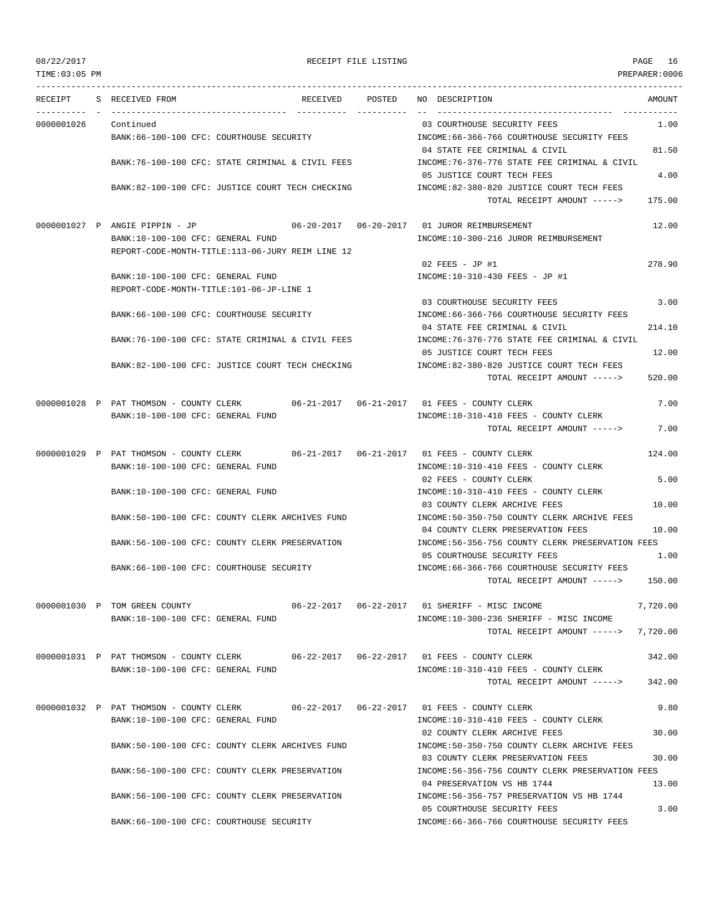RECEIPT FILE LISTING

| RECEIPT | S | RECEIVED FROM | RECEIVED | POSTED | NO | DESCRIPTION | AMOUNT |
|---|---|---|---|---|---|---|---|
| 0000001026 | | Continued | | | 03 | COURTHOUSE SECURITY FEES | 1.00 |
| | | BANK:66-100-100 CFC: COURTHOUSE SECURITY | | | | INCOME:66-366-766 COURTHOUSE SECURITY FEES | |
| | | | | | 04 | STATE FEE CRIMINAL & CIVIL | 81.50 |
| | | BANK:76-100-100 CFC: STATE CRIMINAL & CIVIL FEES | | | | INCOME:76-376-776 STATE FEE CRIMINAL & CIVIL | |
| | | | | | 05 | JUSTICE COURT TECH FEES | 4.00 |
| | | BANK:82-100-100 CFC: JUSTICE COURT TECH CHECKING | | | | INCOME:82-380-820 JUSTICE COURT TECH FEES | |
| | | | | | | TOTAL RECEIPT AMOUNT -----> | 175.00 |
| 0000001027 | P | ANGIE PIPPIN - JP | 06-20-2017 | 06-20-2017 | 01 | JUROR REIMBURSEMENT | 12.00 |
| | | BANK:10-100-100 CFC: GENERAL FUND | | | | INCOME:10-300-216 JUROR REIMBURSEMENT | |
| | | REPORT-CODE-MONTH-TITLE:113-06-JURY REIM LINE 12 | | | | | |
| | | | | | 02 | FEES - JP #1 | 278.90 |
| | | BANK:10-100-100 CFC: GENERAL FUND | | | | INCOME:10-310-430 FEES - JP #1 | |
| | | REPORT-CODE-MONTH-TITLE:101-06-JP-LINE 1 | | | | | |
| | | | | | 03 | COURTHOUSE SECURITY FEES | 3.00 |
| | | BANK:66-100-100 CFC: COURTHOUSE SECURITY | | | | INCOME:66-366-766 COURTHOUSE SECURITY FEES | |
| | | | | | 04 | STATE FEE CRIMINAL & CIVIL | 214.10 |
| | | BANK:76-100-100 CFC: STATE CRIMINAL & CIVIL FEES | | | | INCOME:76-376-776 STATE FEE CRIMINAL & CIVIL | |
| | | | | | 05 | JUSTICE COURT TECH FEES | 12.00 |
| | | BANK:82-100-100 CFC: JUSTICE COURT TECH CHECKING | | | | INCOME:82-380-820 JUSTICE COURT TECH FEES | |
| | | | | | | TOTAL RECEIPT AMOUNT -----> | 520.00 |
| 0000001028 | P | PAT THOMSON - COUNTY CLERK | 06-21-2017 | 06-21-2017 | 01 | FEES - COUNTY CLERK | 7.00 |
| | | BANK:10-100-100 CFC: GENERAL FUND | | | | INCOME:10-310-410 FEES - COUNTY CLERK | |
| | | | | | | TOTAL RECEIPT AMOUNT -----> | 7.00 |
| 0000001029 | P | PAT THOMSON - COUNTY CLERK | 06-21-2017 | 06-21-2017 | 01 | FEES - COUNTY CLERK | 124.00 |
| | | BANK:10-100-100 CFC: GENERAL FUND | | | | INCOME:10-310-410 FEES - COUNTY CLERK | |
| | | | | | 02 | FEES - COUNTY CLERK | 5.00 |
| | | BANK:10-100-100 CFC: GENERAL FUND | | | | INCOME:10-310-410 FEES - COUNTY CLERK | |
| | | | | | 03 | COUNTY CLERK ARCHIVE FEES | 10.00 |
| | | BANK:50-100-100 CFC: COUNTY CLERK ARCHIVES FUND | | | | INCOME:50-350-750 COUNTY CLERK ARCHIVE FEES | |
| | | | | | 04 | COUNTY CLERK PRESERVATION FEES | 10.00 |
| | | BANK:56-100-100 CFC: COUNTY CLERK PRESERVATION | | | | INCOME:56-356-756 COUNTY CLERK PRESERVATION FEES | |
| | | | | | 05 | COURTHOUSE SECURITY FEES | 1.00 |
| | | BANK:66-100-100 CFC: COURTHOUSE SECURITY | | | | INCOME:66-366-766 COURTHOUSE SECURITY FEES | |
| | | | | | | TOTAL RECEIPT AMOUNT -----> | 150.00 |
| 0000001030 | P | TOM GREEN COUNTY | 06-22-2017 | 06-22-2017 | 01 | SHERIFF - MISC INCOME | 7,720.00 |
| | | BANK:10-100-100 CFC: GENERAL FUND | | | | INCOME:10-300-236 SHERIFF - MISC INCOME | |
| | | | | | | TOTAL RECEIPT AMOUNT -----> | 7,720.00 |
| 0000001031 | P | PAT THOMSON - COUNTY CLERK | 06-22-2017 | 06-22-2017 | 01 | FEES - COUNTY CLERK | 342.00 |
| | | BANK:10-100-100 CFC: GENERAL FUND | | | | INCOME:10-310-410 FEES - COUNTY CLERK | |
| | | | | | | TOTAL RECEIPT AMOUNT -----> | 342.00 |
| 0000001032 | P | PAT THOMSON - COUNTY CLERK | 06-22-2017 | 06-22-2017 | 01 | FEES - COUNTY CLERK | 9.80 |
| | | BANK:10-100-100 CFC: GENERAL FUND | | | | INCOME:10-310-410 FEES - COUNTY CLERK | |
| | | | | | 02 | COUNTY CLERK ARCHIVE FEES | 30.00 |
| | | BANK:50-100-100 CFC: COUNTY CLERK ARCHIVES FUND | | | | INCOME:50-350-750 COUNTY CLERK ARCHIVE FEES | |
| | | | | | 03 | COUNTY CLERK PRESERVATION FEES | 30.00 |
| | | BANK:56-100-100 CFC: COUNTY CLERK PRESERVATION | | | | INCOME:56-356-756 COUNTY CLERK PRESERVATION FEES | |
| | | | | | 04 | PRESERVATION VS HB 1744 | 13.00 |
| | | BANK:56-100-100 CFC: COUNTY CLERK PRESERVATION | | | | INCOME:56-356-757 PRESERVATION VS HB 1744 | |
| | | | | | 05 | COURTHOUSE SECURITY FEES | 3.00 |
| | | BANK:66-100-100 CFC: COURTHOUSE SECURITY | | | | INCOME:66-366-766 COURTHOUSE SECURITY FEES | |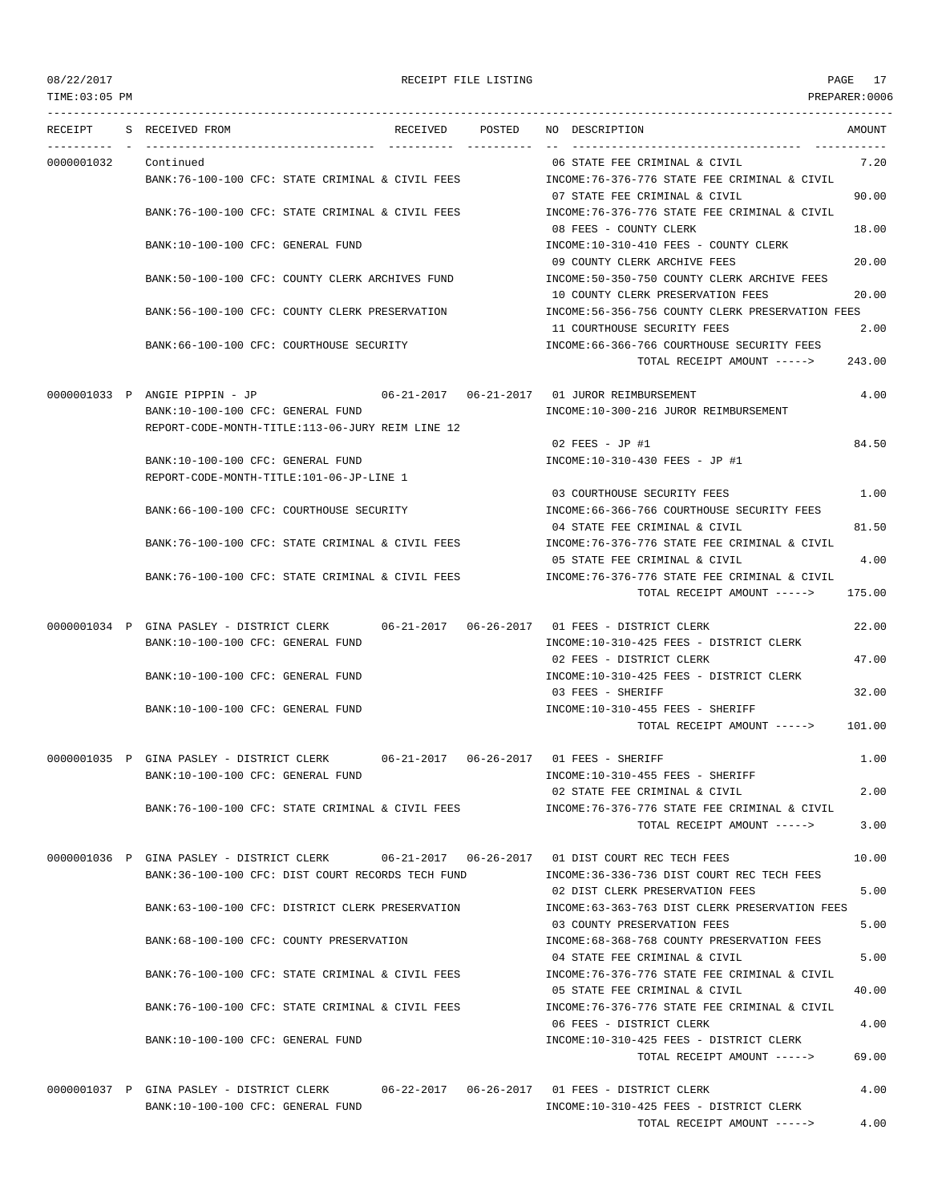RECEIPT FILE LISTING

TIME:03:05 PM — PREPARER:0006 — 08/22/2017

| RECEIPT | S | RECEIVED FROM | RECEIVED | POSTED | NO | DESCRIPTION | AMOUNT |
|---|---|---|---|---|---|---|---|
| 0000001032 | | Continued | | | 06 | STATE FEE CRIMINAL & CIVIL | 7.20 |
| | | BANK:76-100-100 CFC: STATE CRIMINAL & CIVIL FEES | | | | INCOME:76-376-776 STATE FEE CRIMINAL & CIVIL | |
| | | | | | 07 | STATE FEE CRIMINAL & CIVIL | 90.00 |
| | | BANK:76-100-100 CFC: STATE CRIMINAL & CIVIL FEES | | | | INCOME:76-376-776 STATE FEE CRIMINAL & CIVIL | |
| | | | | | 08 | FEES - COUNTY CLERK | 18.00 |
| | | BANK:10-100-100 CFC: GENERAL FUND | | | | INCOME:10-310-410 FEES - COUNTY CLERK | |
| | | | | | 09 | COUNTY CLERK ARCHIVE FEES | 20.00 |
| | | BANK:50-100-100 CFC: COUNTY CLERK ARCHIVES FUND | | | | INCOME:50-350-750 COUNTY CLERK ARCHIVE FEES | |
| | | | | | 10 | COUNTY CLERK PRESERVATION FEES | 20.00 |
| | | BANK:56-100-100 CFC: COUNTY CLERK PRESERVATION | | | | INCOME:56-356-756 COUNTY CLERK PRESERVATION FEES | |
| | | | | | 11 | COURTHOUSE SECURITY FEES | 2.00 |
| | | BANK:66-100-100 CFC: COURTHOUSE SECURITY | | | | INCOME:66-366-766 COURTHOUSE SECURITY FEES | |
| | | | | | | TOTAL RECEIPT AMOUNT -----> | 243.00 |
| 0000001033 | P | ANGIE PIPPIN - JP | 06-21-2017 | 06-21-2017 | 01 | JUROR REIMBURSEMENT | 4.00 |
| | | BANK:10-100-100 CFC: GENERAL FUND | | | | INCOME:10-300-216 JUROR REIMBURSEMENT | |
| | | REPORT-CODE-MONTH-TITLE:113-06-JURY REIM LINE 12 | | | | | |
| | | | | | 02 | FEES - JP #1 | 84.50 |
| | | BANK:10-100-100 CFC: GENERAL FUND | | | | INCOME:10-310-430 FEES - JP #1 | |
| | | REPORT-CODE-MONTH-TITLE:101-06-JP-LINE 1 | | | | | |
| | | | | | 03 | COURTHOUSE SECURITY FEES | 1.00 |
| | | BANK:66-100-100 CFC: COURTHOUSE SECURITY | | | | INCOME:66-366-766 COURTHOUSE SECURITY FEES | |
| | | | | | 04 | STATE FEE CRIMINAL & CIVIL | 81.50 |
| | | BANK:76-100-100 CFC: STATE CRIMINAL & CIVIL FEES | | | | INCOME:76-376-776 STATE FEE CRIMINAL & CIVIL | |
| | | | | | 05 | STATE FEE CRIMINAL & CIVIL | 4.00 |
| | | BANK:76-100-100 CFC: STATE CRIMINAL & CIVIL FEES | | | | INCOME:76-376-776 STATE FEE CRIMINAL & CIVIL | |
| | | | | | | TOTAL RECEIPT AMOUNT -----> | 175.00 |
| 0000001034 | P | GINA PASLEY - DISTRICT CLERK | 06-21-2017 | 06-26-2017 | 01 | FEES - DISTRICT CLERK | 22.00 |
| | | BANK:10-100-100 CFC: GENERAL FUND | | | | INCOME:10-310-425 FEES - DISTRICT CLERK | |
| | | | | | 02 | FEES - DISTRICT CLERK | 47.00 |
| | | BANK:10-100-100 CFC: GENERAL FUND | | | | INCOME:10-310-425 FEES - DISTRICT CLERK | |
| | | | | | 03 | FEES - SHERIFF | 32.00 |
| | | BANK:10-100-100 CFC: GENERAL FUND | | | | INCOME:10-310-455 FEES - SHERIFF | |
| | | | | | | TOTAL RECEIPT AMOUNT -----> | 101.00 |
| 0000001035 | P | GINA PASLEY - DISTRICT CLERK | 06-21-2017 | 06-26-2017 | 01 | FEES - SHERIFF | 1.00 |
| | | BANK:10-100-100 CFC: GENERAL FUND | | | | INCOME:10-310-455 FEES - SHERIFF | |
| | | | | | 02 | STATE FEE CRIMINAL & CIVIL | 2.00 |
| | | BANK:76-100-100 CFC: STATE CRIMINAL & CIVIL FEES | | | | INCOME:76-376-776 STATE FEE CRIMINAL & CIVIL | |
| | | | | | | TOTAL RECEIPT AMOUNT -----> | 3.00 |
| 0000001036 | P | GINA PASLEY - DISTRICT CLERK | 06-21-2017 | 06-26-2017 | 01 | DIST COURT REC TECH FEES | 10.00 |
| | | BANK:36-100-100 CFC: DIST COURT RECORDS TECH FUND | | | | INCOME:36-336-736 DIST COURT REC TECH FEES | |
| | | | | | 02 | DIST CLERK PRESERVATION FEES | 5.00 |
| | | BANK:63-100-100 CFC: DISTRICT CLERK PRESERVATION | | | | INCOME:63-363-763 DIST CLERK PRESERVATION FEES | |
| | | | | | 03 | COUNTY PRESERVATION FEES | 5.00 |
| | | BANK:68-100-100 CFC: COUNTY PRESERVATION | | | | INCOME:68-368-768 COUNTY PRESERVATION FEES | |
| | | | | | 04 | STATE FEE CRIMINAL & CIVIL | 5.00 |
| | | BANK:76-100-100 CFC: STATE CRIMINAL & CIVIL FEES | | | | INCOME:76-376-776 STATE FEE CRIMINAL & CIVIL | |
| | | | | | 05 | STATE FEE CRIMINAL & CIVIL | 40.00 |
| | | BANK:76-100-100 CFC: STATE CRIMINAL & CIVIL FEES | | | | INCOME:76-376-776 STATE FEE CRIMINAL & CIVIL | |
| | | | | | 06 | FEES - DISTRICT CLERK | 4.00 |
| | | BANK:10-100-100 CFC: GENERAL FUND | | | | INCOME:10-310-425 FEES - DISTRICT CLERK | |
| | | | | | | TOTAL RECEIPT AMOUNT -----> | 69.00 |
| 0000001037 | P | GINA PASLEY - DISTRICT CLERK | 06-22-2017 | 06-26-2017 | 01 | FEES - DISTRICT CLERK | 4.00 |
| | | BANK:10-100-100 CFC: GENERAL FUND | | | | INCOME:10-310-425 FEES - DISTRICT CLERK | |
| | | | | | | TOTAL RECEIPT AMOUNT -----> | 4.00 |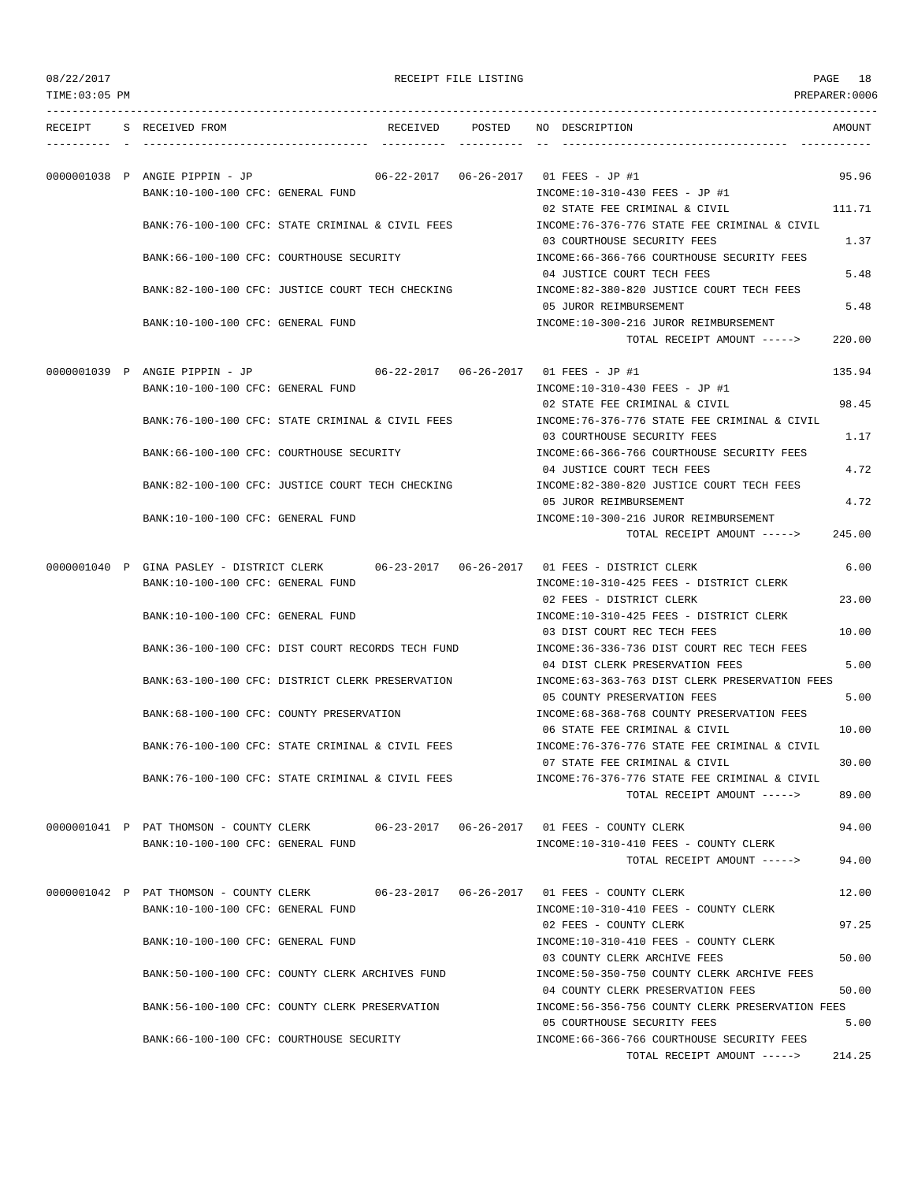RECEIPT FILE LISTING

| RECEIPT | S | RECEIVED FROM | RECEIVED | POSTED | NO | DESCRIPTION | AMOUNT |
|---|---|---|---|---|---|---|---|
| 0000001038 | P | ANGIE PIPPIN - JP | 06-22-2017 | 06-26-2017 | 01 | FEES - JP #1 | 95.96 |
| | | BANK:10-100-100 CFC: GENERAL FUND | | | | INCOME:10-310-430 FEES - JP #1 | |
| | | | | | 02 | STATE FEE CRIMINAL & CIVIL | 111.71 |
| | | BANK:76-100-100 CFC: STATE CRIMINAL & CIVIL FEES | | | | INCOME:76-376-776 STATE FEE CRIMINAL & CIVIL | |
| | | | | | 03 | COURTHOUSE SECURITY FEES | 1.37 |
| | | BANK:66-100-100 CFC: COURTHOUSE SECURITY | | | | INCOME:66-366-766 COURTHOUSE SECURITY FEES | |
| | | | | | 04 | JUSTICE COURT TECH FEES | 5.48 |
| | | BANK:82-100-100 CFC: JUSTICE COURT TECH CHECKING | | | | INCOME:82-380-820 JUSTICE COURT TECH FEES | |
| | | | | | 05 | JUROR REIMBURSEMENT | 5.48 |
| | | BANK:10-100-100 CFC: GENERAL FUND | | | | INCOME:10-300-216 JUROR REIMBURSEMENT | |
| | | | | | | TOTAL RECEIPT AMOUNT -----> | 220.00 |
| 0000001039 | P | ANGIE PIPPIN - JP | 06-22-2017 | 06-26-2017 | 01 | FEES - JP #1 | 135.94 |
| | | BANK:10-100-100 CFC: GENERAL FUND | | | | INCOME:10-310-430 FEES - JP #1 | |
| | | | | | 02 | STATE FEE CRIMINAL & CIVIL | 98.45 |
| | | BANK:76-100-100 CFC: STATE CRIMINAL & CIVIL FEES | | | | INCOME:76-376-776 STATE FEE CRIMINAL & CIVIL | |
| | | | | | 03 | COURTHOUSE SECURITY FEES | 1.17 |
| | | BANK:66-100-100 CFC: COURTHOUSE SECURITY | | | | INCOME:66-366-766 COURTHOUSE SECURITY FEES | |
| | | | | | 04 | JUSTICE COURT TECH FEES | 4.72 |
| | | BANK:82-100-100 CFC: JUSTICE COURT TECH CHECKING | | | | INCOME:82-380-820 JUSTICE COURT TECH FEES | |
| | | | | | 05 | JUROR REIMBURSEMENT | 4.72 |
| | | BANK:10-100-100 CFC: GENERAL FUND | | | | INCOME:10-300-216 JUROR REIMBURSEMENT | |
| | | | | | | TOTAL RECEIPT AMOUNT -----> | 245.00 |
| 0000001040 | P | GINA PASLEY - DISTRICT CLERK | 06-23-2017 | 06-26-2017 | 01 | FEES - DISTRICT CLERK | 6.00 |
| | | BANK:10-100-100 CFC: GENERAL FUND | | | | INCOME:10-310-425 FEES - DISTRICT CLERK | |
| | | | | | 02 | FEES - DISTRICT CLERK | 23.00 |
| | | BANK:10-100-100 CFC: GENERAL FUND | | | | INCOME:10-310-425 FEES - DISTRICT CLERK | |
| | | | | | 03 | DIST COURT REC TECH FEES | 10.00 |
| | | BANK:36-100-100 CFC: DIST COURT RECORDS TECH FUND | | | | INCOME:36-336-736 DIST COURT REC TECH FEES | |
| | | | | | 04 | DIST CLERK PRESERVATION FEES | 5.00 |
| | | BANK:63-100-100 CFC: DISTRICT CLERK PRESERVATION | | | | INCOME:63-363-763 DIST CLERK PRESERVATION FEES | |
| | | | | | 05 | COUNTY PRESERVATION FEES | 5.00 |
| | | BANK:68-100-100 CFC: COUNTY PRESERVATION | | | | INCOME:68-368-768 COUNTY PRESERVATION FEES | |
| | | | | | 06 | STATE FEE CRIMINAL & CIVIL | 10.00 |
| | | BANK:76-100-100 CFC: STATE CRIMINAL & CIVIL FEES | | | | INCOME:76-376-776 STATE FEE CRIMINAL & CIVIL | |
| | | | | | 07 | STATE FEE CRIMINAL & CIVIL | 30.00 |
| | | BANK:76-100-100 CFC: STATE CRIMINAL & CIVIL FEES | | | | INCOME:76-376-776 STATE FEE CRIMINAL & CIVIL | |
| | | | | | | TOTAL RECEIPT AMOUNT -----> | 89.00 |
| 0000001041 | P | PAT THOMSON - COUNTY CLERK | 06-23-2017 | 06-26-2017 | 01 | FEES - COUNTY CLERK | 94.00 |
| | | BANK:10-100-100 CFC: GENERAL FUND | | | | INCOME:10-310-410 FEES - COUNTY CLERK | |
| | | | | | | TOTAL RECEIPT AMOUNT -----> | 94.00 |
| 0000001042 | P | PAT THOMSON - COUNTY CLERK | 06-23-2017 | 06-26-2017 | 01 | FEES - COUNTY CLERK | 12.00 |
| | | BANK:10-100-100 CFC: GENERAL FUND | | | | INCOME:10-310-410 FEES - COUNTY CLERK | |
| | | | | | 02 | FEES - COUNTY CLERK | 97.25 |
| | | BANK:10-100-100 CFC: GENERAL FUND | | | | INCOME:10-310-410 FEES - COUNTY CLERK | |
| | | | | | 03 | COUNTY CLERK ARCHIVE FEES | 50.00 |
| | | BANK:50-100-100 CFC: COUNTY CLERK ARCHIVES FUND | | | | INCOME:50-350-750 COUNTY CLERK ARCHIVE FEES | |
| | | | | | 04 | COUNTY CLERK PRESERVATION FEES | 50.00 |
| | | BANK:56-100-100 CFC: COUNTY CLERK PRESERVATION | | | | INCOME:56-356-756 COUNTY CLERK PRESERVATION FEES | |
| | | | | | 05 | COURTHOUSE SECURITY FEES | 5.00 |
| | | BANK:66-100-100 CFC: COURTHOUSE SECURITY | | | | INCOME:66-366-766 COURTHOUSE SECURITY FEES | |
| | | | | | | TOTAL RECEIPT AMOUNT -----> | 214.25 |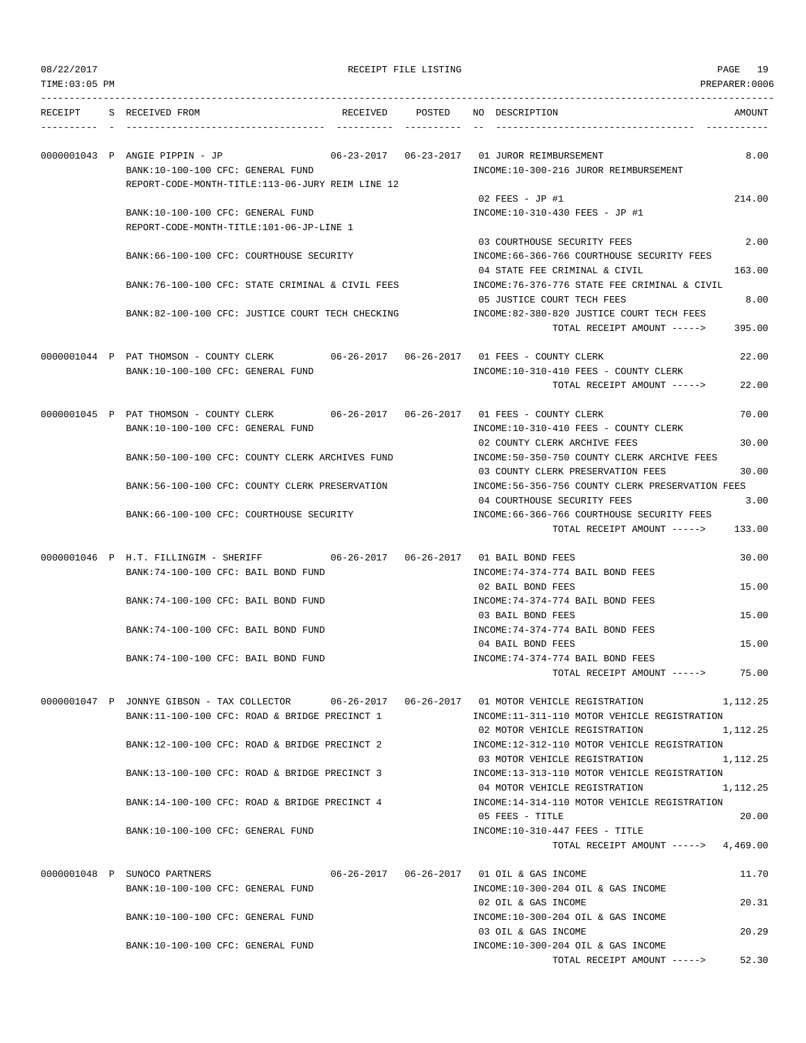RECEIPT FILE LISTING

TIME:03:05 PM — PREPARER:0006 — 08/22/2017

| RECEIPT | S | RECEIVED FROM | RECEIVED | POSTED | NO | DESCRIPTION | AMOUNT |
|---|---|---|---|---|---|---|---|
| 0000001043 | P | ANGIE PIPPIN - JP | 06-23-2017 | 06-23-2017 | 01 | JUROR REIMBURSEMENT | 8.00 |
| | | BANK:10-100-100 CFC: GENERAL FUND | | | | INCOME:10-300-216 JUROR REIMBURSEMENT | |
| | | REPORT-CODE-MONTH-TITLE:113-06-JURY REIM LINE 12 | | | | | |
| | | | | | 02 | FEES - JP #1 | 214.00 |
| | | BANK:10-100-100 CFC: GENERAL FUND | | | | INCOME:10-310-430 FEES - JP #1 | |
| | | REPORT-CODE-MONTH-TITLE:101-06-JP-LINE 1 | | | | | |
| | | | | | 03 | COURTHOUSE SECURITY FEES | 2.00 |
| | | BANK:66-100-100 CFC: COURTHOUSE SECURITY | | | | INCOME:66-366-766 COURTHOUSE SECURITY FEES | |
| | | | | | 04 | STATE FEE CRIMINAL & CIVIL | 163.00 |
| | | BANK:76-100-100 CFC: STATE CRIMINAL & CIVIL FEES | | | | INCOME:76-376-776 STATE FEE CRIMINAL & CIVIL | |
| | | | | | 05 | JUSTICE COURT TECH FEES | 8.00 |
| | | BANK:82-100-100 CFC: JUSTICE COURT TECH CHECKING | | | | INCOME:82-380-820 JUSTICE COURT TECH FEES | |
| | | | | | | TOTAL RECEIPT AMOUNT -----> | 395.00 |
| 0000001044 | P | PAT THOMSON - COUNTY CLERK | 06-26-2017 | 06-26-2017 | 01 | FEES - COUNTY CLERK | 22.00 |
| | | BANK:10-100-100 CFC: GENERAL FUND | | | | INCOME:10-310-410 FEES - COUNTY CLERK | |
| | | | | | | TOTAL RECEIPT AMOUNT -----> | 22.00 |
| 0000001045 | P | PAT THOMSON - COUNTY CLERK | 06-26-2017 | 06-26-2017 | 01 | FEES - COUNTY CLERK | 70.00 |
| | | BANK:10-100-100 CFC: GENERAL FUND | | | | INCOME:10-310-410 FEES - COUNTY CLERK | |
| | | | | | 02 | COUNTY CLERK ARCHIVE FEES | 30.00 |
| | | BANK:50-100-100 CFC: COUNTY CLERK ARCHIVES FUND | | | | INCOME:50-350-750 COUNTY CLERK ARCHIVE FEES | |
| | | | | | 03 | COUNTY CLERK PRESERVATION FEES | 30.00 |
| | | BANK:56-100-100 CFC: COUNTY CLERK PRESERVATION | | | | INCOME:56-356-756 COUNTY CLERK PRESERVATION FEES | |
| | | | | | 04 | COURTHOUSE SECURITY FEES | 3.00 |
| | | BANK:66-100-100 CFC: COURTHOUSE SECURITY | | | | INCOME:66-366-766 COURTHOUSE SECURITY FEES | |
| | | | | | | TOTAL RECEIPT AMOUNT -----> | 133.00 |
| 0000001046 | P | H.T. FILLINGIM - SHERIFF | 06-26-2017 | 06-26-2017 | 01 | BAIL BOND FEES | 30.00 |
| | | BANK:74-100-100 CFC: BAIL BOND FUND | | | | INCOME:74-374-774 BAIL BOND FEES | |
| | | | | | 02 | BAIL BOND FEES | 15.00 |
| | | BANK:74-100-100 CFC: BAIL BOND FUND | | | | INCOME:74-374-774 BAIL BOND FEES | |
| | | | | | 03 | BAIL BOND FEES | 15.00 |
| | | BANK:74-100-100 CFC: BAIL BOND FUND | | | | INCOME:74-374-774 BAIL BOND FEES | |
| | | | | | 04 | BAIL BOND FEES | 15.00 |
| | | BANK:74-100-100 CFC: BAIL BOND FUND | | | | INCOME:74-374-774 BAIL BOND FEES | |
| | | | | | | TOTAL RECEIPT AMOUNT -----> | 75.00 |
| 0000001047 | P | JONNYE GIBSON - TAX COLLECTOR | 06-26-2017 | 06-26-2017 | 01 | MOTOR VEHICLE REGISTRATION | 1,112.25 |
| | | BANK:11-100-100 CFC: ROAD & BRIDGE PRECINCT 1 | | | | INCOME:11-311-110 MOTOR VEHICLE REGISTRATION | |
| | | | | | 02 | MOTOR VEHICLE REGISTRATION | 1,112.25 |
| | | BANK:12-100-100 CFC: ROAD & BRIDGE PRECINCT 2 | | | | INCOME:12-312-110 MOTOR VEHICLE REGISTRATION | |
| | | | | | 03 | MOTOR VEHICLE REGISTRATION | 1,112.25 |
| | | BANK:13-100-100 CFC: ROAD & BRIDGE PRECINCT 3 | | | | INCOME:13-313-110 MOTOR VEHICLE REGISTRATION | |
| | | | | | 04 | MOTOR VEHICLE REGISTRATION | 1,112.25 |
| | | BANK:14-100-100 CFC: ROAD & BRIDGE PRECINCT 4 | | | | INCOME:14-314-110 MOTOR VEHICLE REGISTRATION | |
| | | | | | 05 | FEES - TITLE | 20.00 |
| | | BANK:10-100-100 CFC: GENERAL FUND | | | | INCOME:10-310-447 FEES - TITLE | |
| | | | | | | TOTAL RECEIPT AMOUNT -----> | 4,469.00 |
| 0000001048 | P | SUNOCO PARTNERS | 06-26-2017 | 06-26-2017 | 01 | OIL & GAS INCOME | 11.70 |
| | | BANK:10-100-100 CFC: GENERAL FUND | | | | INCOME:10-300-204 OIL & GAS INCOME | |
| | | | | | 02 | OIL & GAS INCOME | 20.31 |
| | | BANK:10-100-100 CFC: GENERAL FUND | | | | INCOME:10-300-204 OIL & GAS INCOME | |
| | | | | | 03 | OIL & GAS INCOME | 20.29 |
| | | BANK:10-100-100 CFC: GENERAL FUND | | | | INCOME:10-300-204 OIL & GAS INCOME | |
| | | | | | | TOTAL RECEIPT AMOUNT -----> | 52.30 |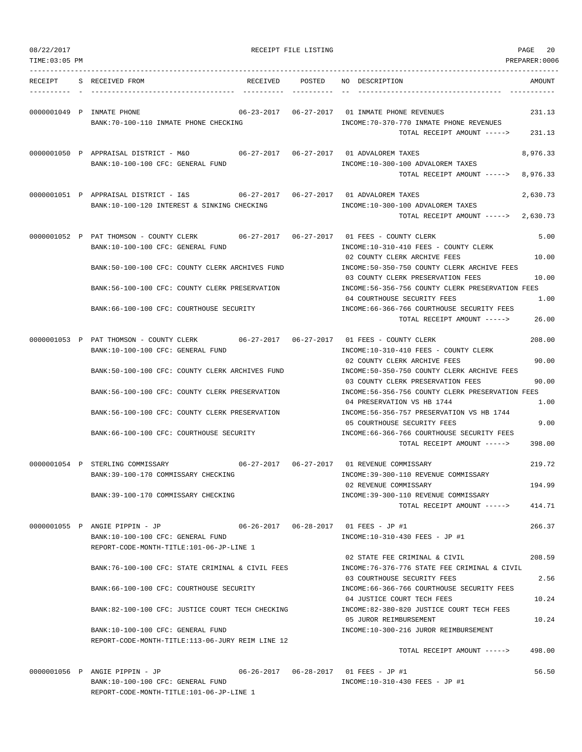08/22/2017 RECEIPT FILE LISTING

TIME:03:05 PM PREPARER:0006

| RECEIPT | S | RECEIVED FROM | RECEIVED | POSTED | NO | DESCRIPTION | AMOUNT |
|---|---|---|---|---|---|---|---|
| 0000001049 | P | INMATE PHONE | 06-23-2017 | 06-27-2017 | 01 | INMATE PHONE REVENUES | 231.13 |
| | | BANK:70-100-110 INMATE PHONE CHECKING | | | | INCOME:70-370-770 INMATE PHONE REVENUES | |
| | | | | | | TOTAL RECEIPT AMOUNT -----> | 231.13 |
| 0000001050 | P | APPRAISAL DISTRICT - M&O | 06-27-2017 | 06-27-2017 | 01 | ADVALOREM TAXES | 8,976.33 |
| | | BANK:10-100-100 CFC: GENERAL FUND | | | | INCOME:10-300-100 ADVALOREM TAXES | |
| | | | | | | TOTAL RECEIPT AMOUNT -----> | 8,976.33 |
| 0000001051 | P | APPRAISAL DISTRICT - I&S | 06-27-2017 | 06-27-2017 | 01 | ADVALOREM TAXES | 2,630.73 |
| | | BANK:10-100-120 INTEREST & SINKING CHECKING | | | | INCOME:10-300-100 ADVALOREM TAXES | |
| | | | | | | TOTAL RECEIPT AMOUNT -----> | 2,630.73 |
| 0000001052 | P | PAT THOMSON - COUNTY CLERK | 06-27-2017 | 06-27-2017 | 01 | FEES - COUNTY CLERK | 5.00 |
| | | BANK:10-100-100 CFC: GENERAL FUND | | | | INCOME:10-310-410 FEES - COUNTY CLERK | |
| | | | | | 02 | COUNTY CLERK ARCHIVE FEES | 10.00 |
| | | BANK:50-100-100 CFC: COUNTY CLERK ARCHIVES FUND | | | | INCOME:50-350-750 COUNTY CLERK ARCHIVE FEES | |
| | | | | | 03 | COUNTY CLERK PRESERVATION FEES | 10.00 |
| | | BANK:56-100-100 CFC: COUNTY CLERK PRESERVATION | | | | INCOME:56-356-756 COUNTY CLERK PRESERVATION FEES | |
| | | | | | 04 | COURTHOUSE SECURITY FEES | 1.00 |
| | | BANK:66-100-100 CFC: COURTHOUSE SECURITY | | | | INCOME:66-366-766 COURTHOUSE SECURITY FEES | |
| | | | | | | TOTAL RECEIPT AMOUNT -----> | 26.00 |
| 0000001053 | P | PAT THOMSON - COUNTY CLERK | 06-27-2017 | 06-27-2017 | 01 | FEES - COUNTY CLERK | 208.00 |
| | | BANK:10-100-100 CFC: GENERAL FUND | | | | INCOME:10-310-410 FEES - COUNTY CLERK | |
| | | | | | 02 | COUNTY CLERK ARCHIVE FEES | 90.00 |
| | | BANK:50-100-100 CFC: COUNTY CLERK ARCHIVES FUND | | | | INCOME:50-350-750 COUNTY CLERK ARCHIVE FEES | |
| | | | | | 03 | COUNTY CLERK PRESERVATION FEES | 90.00 |
| | | BANK:56-100-100 CFC: COUNTY CLERK PRESERVATION | | | | INCOME:56-356-756 COUNTY CLERK PRESERVATION FEES | |
| | | | | | 04 | PRESERVATION VS HB 1744 | 1.00 |
| | | BANK:56-100-100 CFC: COUNTY CLERK PRESERVATION | | | | INCOME:56-356-757 PRESERVATION VS HB 1744 | |
| | | | | | 05 | COURTHOUSE SECURITY FEES | 9.00 |
| | | BANK:66-100-100 CFC: COURTHOUSE SECURITY | | | | INCOME:66-366-766 COURTHOUSE SECURITY FEES | |
| | | | | | | TOTAL RECEIPT AMOUNT -----> | 398.00 |
| 0000001054 | P | STERLING COMMISSARY | 06-27-2017 | 06-27-2017 | 01 | REVENUE COMMISSARY | 219.72 |
| | | BANK:39-100-170 COMMISSARY CHECKING | | | | INCOME:39-300-110 REVENUE COMMISSARY | |
| | | | | | 02 | REVENUE COMMISSARY | 194.99 |
| | | BANK:39-100-170 COMMISSARY CHECKING | | | | INCOME:39-300-110 REVENUE COMMISSARY | |
| | | | | | | TOTAL RECEIPT AMOUNT -----> | 414.71 |
| 0000001055 | P | ANGIE PIPPIN - JP | 06-26-2017 | 06-28-2017 | 01 | FEES - JP #1 | 266.37 |
| | | BANK:10-100-100 CFC: GENERAL FUND | | | | INCOME:10-310-430 FEES - JP #1 | |
| | | REPORT-CODE-MONTH-TITLE:101-06-JP-LINE 1 | | | | | |
| | | | | | 02 | STATE FEE CRIMINAL & CIVIL | 208.59 |
| | | BANK:76-100-100 CFC: STATE CRIMINAL & CIVIL FEES | | | | INCOME:76-376-776 STATE FEE CRIMINAL & CIVIL | |
| | | | | | 03 | COURTHOUSE SECURITY FEES | 2.56 |
| | | BANK:66-100-100 CFC: COURTHOUSE SECURITY | | | | INCOME:66-366-766 COURTHOUSE SECURITY FEES | |
| | | | | | 04 | JUSTICE COURT TECH FEES | 10.24 |
| | | BANK:82-100-100 CFC: JUSTICE COURT TECH CHECKING | | | | INCOME:82-380-820 JUSTICE COURT TECH FEES | |
| | | | | | 05 | JUROR REIMBURSEMENT | 10.24 |
| | | BANK:10-100-100 CFC: GENERAL FUND | | | | INCOME:10-300-216 JUROR REIMBURSEMENT | |
| | | REPORT-CODE-MONTH-TITLE:113-06-JURY REIM LINE 12 | | | | | |
| | | | | | | TOTAL RECEIPT AMOUNT -----> | 498.00 |
| 0000001056 | P | ANGIE PIPPIN - JP | 06-26-2017 | 06-28-2017 | 01 | FEES - JP #1 | 56.50 |
| | | BANK:10-100-100 CFC: GENERAL FUND | | | | INCOME:10-310-430 FEES - JP #1 | |
| | | REPORT-CODE-MONTH-TITLE:101-06-JP-LINE 1 | | | | | |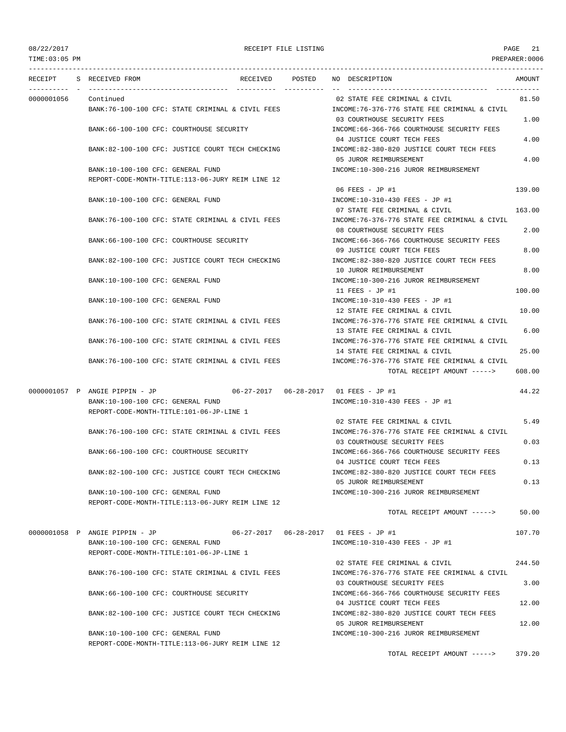RECEIPT FILE LISTING

| RECEIPT | S | RECEIVED FROM | RECEIVED | POSTED | NO | DESCRIPTION | AMOUNT |
|---|---|---|---|---|---|---|---|
| 0000001056 | | Continued | | | 02 | STATE FEE CRIMINAL & CIVIL | 81.50 |
| | | BANK:76-100-100 CFC: STATE CRIMINAL & CIVIL FEES | | | | INCOME:76-376-776 STATE FEE CRIMINAL & CIVIL | |
| | | | | | 03 | COURTHOUSE SECURITY FEES | 1.00 |
| | | BANK:66-100-100 CFC: COURTHOUSE SECURITY | | | | INCOME:66-366-766 COURTHOUSE SECURITY FEES | |
| | | | | | 04 | JUSTICE COURT TECH FEES | 4.00 |
| | | BANK:82-100-100 CFC: JUSTICE COURT TECH CHECKING | | | | INCOME:82-380-820 JUSTICE COURT TECH FEES | |
| | | | | | 05 | JUROR REIMBURSEMENT | 4.00 |
| | | BANK:10-100-100 CFC: GENERAL FUND | | | | INCOME:10-300-216 JUROR REIMBURSEMENT | |
| | | REPORT-CODE-MONTH-TITLE:113-06-JURY REIM LINE 12 | | | | | |
| | | | | | 06 | FEES - JP #1 | 139.00 |
| | | BANK:10-100-100 CFC: GENERAL FUND | | | | INCOME:10-310-430 FEES - JP #1 | |
| | | | | | 07 | STATE FEE CRIMINAL & CIVIL | 163.00 |
| | | BANK:76-100-100 CFC: STATE CRIMINAL & CIVIL FEES | | | | INCOME:76-376-776 STATE FEE CRIMINAL & CIVIL | |
| | | | | | 08 | COURTHOUSE SECURITY FEES | 2.00 |
| | | BANK:66-100-100 CFC: COURTHOUSE SECURITY | | | | INCOME:66-366-766 COURTHOUSE SECURITY FEES | |
| | | | | | 09 | JUSTICE COURT TECH FEES | 8.00 |
| | | BANK:82-100-100 CFC: JUSTICE COURT TECH CHECKING | | | | INCOME:82-380-820 JUSTICE COURT TECH FEES | |
| | | | | | 10 | JUROR REIMBURSEMENT | 8.00 |
| | | BANK:10-100-100 CFC: GENERAL FUND | | | | INCOME:10-300-216 JUROR REIMBURSEMENT | |
| | | | | | 11 | FEES - JP #1 | 100.00 |
| | | BANK:10-100-100 CFC: GENERAL FUND | | | | INCOME:10-310-430 FEES - JP #1 | |
| | | | | | 12 | STATE FEE CRIMINAL & CIVIL | 10.00 |
| | | BANK:76-100-100 CFC: STATE CRIMINAL & CIVIL FEES | | | | INCOME:76-376-776 STATE FEE CRIMINAL & CIVIL | |
| | | | | | 13 | STATE FEE CRIMINAL & CIVIL | 6.00 |
| | | BANK:76-100-100 CFC: STATE CRIMINAL & CIVIL FEES | | | | INCOME:76-376-776 STATE FEE CRIMINAL & CIVIL | |
| | | | | | 14 | STATE FEE CRIMINAL & CIVIL | 25.00 |
| | | BANK:76-100-100 CFC: STATE CRIMINAL & CIVIL FEES | | | | INCOME:76-376-776 STATE FEE CRIMINAL & CIVIL | |
| | | | | | | TOTAL RECEIPT AMOUNT -----> | 608.00 |
| 0000001057 | P | ANGIE PIPPIN - JP | 06-27-2017 | 06-28-2017 | 01 | FEES - JP #1 | 44.22 |
| | | BANK:10-100-100 CFC: GENERAL FUND | | | | INCOME:10-310-430 FEES - JP #1 | |
| | | REPORT-CODE-MONTH-TITLE:101-06-JP-LINE 1 | | | | | |
| | | | | | 02 | STATE FEE CRIMINAL & CIVIL | 5.49 |
| | | BANK:76-100-100 CFC: STATE CRIMINAL & CIVIL FEES | | | | INCOME:76-376-776 STATE FEE CRIMINAL & CIVIL | |
| | | | | | 03 | COURTHOUSE SECURITY FEES | 0.03 |
| | | BANK:66-100-100 CFC: COURTHOUSE SECURITY | | | | INCOME:66-366-766 COURTHOUSE SECURITY FEES | |
| | | | | | 04 | JUSTICE COURT TECH FEES | 0.13 |
| | | BANK:82-100-100 CFC: JUSTICE COURT TECH CHECKING | | | | INCOME:82-380-820 JUSTICE COURT TECH FEES | |
| | | | | | 05 | JUROR REIMBURSEMENT | 0.13 |
| | | BANK:10-100-100 CFC: GENERAL FUND | | | | INCOME:10-300-216 JUROR REIMBURSEMENT | |
| | | REPORT-CODE-MONTH-TITLE:113-06-JURY REIM LINE 12 | | | | | |
| | | | | | | TOTAL RECEIPT AMOUNT -----> | 50.00 |
| 0000001058 | P | ANGIE PIPPIN - JP | 06-27-2017 | 06-28-2017 | 01 | FEES - JP #1 | 107.70 |
| | | BANK:10-100-100 CFC: GENERAL FUND | | | | INCOME:10-310-430 FEES - JP #1 | |
| | | REPORT-CODE-MONTH-TITLE:101-06-JP-LINE 1 | | | | | |
| | | | | | 02 | STATE FEE CRIMINAL & CIVIL | 244.50 |
| | | BANK:76-100-100 CFC: STATE CRIMINAL & CIVIL FEES | | | | INCOME:76-376-776 STATE FEE CRIMINAL & CIVIL | |
| | | | | | 03 | COURTHOUSE SECURITY FEES | 3.00 |
| | | BANK:66-100-100 CFC: COURTHOUSE SECURITY | | | | INCOME:66-366-766 COURTHOUSE SECURITY FEES | |
| | | | | | 04 | JUSTICE COURT TECH FEES | 12.00 |
| | | BANK:82-100-100 CFC: JUSTICE COURT TECH CHECKING | | | | INCOME:82-380-820 JUSTICE COURT TECH FEES | |
| | | | | | 05 | JUROR REIMBURSEMENT | 12.00 |
| | | BANK:10-100-100 CFC: GENERAL FUND | | | | INCOME:10-300-216 JUROR REIMBURSEMENT | |
| | | REPORT-CODE-MONTH-TITLE:113-06-JURY REIM LINE 12 | | | | | |
| | | | | | | TOTAL RECEIPT AMOUNT -----> | 379.20 |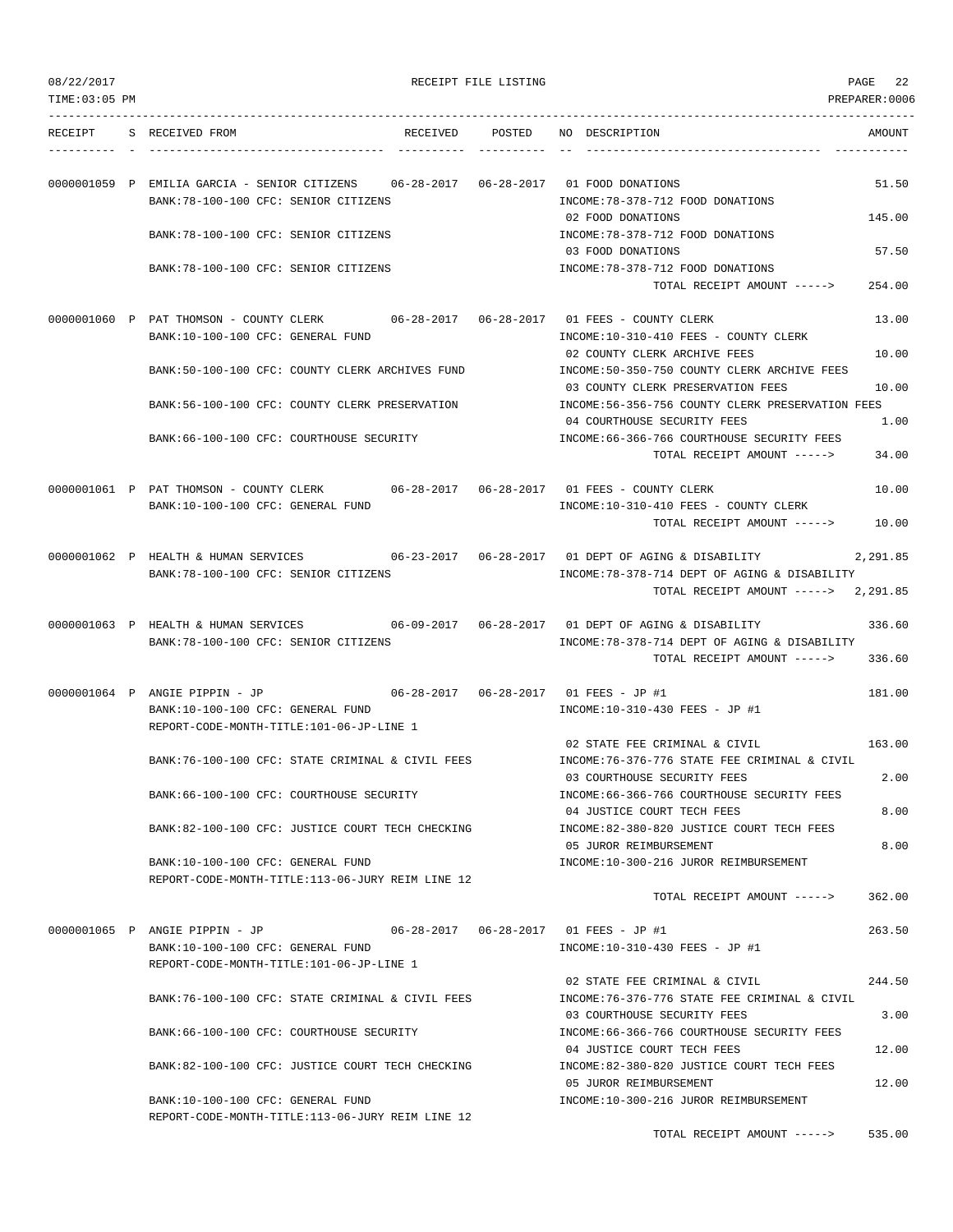08/22/2017 RECEIPT FILE LISTING PAGE 22
TIME:03:05 PM PREPARER:0006

| RECEIPT | S | RECEIVED FROM | RECEIVED | POSTED | NO | DESCRIPTION | AMOUNT |
|---|---|---|---|---|---|---|---|
| 0000001059 | P | EMILIA GARCIA - SENIOR CITIZENS | 06-28-2017 | 06-28-2017 | 01 | FOOD DONATIONS | 51.50 |
| | | BANK:78-100-100 CFC: SENIOR CITIZENS | | | | INCOME:78-378-712 FOOD DONATIONS | |
| | | | | | 02 | FOOD DONATIONS | 145.00 |
| | | BANK:78-100-100 CFC: SENIOR CITIZENS | | | | INCOME:78-378-712 FOOD DONATIONS | |
| | | | | | 03 | FOOD DONATIONS | 57.50 |
| | | BANK:78-100-100 CFC: SENIOR CITIZENS | | | | INCOME:78-378-712 FOOD DONATIONS | |
| | | | | | | TOTAL RECEIPT AMOUNT -----> | 254.00 |
| 0000001060 | P | PAT THOMSON - COUNTY CLERK | 06-28-2017 | 06-28-2017 | 01 | FEES - COUNTY CLERK | 13.00 |
| | | BANK:10-100-100 CFC: GENERAL FUND | | | | INCOME:10-310-410 FEES - COUNTY CLERK | |
| | | | | | 02 | COUNTY CLERK ARCHIVE FEES | 10.00 |
| | | BANK:50-100-100 CFC: COUNTY CLERK ARCHIVES FUND | | | | INCOME:50-350-750 COUNTY CLERK ARCHIVE FEES | |
| | | | | | 03 | COUNTY CLERK PRESERVATION FEES | 10.00 |
| | | BANK:56-100-100 CFC: COUNTY CLERK PRESERVATION | | | | INCOME:56-356-756 COUNTY CLERK PRESERVATION FEES | |
| | | | | | 04 | COURTHOUSE SECURITY FEES | 1.00 |
| | | BANK:66-100-100 CFC: COURTHOUSE SECURITY | | | | INCOME:66-366-766 COURTHOUSE SECURITY FEES | |
| | | | | | | TOTAL RECEIPT AMOUNT -----> | 34.00 |
| 0000001061 | P | PAT THOMSON - COUNTY CLERK | 06-28-2017 | 06-28-2017 | 01 | FEES - COUNTY CLERK | 10.00 |
| | | BANK:10-100-100 CFC: GENERAL FUND | | | | INCOME:10-310-410 FEES - COUNTY CLERK | |
| | | | | | | TOTAL RECEIPT AMOUNT -----> | 10.00 |
| 0000001062 | P | HEALTH & HUMAN SERVICES | 06-23-2017 | 06-28-2017 | 01 | DEPT OF AGING & DISABILITY | 2,291.85 |
| | | BANK:78-100-100 CFC: SENIOR CITIZENS | | | | INCOME:78-378-714 DEPT OF AGING & DISABILITY | |
| | | | | | | TOTAL RECEIPT AMOUNT -----> | 2,291.85 |
| 0000001063 | P | HEALTH & HUMAN SERVICES | 06-09-2017 | 06-28-2017 | 01 | DEPT OF AGING & DISABILITY | 336.60 |
| | | BANK:78-100-100 CFC: SENIOR CITIZENS | | | | INCOME:78-378-714 DEPT OF AGING & DISABILITY | |
| | | | | | | TOTAL RECEIPT AMOUNT -----> | 336.60 |
| 0000001064 | P | ANGIE PIPPIN - JP | 06-28-2017 | 06-28-2017 | 01 | FEES - JP #1 | 181.00 |
| | | BANK:10-100-100 CFC: GENERAL FUND | | | | INCOME:10-310-430 FEES - JP #1 | |
| | | REPORT-CODE-MONTH-TITLE:101-06-JP-LINE 1 | | | | | |
| | | | | | 02 | STATE FEE CRIMINAL & CIVIL | 163.00 |
| | | BANK:76-100-100 CFC: STATE CRIMINAL & CIVIL FEES | | | | INCOME:76-376-776 STATE FEE CRIMINAL & CIVIL | |
| | | | | | 03 | COURTHOUSE SECURITY FEES | 2.00 |
| | | BANK:66-100-100 CFC: COURTHOUSE SECURITY | | | | INCOME:66-366-766 COURTHOUSE SECURITY FEES | |
| | | | | | 04 | JUSTICE COURT TECH FEES | 8.00 |
| | | BANK:82-100-100 CFC: JUSTICE COURT TECH CHECKING | | | | INCOME:82-380-820 JUSTICE COURT TECH FEES | |
| | | | | | 05 | JUROR REIMBURSEMENT | 8.00 |
| | | BANK:10-100-100 CFC: GENERAL FUND | | | | INCOME:10-300-216 JUROR REIMBURSEMENT | |
| | | REPORT-CODE-MONTH-TITLE:113-06-JURY REIM LINE 12 | | | | | |
| | | | | | | TOTAL RECEIPT AMOUNT -----> | 362.00 |
| 0000001065 | P | ANGIE PIPPIN - JP | 06-28-2017 | 06-28-2017 | 01 | FEES - JP #1 | 263.50 |
| | | BANK:10-100-100 CFC: GENERAL FUND | | | | INCOME:10-310-430 FEES - JP #1 | |
| | | REPORT-CODE-MONTH-TITLE:101-06-JP-LINE 1 | | | | | |
| | | | | | 02 | STATE FEE CRIMINAL & CIVIL | 244.50 |
| | | BANK:76-100-100 CFC: STATE CRIMINAL & CIVIL FEES | | | | INCOME:76-376-776 STATE FEE CRIMINAL & CIVIL | |
| | | | | | 03 | COURTHOUSE SECURITY FEES | 3.00 |
| | | BANK:66-100-100 CFC: COURTHOUSE SECURITY | | | | INCOME:66-366-766 COURTHOUSE SECURITY FEES | |
| | | | | | 04 | JUSTICE COURT TECH FEES | 12.00 |
| | | BANK:82-100-100 CFC: JUSTICE COURT TECH CHECKING | | | | INCOME:82-380-820 JUSTICE COURT TECH FEES | |
| | | | | | 05 | JUROR REIMBURSEMENT | 12.00 |
| | | BANK:10-100-100 CFC: GENERAL FUND | | | | INCOME:10-300-216 JUROR REIMBURSEMENT | |
| | | REPORT-CODE-MONTH-TITLE:113-06-JURY REIM LINE 12 | | | | | |
| | | | | | | TOTAL RECEIPT AMOUNT -----> | 535.00 |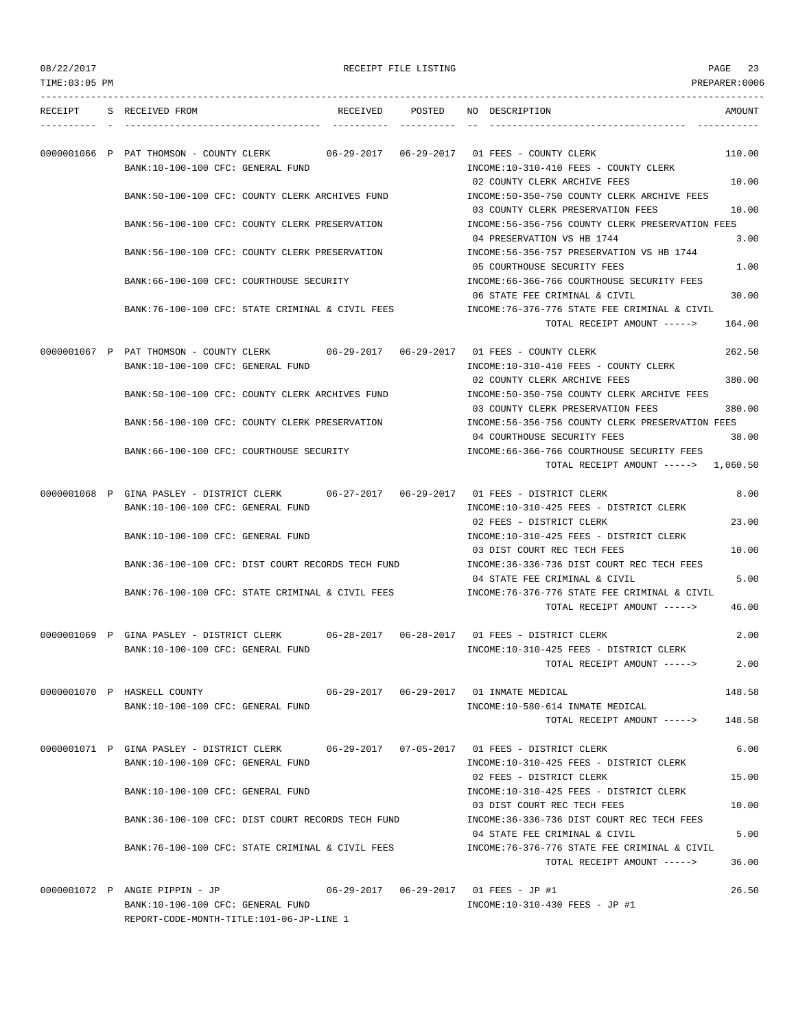08/22/2017 RECEIPT FILE LISTING

TIME:03:05 PM PREPARER:0006

| RECEIPT | S | RECEIVED FROM | RECEIVED | POSTED | NO | DESCRIPTION | AMOUNT |
|---|---|---|---|---|---|---|---|
| 0000001066 | P | PAT THOMSON - COUNTY CLERK | 06-29-2017 | 06-29-2017 | 01 | FEES - COUNTY CLERK | 110.00 |
| | | BANK:10-100-100 CFC: GENERAL FUND | | | | INCOME:10-310-410 FEES - COUNTY CLERK | |
| | | | | | 02 | COUNTY CLERK ARCHIVE FEES | 10.00 |
| | | BANK:50-100-100 CFC: COUNTY CLERK ARCHIVES FUND | | | | INCOME:50-350-750 COUNTY CLERK ARCHIVE FEES | |
| | | | | | 03 | COUNTY CLERK PRESERVATION FEES | 10.00 |
| | | BANK:56-100-100 CFC: COUNTY CLERK PRESERVATION | | | | INCOME:56-356-756 COUNTY CLERK PRESERVATION FEES | |
| | | | | | 04 | PRESERVATION VS HB 1744 | 3.00 |
| | | BANK:56-100-100 CFC: COUNTY CLERK PRESERVATION | | | | INCOME:56-356-757 PRESERVATION VS HB 1744 | |
| | | | | | 05 | COURTHOUSE SECURITY FEES | 1.00 |
| | | BANK:66-100-100 CFC: COURTHOUSE SECURITY | | | | INCOME:66-366-766 COURTHOUSE SECURITY FEES | |
| | | | | | 06 | STATE FEE CRIMINAL & CIVIL | 30.00 |
| | | BANK:76-100-100 CFC: STATE CRIMINAL & CIVIL FEES | | | | INCOME:76-376-776 STATE FEE CRIMINAL & CIVIL | |
| | | | | | | TOTAL RECEIPT AMOUNT -----> | 164.00 |
| 0000001067 | P | PAT THOMSON - COUNTY CLERK | 06-29-2017 | 06-29-2017 | 01 | FEES - COUNTY CLERK | 262.50 |
| | | BANK:10-100-100 CFC: GENERAL FUND | | | | INCOME:10-310-410 FEES - COUNTY CLERK | |
| | | | | | 02 | COUNTY CLERK ARCHIVE FEES | 380.00 |
| | | BANK:50-100-100 CFC: COUNTY CLERK ARCHIVES FUND | | | | INCOME:50-350-750 COUNTY CLERK ARCHIVE FEES | |
| | | | | | 03 | COUNTY CLERK PRESERVATION FEES | 380.00 |
| | | BANK:56-100-100 CFC: COUNTY CLERK PRESERVATION | | | | INCOME:56-356-756 COUNTY CLERK PRESERVATION FEES | |
| | | | | | 04 | COURTHOUSE SECURITY FEES | 38.00 |
| | | BANK:66-100-100 CFC: COURTHOUSE SECURITY | | | | INCOME:66-366-766 COURTHOUSE SECURITY FEES | |
| | | | | | | TOTAL RECEIPT AMOUNT -----> | 1,060.50 |
| 0000001068 | P | GINA PASLEY - DISTRICT CLERK | 06-27-2017 | 06-29-2017 | 01 | FEES - DISTRICT CLERK | 8.00 |
| | | BANK:10-100-100 CFC: GENERAL FUND | | | | INCOME:10-310-425 FEES - DISTRICT CLERK | |
| | | | | | 02 | FEES - DISTRICT CLERK | 23.00 |
| | | BANK:10-100-100 CFC: GENERAL FUND | | | | INCOME:10-310-425 FEES - DISTRICT CLERK | |
| | | | | | 03 | DIST COURT REC TECH FEES | 10.00 |
| | | BANK:36-100-100 CFC: DIST COURT RECORDS TECH FUND | | | | INCOME:36-336-736 DIST COURT REC TECH FEES | |
| | | | | | 04 | STATE FEE CRIMINAL & CIVIL | 5.00 |
| | | BANK:76-100-100 CFC: STATE CRIMINAL & CIVIL FEES | | | | INCOME:76-376-776 STATE FEE CRIMINAL & CIVIL | |
| | | | | | | TOTAL RECEIPT AMOUNT -----> | 46.00 |
| 0000001069 | P | GINA PASLEY - DISTRICT CLERK | 06-28-2017 | 06-28-2017 | 01 | FEES - DISTRICT CLERK | 2.00 |
| | | BANK:10-100-100 CFC: GENERAL FUND | | | | INCOME:10-310-425 FEES - DISTRICT CLERK | |
| | | | | | | TOTAL RECEIPT AMOUNT -----> | 2.00 |
| 0000001070 | P | HASKELL COUNTY | 06-29-2017 | 06-29-2017 | 01 | INMATE MEDICAL | 148.58 |
| | | BANK:10-100-100 CFC: GENERAL FUND | | | | INCOME:10-580-614 INMATE MEDICAL | |
| | | | | | | TOTAL RECEIPT AMOUNT -----> | 148.58 |
| 0000001071 | P | GINA PASLEY - DISTRICT CLERK | 06-29-2017 | 07-05-2017 | 01 | FEES - DISTRICT CLERK | 6.00 |
| | | BANK:10-100-100 CFC: GENERAL FUND | | | | INCOME:10-310-425 FEES - DISTRICT CLERK | |
| | | | | | 02 | FEES - DISTRICT CLERK | 15.00 |
| | | BANK:10-100-100 CFC: GENERAL FUND | | | | INCOME:10-310-425 FEES - DISTRICT CLERK | |
| | | | | | 03 | DIST COURT REC TECH FEES | 10.00 |
| | | BANK:36-100-100 CFC: DIST COURT RECORDS TECH FUND | | | | INCOME:36-336-736 DIST COURT REC TECH FEES | |
| | | | | | 04 | STATE FEE CRIMINAL & CIVIL | 5.00 |
| | | BANK:76-100-100 CFC: STATE CRIMINAL & CIVIL FEES | | | | INCOME:76-376-776 STATE FEE CRIMINAL & CIVIL | |
| | | | | | | TOTAL RECEIPT AMOUNT -----> | 36.00 |
| 0000001072 | P | ANGIE PIPPIN - JP | 06-29-2017 | 06-29-2017 | 01 | FEES - JP #1 | 26.50 |
| | | BANK:10-100-100 CFC: GENERAL FUND | | | | INCOME:10-310-430 FEES - JP #1 | |
| | | REPORT-CODE-MONTH-TITLE:101-06-JP-LINE 1 | | | | | |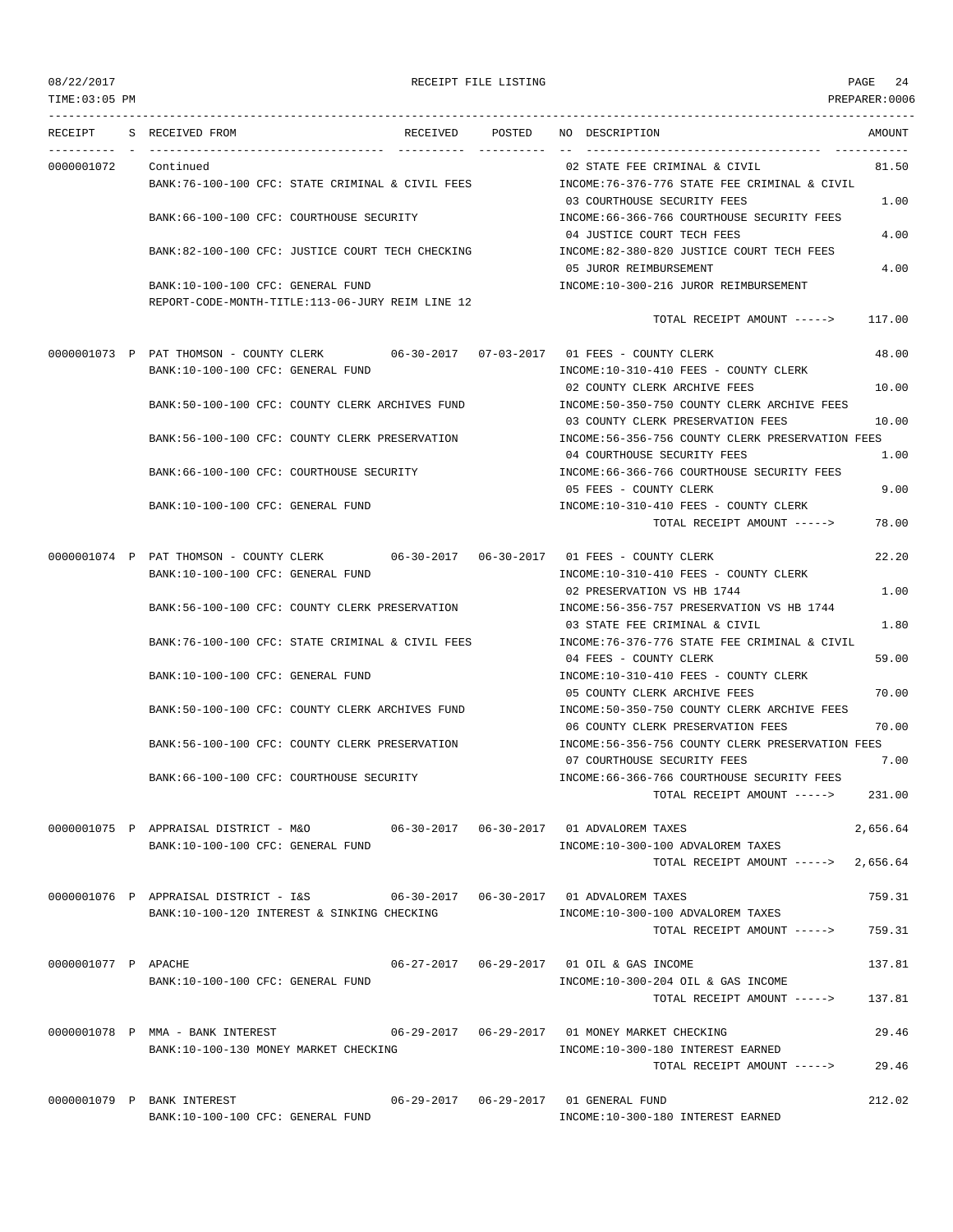RECEIPT FILE LISTING

| RECEIPT | S | RECEIVED FROM | RECEIVED | POSTED | NO DESCRIPTION | AMOUNT |
|---|---|---|---|---|---|---|
| 0000001072 | | Continued | | | 02 STATE FEE CRIMINAL & CIVIL | 81.50 |
| | | BANK:76-100-100 CFC: STATE CRIMINAL & CIVIL FEES | | | INCOME:76-376-776 STATE FEE CRIMINAL & CIVIL | |
| | | | | | 03 COURTHOUSE SECURITY FEES | 1.00 |
| | | BANK:66-100-100 CFC: COURTHOUSE SECURITY | | | INCOME:66-366-766 COURTHOUSE SECURITY FEES | |
| | | | | | 04 JUSTICE COURT TECH FEES | 4.00 |
| | | BANK:82-100-100 CFC: JUSTICE COURT TECH CHECKING | | | INCOME:82-380-820 JUSTICE COURT TECH FEES | |
| | | | | | 05 JUROR REIMBURSEMENT | 4.00 |
| | | BANK:10-100-100 CFC: GENERAL FUND | | | INCOME:10-300-216 JUROR REIMBURSEMENT | |
| | | REPORT-CODE-MONTH-TITLE:113-06-JURY REIM LINE 12 | | | | |
| | | | | | TOTAL RECEIPT AMOUNT -----> | 117.00 |
| 0000001073 | P | PAT THOMSON - COUNTY CLERK | 06-30-2017 | 07-03-2017 | 01 FEES - COUNTY CLERK | 48.00 |
| | | BANK:10-100-100 CFC: GENERAL FUND | | | INCOME:10-310-410 FEES - COUNTY CLERK | |
| | | | | | 02 COUNTY CLERK ARCHIVE FEES | 10.00 |
| | | BANK:50-100-100 CFC: COUNTY CLERK ARCHIVES FUND | | | INCOME:50-350-750 COUNTY CLERK ARCHIVE FEES | |
| | | | | | 03 COUNTY CLERK PRESERVATION FEES | 10.00 |
| | | BANK:56-100-100 CFC: COUNTY CLERK PRESERVATION | | | INCOME:56-356-756 COUNTY CLERK PRESERVATION FEES | |
| | | | | | 04 COURTHOUSE SECURITY FEES | 1.00 |
| | | BANK:66-100-100 CFC: COURTHOUSE SECURITY | | | INCOME:66-366-766 COURTHOUSE SECURITY FEES | |
| | | | | | 05 FEES - COUNTY CLERK | 9.00 |
| | | BANK:10-100-100 CFC: GENERAL FUND | | | INCOME:10-310-410 FEES - COUNTY CLERK | |
| | | | | | TOTAL RECEIPT AMOUNT -----> | 78.00 |
| 0000001074 | P | PAT THOMSON - COUNTY CLERK | 06-30-2017 | 06-30-2017 | 01 FEES - COUNTY CLERK | 22.20 |
| | | BANK:10-100-100 CFC: GENERAL FUND | | | INCOME:10-310-410 FEES - COUNTY CLERK | |
| | | | | | 02 PRESERVATION VS HB 1744 | 1.00 |
| | | BANK:56-100-100 CFC: COUNTY CLERK PRESERVATION | | | INCOME:56-356-757 PRESERVATION VS HB 1744 | |
| | | | | | 03 STATE FEE CRIMINAL & CIVIL | 1.80 |
| | | BANK:76-100-100 CFC: STATE CRIMINAL & CIVIL FEES | | | INCOME:76-376-776 STATE FEE CRIMINAL & CIVIL | |
| | | | | | 04 FEES - COUNTY CLERK | 59.00 |
| | | BANK:10-100-100 CFC: GENERAL FUND | | | INCOME:10-310-410 FEES - COUNTY CLERK | |
| | | | | | 05 COUNTY CLERK ARCHIVE FEES | 70.00 |
| | | BANK:50-100-100 CFC: COUNTY CLERK ARCHIVES FUND | | | INCOME:50-350-750 COUNTY CLERK ARCHIVE FEES | |
| | | | | | 06 COUNTY CLERK PRESERVATION FEES | 70.00 |
| | | BANK:56-100-100 CFC: COUNTY CLERK PRESERVATION | | | INCOME:56-356-756 COUNTY CLERK PRESERVATION FEES | |
| | | | | | 07 COURTHOUSE SECURITY FEES | 7.00 |
| | | BANK:66-100-100 CFC: COURTHOUSE SECURITY | | | INCOME:66-366-766 COURTHOUSE SECURITY FEES | |
| | | | | | TOTAL RECEIPT AMOUNT -----> | 231.00 |
| 0000001075 | P | APPRAISAL DISTRICT - M&O | 06-30-2017 | 06-30-2017 | 01 ADVALOREM TAXES | 2,656.64 |
| | | BANK:10-100-100 CFC: GENERAL FUND | | | INCOME:10-300-100 ADVALOREM TAXES | |
| | | | | | TOTAL RECEIPT AMOUNT -----> | 2,656.64 |
| 0000001076 | P | APPRAISAL DISTRICT - I&S | 06-30-2017 | 06-30-2017 | 01 ADVALOREM TAXES | 759.31 |
| | | BANK:10-100-120 INTEREST & SINKING CHECKING | | | INCOME:10-300-100 ADVALOREM TAXES | |
| | | | | | TOTAL RECEIPT AMOUNT -----> | 759.31 |
| 0000001077 | P | APACHE | 06-27-2017 | 06-29-2017 | 01 OIL & GAS INCOME | 137.81 |
| | | BANK:10-100-100 CFC: GENERAL FUND | | | INCOME:10-300-204 OIL & GAS INCOME | |
| | | | | | TOTAL RECEIPT AMOUNT -----> | 137.81 |
| 0000001078 | P | MMA - BANK INTEREST | 06-29-2017 | 06-29-2017 | 01 MONEY MARKET CHECKING | 29.46 |
| | | BANK:10-100-130 MONEY MARKET CHECKING | | | INCOME:10-300-180 INTEREST EARNED | |
| | | | | | TOTAL RECEIPT AMOUNT -----> | 29.46 |
| 0000001079 | P | BANK INTEREST | 06-29-2017 | 06-29-2017 | 01 GENERAL FUND | 212.02 |
| | | BANK:10-100-100 CFC: GENERAL FUND | | | INCOME:10-300-180 INTEREST EARNED | |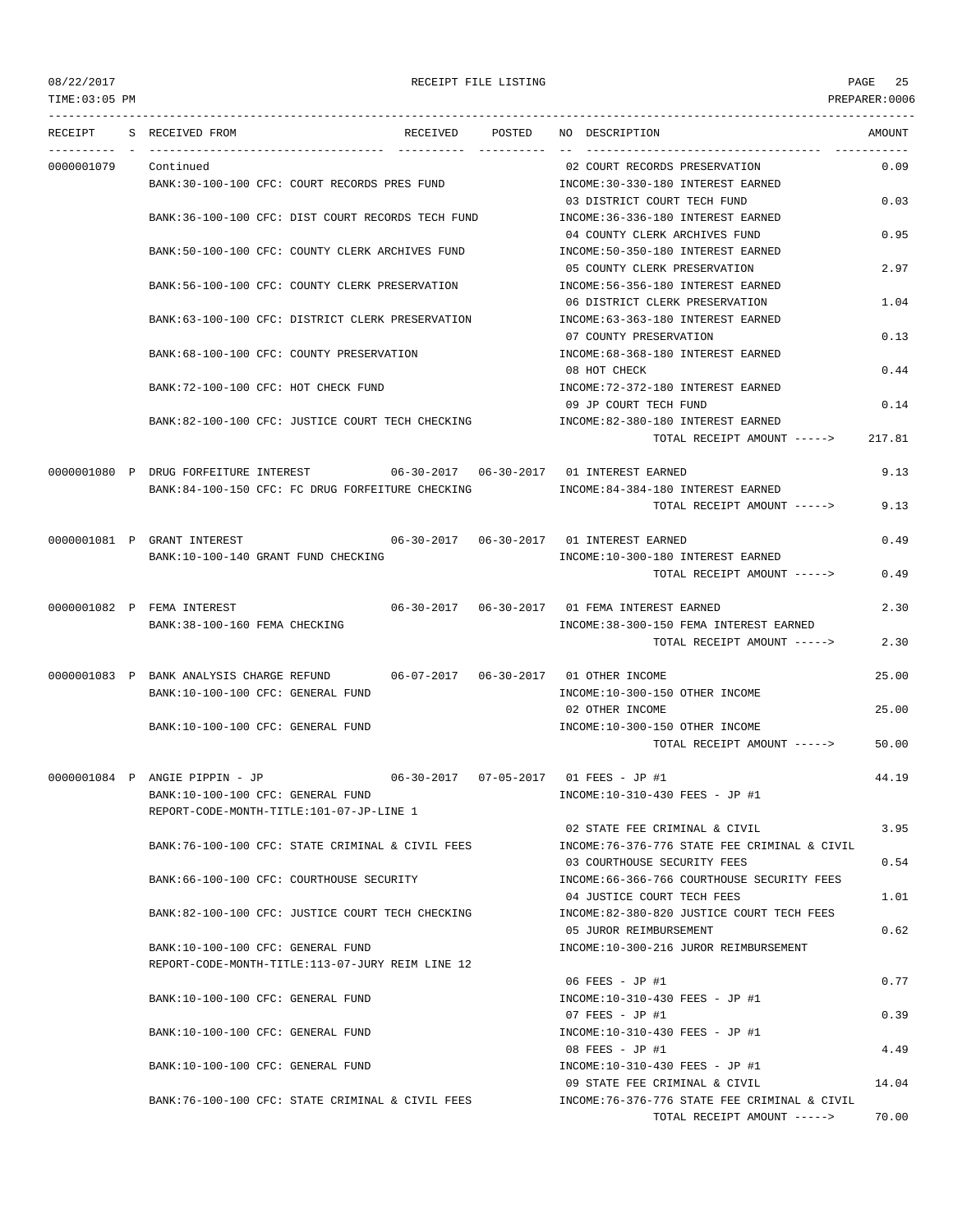08/22/2017 RECEIPT FILE LISTING

TIME:03:05 PM PREPARER:0006

| RECEIPT | S | RECEIVED FROM | RECEIVED | POSTED | NO DESCRIPTION | AMOUNT |
|---|---|---|---|---|---|---|
| 0000001079 | | Continued | | | 02 COURT RECORDS PRESERVATION | 0.09 |
| | | BANK:30-100-100 CFC: COURT RECORDS PRES FUND | | | INCOME:30-330-180 INTEREST EARNED | |
| | | | | | 03 DISTRICT COURT TECH FUND | 0.03 |
| | | BANK:36-100-100 CFC: DIST COURT RECORDS TECH FUND | | | INCOME:36-336-180 INTEREST EARNED | |
| | | | | | 04 COUNTY CLERK ARCHIVES FUND | 0.95 |
| | | BANK:50-100-100 CFC: COUNTY CLERK ARCHIVES FUND | | | INCOME:50-350-180 INTEREST EARNED | |
| | | | | | 05 COUNTY CLERK PRESERVATION | 2.97 |
| | | BANK:56-100-100 CFC: COUNTY CLERK PRESERVATION | | | INCOME:56-356-180 INTEREST EARNED | |
| | | | | | 06 DISTRICT CLERK PRESERVATION | 1.04 |
| | | BANK:63-100-100 CFC: DISTRICT CLERK PRESERVATION | | | INCOME:63-363-180 INTEREST EARNED | |
| | | | | | 07 COUNTY PRESERVATION | 0.13 |
| | | BANK:68-100-100 CFC: COUNTY PRESERVATION | | | INCOME:68-368-180 INTEREST EARNED | |
| | | | | | 08 HOT CHECK | 0.44 |
| | | BANK:72-100-100 CFC: HOT CHECK FUND | | | INCOME:72-372-180 INTEREST EARNED | |
| | | | | | 09 JP COURT TECH FUND | 0.14 |
| | | BANK:82-100-100 CFC: JUSTICE COURT TECH CHECKING | | | INCOME:82-380-180 INTEREST EARNED | |
| | | | | | TOTAL RECEIPT AMOUNT -----> | 217.81 |
| 0000001080 | P | DRUG FORFEITURE INTEREST | 06-30-2017 | 06-30-2017 | 01 INTEREST EARNED | 9.13 |
| | | BANK:84-100-150 CFC: FC DRUG FORFEITURE CHECKING | | | INCOME:84-384-180 INTEREST EARNED | |
| | | | | | TOTAL RECEIPT AMOUNT -----> | 9.13 |
| 0000001081 | P | GRANT INTEREST | 06-30-2017 | 06-30-2017 | 01 INTEREST EARNED | 0.49 |
| | | BANK:10-100-140 GRANT FUND CHECKING | | | INCOME:10-300-180 INTEREST EARNED | |
| | | | | | TOTAL RECEIPT AMOUNT -----> | 0.49 |
| 0000001082 | P | FEMA INTEREST | 06-30-2017 | 06-30-2017 | 01 FEMA INTEREST EARNED | 2.30 |
| | | BANK:38-100-160 FEMA CHECKING | | | INCOME:38-300-150 FEMA INTEREST EARNED | |
| | | | | | TOTAL RECEIPT AMOUNT -----> | 2.30 |
| 0000001083 | P | BANK ANALYSIS CHARGE REFUND | 06-07-2017 | 06-30-2017 | 01 OTHER INCOME | 25.00 |
| | | BANK:10-100-100 CFC: GENERAL FUND | | | INCOME:10-300-150 OTHER INCOME | |
| | | | | | 02 OTHER INCOME | 25.00 |
| | | BANK:10-100-100 CFC: GENERAL FUND | | | INCOME:10-300-150 OTHER INCOME | |
| | | | | | TOTAL RECEIPT AMOUNT -----> | 50.00 |
| 0000001084 | P | ANGIE PIPPIN - JP | 06-30-2017 | 07-05-2017 | 01 FEES - JP #1 | 44.19 |
| | | BANK:10-100-100 CFC: GENERAL FUND | | | INCOME:10-310-430 FEES - JP #1 | |
| | | REPORT-CODE-MONTH-TITLE:101-07-JP-LINE 1 | | | | |
| | | | | | 02 STATE FEE CRIMINAL & CIVIL | 3.95 |
| | | BANK:76-100-100 CFC: STATE CRIMINAL & CIVIL FEES | | | INCOME:76-376-776 STATE FEE CRIMINAL & CIVIL | |
| | | | | | 03 COURTHOUSE SECURITY FEES | 0.54 |
| | | BANK:66-100-100 CFC: COURTHOUSE SECURITY | | | INCOME:66-366-766 COURTHOUSE SECURITY FEES | |
| | | | | | 04 JUSTICE COURT TECH FEES | 1.01 |
| | | BANK:82-100-100 CFC: JUSTICE COURT TECH CHECKING | | | INCOME:82-380-820 JUSTICE COURT TECH FEES | |
| | | | | | 05 JUROR REIMBURSEMENT | 0.62 |
| | | BANK:10-100-100 CFC: GENERAL FUND | | | INCOME:10-300-216 JUROR REIMBURSEMENT | |
| | | REPORT-CODE-MONTH-TITLE:113-07-JURY REIM LINE 12 | | | | |
| | | | | | 06 FEES - JP #1 | 0.77 |
| | | BANK:10-100-100 CFC: GENERAL FUND | | | INCOME:10-310-430 FEES - JP #1 | |
| | | | | | 07 FEES - JP #1 | 0.39 |
| | | BANK:10-100-100 CFC: GENERAL FUND | | | INCOME:10-310-430 FEES - JP #1 | |
| | | | | | 08 FEES - JP #1 | 4.49 |
| | | BANK:10-100-100 CFC: GENERAL FUND | | | INCOME:10-310-430 FEES - JP #1 | |
| | | | | | 09 STATE FEE CRIMINAL & CIVIL | 14.04 |
| | | BANK:76-100-100 CFC: STATE CRIMINAL & CIVIL FEES | | | INCOME:76-376-776 STATE FEE CRIMINAL & CIVIL | |
| | | | | | TOTAL RECEIPT AMOUNT -----> | 70.00 |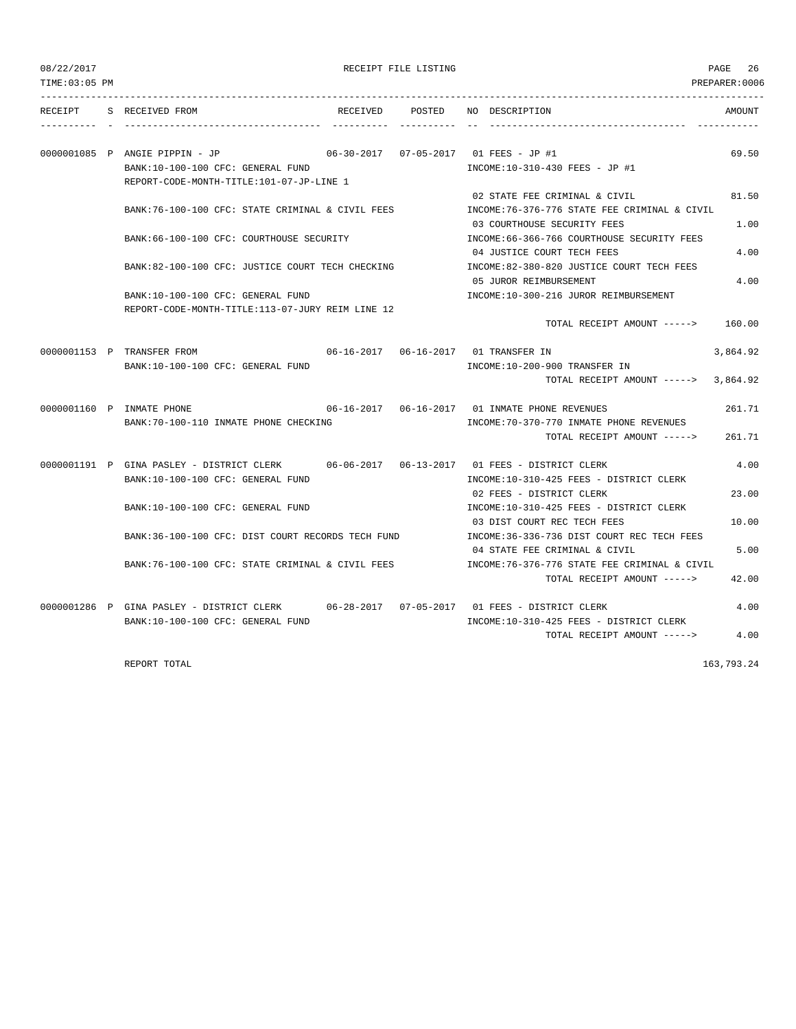RECEIPT FILE LISTING

| RECEIPT | S | RECEIVED FROM | RECEIVED | POSTED | NO | DESCRIPTION | AMOUNT |
|---|---|---|---|---|---|---|---|
| 0000001085 | P | ANGIE PIPPIN - JP | 06-30-2017 | 07-05-2017 | 01 | FEES - JP #1 | 69.50 |
| | | BANK:10-100-100 CFC: GENERAL FUND | | | | INCOME:10-310-430 FEES - JP #1 | |
| | | REPORT-CODE-MONTH-TITLE:101-07-JP-LINE 1 | | | | | |
| | | | | | 02 | STATE FEE CRIMINAL & CIVIL | 81.50 |
| | | BANK:76-100-100 CFC: STATE CRIMINAL & CIVIL FEES | | | | INCOME:76-376-776 STATE FEE CRIMINAL & CIVIL | |
| | | | | | 03 | COURTHOUSE SECURITY FEES | 1.00 |
| | | BANK:66-100-100 CFC: COURTHOUSE SECURITY | | | | INCOME:66-366-766 COURTHOUSE SECURITY FEES | |
| | | | | | 04 | JUSTICE COURT TECH FEES | 4.00 |
| | | BANK:82-100-100 CFC: JUSTICE COURT TECH CHECKING | | | | INCOME:82-380-820 JUSTICE COURT TECH FEES | |
| | | | | | 05 | JUROR REIMBURSEMENT | 4.00 |
| | | BANK:10-100-100 CFC: GENERAL FUND | | | | INCOME:10-300-216 JUROR REIMBURSEMENT | |
| | | REPORT-CODE-MONTH-TITLE:113-07-JURY REIM LINE 12 | | | | | |
| | | | | | | TOTAL RECEIPT AMOUNT -----> | 160.00 |
| 0000001153 | P | TRANSFER FROM | 06-16-2017 | 06-16-2017 | 01 | TRANSFER IN | 3,864.92 |
| | | BANK:10-100-100 CFC: GENERAL FUND | | | | INCOME:10-200-900 TRANSFER IN | |
| | | | | | | TOTAL RECEIPT AMOUNT -----> | 3,864.92 |
| 0000001160 | P | INMATE PHONE | 06-16-2017 | 06-16-2017 | 01 | INMATE PHONE REVENUES | 261.71 |
| | | BANK:70-100-110 INMATE PHONE CHECKING | | | | INCOME:70-370-770 INMATE PHONE REVENUES | |
| | | | | | | TOTAL RECEIPT AMOUNT -----> | 261.71 |
| 0000001191 | P | GINA PASLEY - DISTRICT CLERK | 06-06-2017 | 06-13-2017 | 01 | FEES - DISTRICT CLERK | 4.00 |
| | | BANK:10-100-100 CFC: GENERAL FUND | | | | INCOME:10-310-425 FEES - DISTRICT CLERK | |
| | | | | | 02 | FEES - DISTRICT CLERK | 23.00 |
| | | BANK:10-100-100 CFC: GENERAL FUND | | | | INCOME:10-310-425 FEES - DISTRICT CLERK | |
| | | | | | 03 | DIST COURT REC TECH FEES | 10.00 |
| | | BANK:36-100-100 CFC: DIST COURT RECORDS TECH FUND | | | | INCOME:36-336-736 DIST COURT REC TECH FEES | |
| | | | | | 04 | STATE FEE CRIMINAL & CIVIL | 5.00 |
| | | BANK:76-100-100 CFC: STATE CRIMINAL & CIVIL FEES | | | | INCOME:76-376-776 STATE FEE CRIMINAL & CIVIL | |
| | | | | | | TOTAL RECEIPT AMOUNT -----> | 42.00 |
| 0000001286 | P | GINA PASLEY - DISTRICT CLERK | 06-28-2017 | 07-05-2017 | 01 | FEES - DISTRICT CLERK | 4.00 |
| | | BANK:10-100-100 CFC: GENERAL FUND | | | | INCOME:10-310-425 FEES - DISTRICT CLERK | |
| | | | | | | TOTAL RECEIPT AMOUNT -----> | 4.00 |

REPORT TOTAL 163,793.24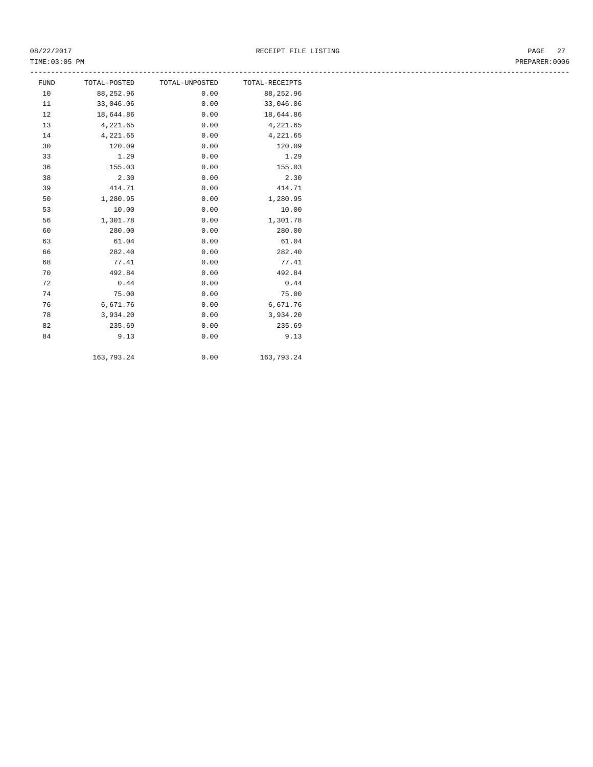08/22/2017 RECEIPT FILE LISTING

TIME:03:05 PM PREPARER:0006

| FUND | TOTAL-POSTED | TOTAL-UNPOSTED | TOTAL-RECEIPTS |
|---|---|---|---|
| 10 | 88,252.96 | 0.00 | 88,252.96 |
| 11 | 33,046.06 | 0.00 | 33,046.06 |
| 12 | 18,644.86 | 0.00 | 18,644.86 |
| 13 | 4,221.65 | 0.00 | 4,221.65 |
| 14 | 4,221.65 | 0.00 | 4,221.65 |
| 30 | 120.09 | 0.00 | 120.09 |
| 33 | 1.29 | 0.00 | 1.29 |
| 36 | 155.03 | 0.00 | 155.03 |
| 38 | 2.30 | 0.00 | 2.30 |
| 39 | 414.71 | 0.00 | 414.71 |
| 50 | 1,280.95 | 0.00 | 1,280.95 |
| 53 | 10.00 | 0.00 | 10.00 |
| 56 | 1,301.78 | 0.00 | 1,301.78 |
| 60 | 280.00 | 0.00 | 280.00 |
| 63 | 61.04 | 0.00 | 61.04 |
| 66 | 282.40 | 0.00 | 282.40 |
| 68 | 77.41 | 0.00 | 77.41 |
| 70 | 492.84 | 0.00 | 492.84 |
| 72 | 0.44 | 0.00 | 0.44 |
| 74 | 75.00 | 0.00 | 75.00 |
| 76 | 6,671.76 | 0.00 | 6,671.76 |
| 78 | 3,934.20 | 0.00 | 3,934.20 |
| 82 | 235.69 | 0.00 | 235.69 |
| 84 | 9.13 | 0.00 | 9.13 |
| | 163,793.24 | 0.00 | 163,793.24 |